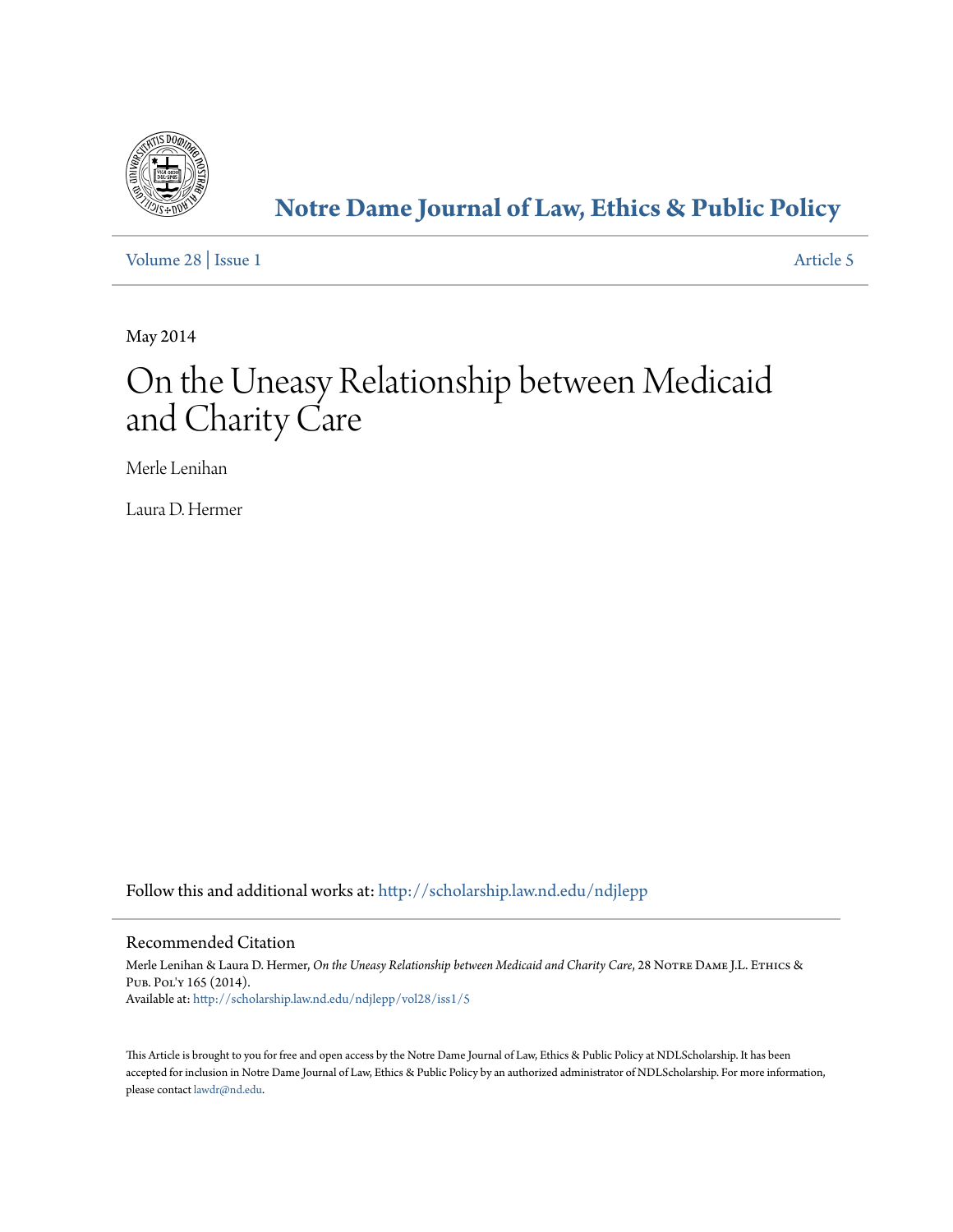# Notre Dame Journal of Law, Ethics & Public Policy

Volume 28 | Issue 1 Article 5

May 2014

# On the Uneasy Relationship between Medicaid and Charity Care

Merle Lenihan

Laura D. Hermer

Follow this and additional works at: http://scholarship.law.nd.edu/ndjlepp

## Recommended Citation

Merle Lenihan & Laura D. Hermer, *On the Uneasy Relationship between Medicaid and Charity Care*, 28 Notre Dame J.L. Ethics & Pub. Pol'y 165 (2014).
Available at: http://scholarship.law.nd.edu/ndjlepp/vol28/iss1/5

This Article is brought to you for free and open access by the Notre Dame Journal of Law, Ethics & Public Policy at NDLScholarship. It has been accepted for inclusion in Notre Dame Journal of Law, Ethics & Public Policy by an authorized administrator of NDLScholarship. For more information, please contact lawdr@nd.edu.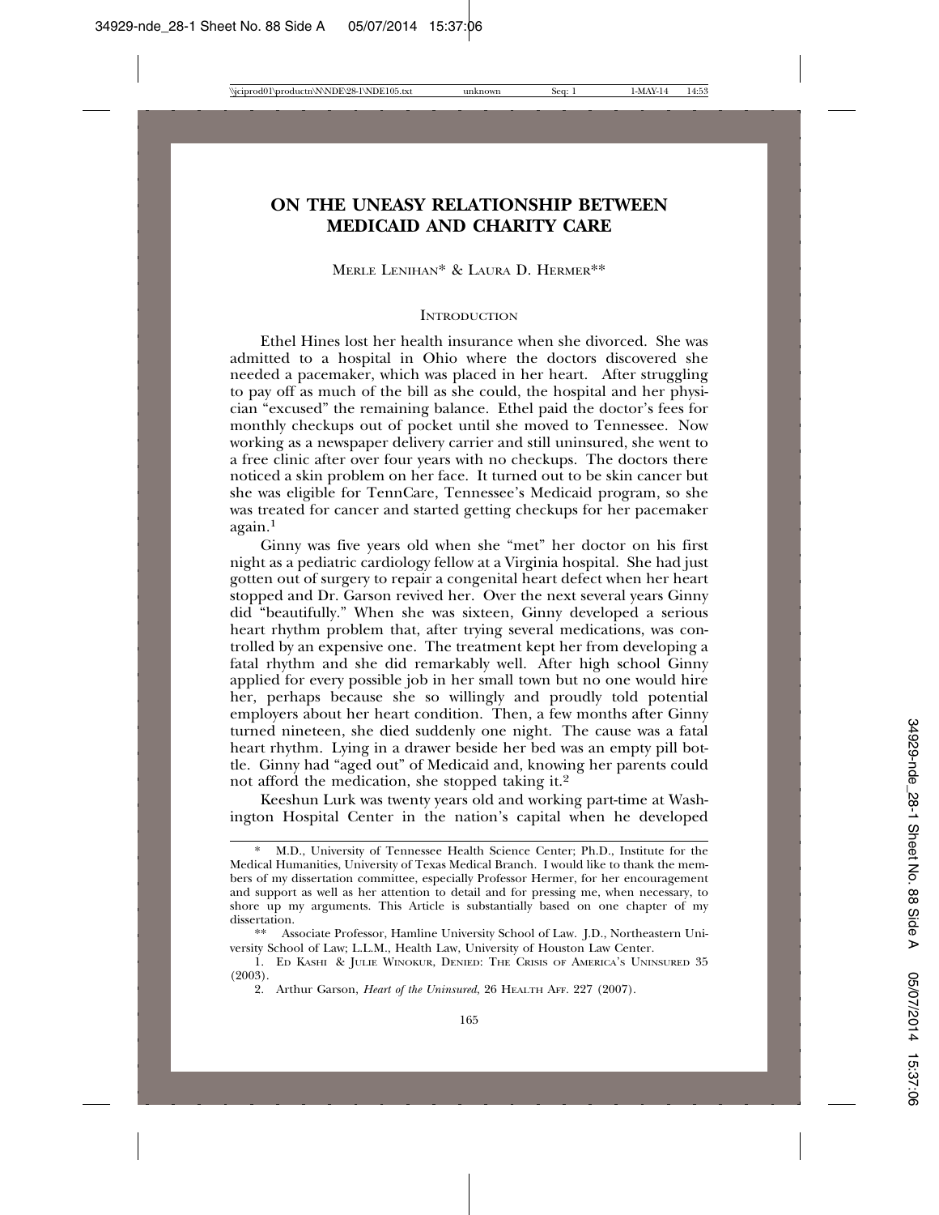# ON THE UNEASY RELATIONSHIP BETWEEN MEDICAID AND CHARITY CARE

MERLE LENIHAN* & LAURA D. HERMER**

## INTRODUCTION

Ethel Hines lost her health insurance when she divorced. She was admitted to a hospital in Ohio where the doctors discovered she needed a pacemaker, which was placed in her heart. After struggling to pay off as much of the bill as she could, the hospital and her physician "excused" the remaining balance. Ethel paid the doctor's fees for monthly checkups out of pocket until she moved to Tennessee. Now working as a newspaper delivery carrier and still uninsured, she went to a free clinic after over four years with no checkups. The doctors there noticed a skin problem on her face. It turned out to be skin cancer but she was eligible for TennCare, Tennessee's Medicaid program, so she was treated for cancer and started getting checkups for her pacemaker again.[1]

Ginny was five years old when she "met" her doctor on his first night as a pediatric cardiology fellow at a Virginia hospital. She had just gotten out of surgery to repair a congenital heart defect when her heart stopped and Dr. Garson revived her. Over the next several years Ginny did "beautifully." When she was sixteen, Ginny developed a serious heart rhythm problem that, after trying several medications, was controlled by an expensive one. The treatment kept her from developing a fatal rhythm and she did remarkably well. After high school Ginny applied for every possible job in her small town but no one would hire her, perhaps because she so willingly and proudly told potential employers about her heart condition. Then, a few months after Ginny turned nineteen, she died suddenly one night. The cause was a fatal heart rhythm. Lying in a drawer beside her bed was an empty pill bottle. Ginny had "aged out" of Medicaid and, knowing her parents could not afford the medication, she stopped taking it.[2]

Keeshun Lurk was twenty years old and working part-time at Washington Hospital Center in the nation's capital when he developed

---

\* M.D., University of Tennessee Health Science Center; Ph.D., Institute for the Medical Humanities, University of Texas Medical Branch. I would like to thank the members of my dissertation committee, especially Professor Hermer, for her encouragement and support as well as her attention to detail and for pressing me, when necessary, to shore up my arguments. This Article is substantially based on one chapter of my dissertation.

\*\* Associate Professor, Hamline University School of Law. J.D., Northeastern University School of Law; L.L.M., Health Law, University of Houston Law Center.

1. ED KASHI & JULIE WINOKUR, DENIED: THE CRISIS OF AMERICA'S UNINSURED 35 (2003).

2. Arthur Garson, *Heart of the Uninsured*, 26 HEALTH AFF. 227 (2007).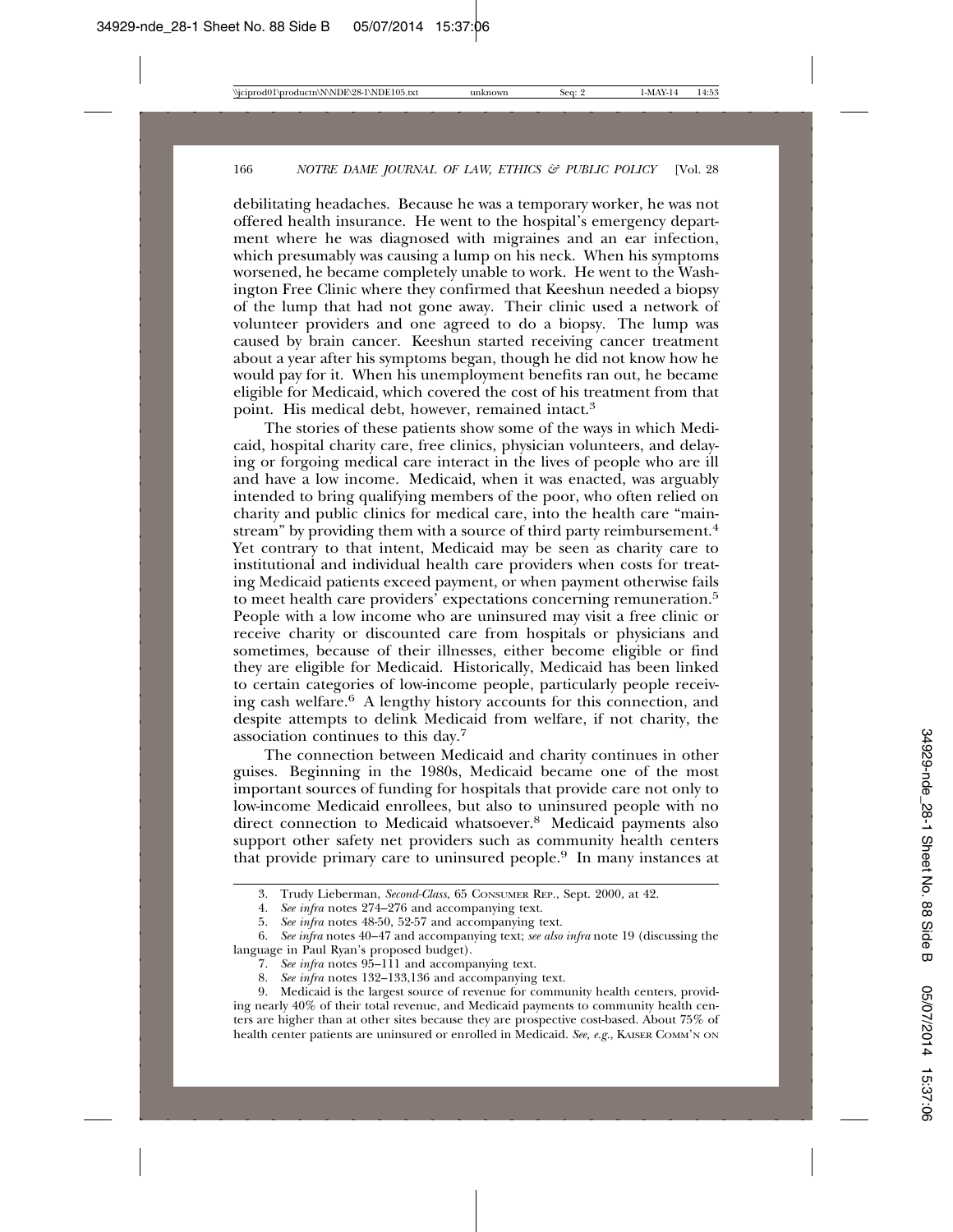debilitating headaches. Because he was a temporary worker, he was not offered health insurance. He went to the hospital's emergency department where he was diagnosed with migraines and an ear infection, which presumably was causing a lump on his neck. When his symptoms worsened, he became completely unable to work. He went to the Washington Free Clinic where they confirmed that Keeshun needed a biopsy of the lump that had not gone away. Their clinic used a network of volunteer providers and one agreed to do a biopsy. The lump was caused by brain cancer. Keeshun started receiving cancer treatment about a year after his symptoms began, though he did not know how he would pay for it. When his unemployment benefits ran out, he became eligible for Medicaid, which covered the cost of his treatment from that point. His medical debt, however, remained intact.[3]

The stories of these patients show some of the ways in which Medicaid, hospital charity care, free clinics, physician volunteers, and delaying or forgoing medical care interact in the lives of people who are ill and have a low income. Medicaid, when it was enacted, was arguably intended to bring qualifying members of the poor, who often relied on charity and public clinics for medical care, into the health care "mainstream" by providing them with a source of third party reimbursement.[4] Yet contrary to that intent, Medicaid may be seen as charity care to institutional and individual health care providers when costs for treating Medicaid patients exceed payment, or when payment otherwise fails to meet health care providers' expectations concerning remuneration.[5] People with a low income who are uninsured may visit a free clinic or receive charity or discounted care from hospitals or physicians and sometimes, because of their illnesses, either become eligible or find they are eligible for Medicaid. Historically, Medicaid has been linked to certain categories of low-income people, particularly people receiving cash welfare.[6] A lengthy history accounts for this connection, and despite attempts to delink Medicaid from welfare, if not charity, the association continues to this day.[7]

The connection between Medicaid and charity continues in other guises. Beginning in the 1980s, Medicaid became one of the most important sources of funding for hospitals that provide care not only to low-income Medicaid enrollees, but also to uninsured people with no direct connection to Medicaid whatsoever.[8] Medicaid payments also support other safety net providers such as community health centers that provide primary care to uninsured people.[9] In many instances at

---

3. Trudy Lieberman, *Second-Class*, 65 CONSUMER REP., Sept. 2000, at 42.

4. *See infra* notes 274–276 and accompanying text.

5. *See infra* notes 48-50, 52-57 and accompanying text.

6. *See infra* notes 40–47 and accompanying text; *see also infra* note 19 (discussing the language in Paul Ryan's proposed budget).

7. *See infra* notes 95–111 and accompanying text.

8. *See infra* notes 132–133,136 and accompanying text.

9. Medicaid is the largest source of revenue for community health centers, providing nearly 40% of their total revenue, and Medicaid payments to community health centers are higher than at other sites because they are prospective cost-based. About 75% of health center patients are uninsured or enrolled in Medicaid. *See, e.g.*, KAISER COMM'N ON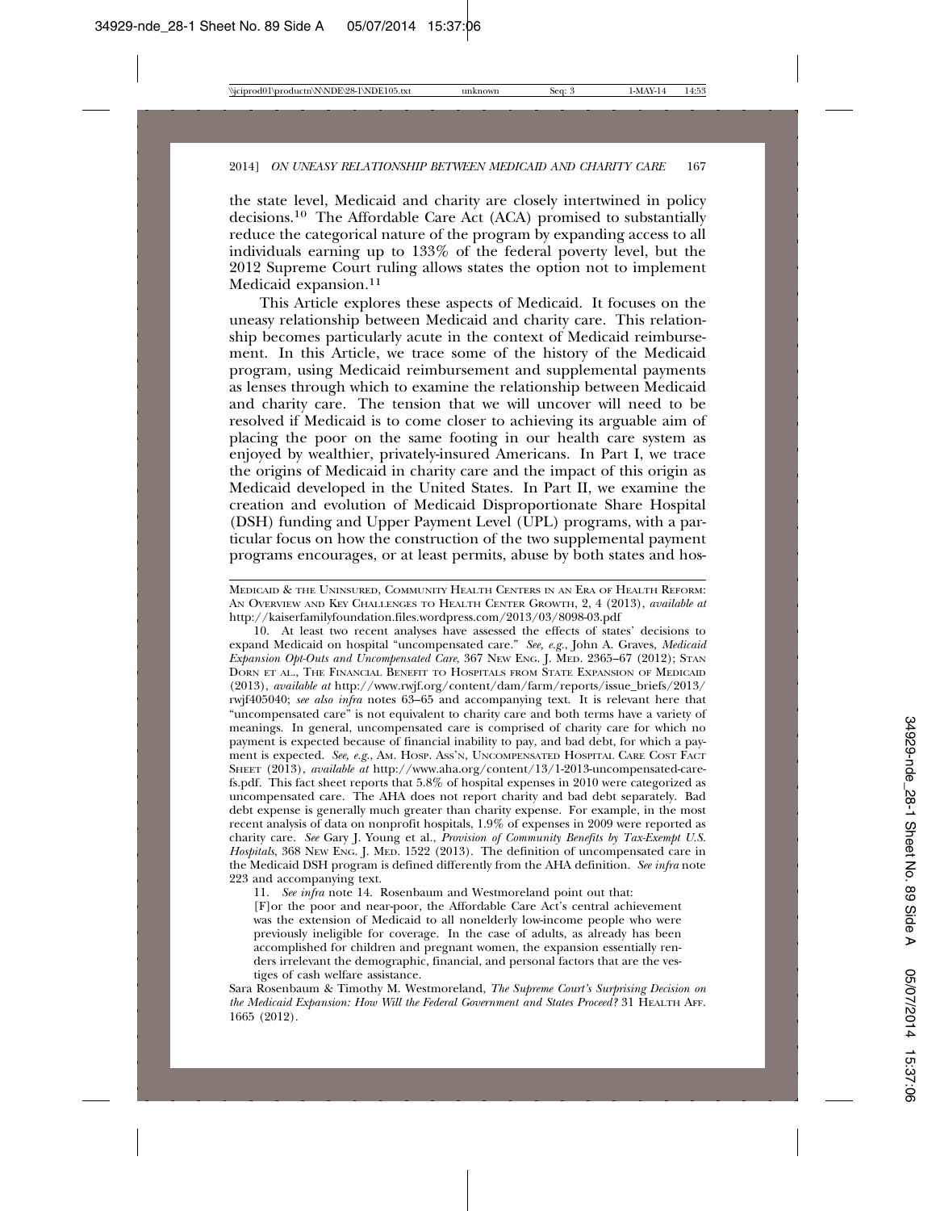the state level, Medicaid and charity are closely intertwined in policy decisions.[10] The Affordable Care Act (ACA) promised to substantially reduce the categorical nature of the program by expanding access to all individuals earning up to 133% of the federal poverty level, but the 2012 Supreme Court ruling allows states the option not to implement Medicaid expansion.[11]

This Article explores these aspects of Medicaid. It focuses on the uneasy relationship between Medicaid and charity care. This relationship becomes particularly acute in the context of Medicaid reimbursement. In this Article, we trace some of the history of the Medicaid program, using Medicaid reimbursement and supplemental payments as lenses through which to examine the relationship between Medicaid and charity care. The tension that we will uncover will need to be resolved if Medicaid is to come closer to achieving its arguable aim of placing the poor on the same footing in our health care system as enjoyed by wealthier, privately-insured Americans. In Part I, we trace the origins of Medicaid in charity care and the impact of this origin as Medicaid developed in the United States. In Part II, we examine the creation and evolution of Medicaid Disproportionate Share Hospital (DSH) funding and Upper Payment Level (UPL) programs, with a particular focus on how the construction of the two supplemental payment programs encourages, or at least permits, abuse by both states and hos-

---

MEDICAID & THE UNINSURED, COMMUNITY HEALTH CENTERS IN AN ERA OF HEALTH REFORM: AN OVERVIEW AND KEY CHALLENGES TO HEALTH CENTER GROWTH, 2, 4 (2013), *available at* http://kaiserfamilyfoundation.files.wordpress.com/2013/03/8098-03.pdf

10. At least two recent analyses have assessed the effects of states' decisions to expand Medicaid on hospital "uncompensated care." *See, e.g.*, John A. Graves, *Medicaid Expansion Opt-Outs and Uncompensated Care*, 367 NEW ENG. J. MED. 2365–67 (2012); STAN DORN ET AL., THE FINANCIAL BENEFIT TO HOSPITALS FROM STATE EXPANSION OF MEDICAID (2013), *available at* http://www.rwjf.org/content/dam/farm/reports/issue_briefs/2013/rwjf405040; *see also infra* notes 63–65 and accompanying text. It is relevant here that "uncompensated care" is not equivalent to charity care and both terms have a variety of meanings. In general, uncompensated care is comprised of charity care for which no payment is expected because of financial inability to pay, and bad debt, for which a payment is expected. *See, e.g.*, AM. HOSP. ASS'N, UNCOMPENSATED HOSPITAL CARE COST FACT SHEET (2013), *available at* http://www.aha.org/content/13/1-2013-uncompensated-care-fs.pdf. This fact sheet reports that 5.8% of hospital expenses in 2010 were categorized as uncompensated care. The AHA does not report charity and bad debt separately. Bad debt expense is generally much greater than charity expense. For example, in the most recent analysis of data on nonprofit hospitals, 1.9% of expenses in 2009 were reported as charity care. *See* Gary J. Young et al., *Provision of Community Benefits by Tax-Exempt U.S. Hospitals*, 368 NEW ENG. J. MED. 1522 (2013). The definition of uncompensated care in the Medicaid DSH program is defined differently from the AHA definition. *See infra* note 223 and accompanying text.

11. *See infra* note 14. Rosenbaum and Westmoreland point out that:

> [F]or the poor and near-poor, the Affordable Care Act's central achievement was the extension of Medicaid to all nonelderly low-income people who were previously ineligible for coverage. In the case of adults, as already has been accomplished for children and pregnant women, the expansion essentially renders irrelevant the demographic, financial, and personal factors that are the vestiges of cash welfare assistance.

Sara Rosenbaum & Timothy M. Westmoreland, *The Supreme Court's Surprising Decision on the Medicaid Expansion: How Will the Federal Government and States Proceed?* 31 HEALTH AFF. 1665 (2012).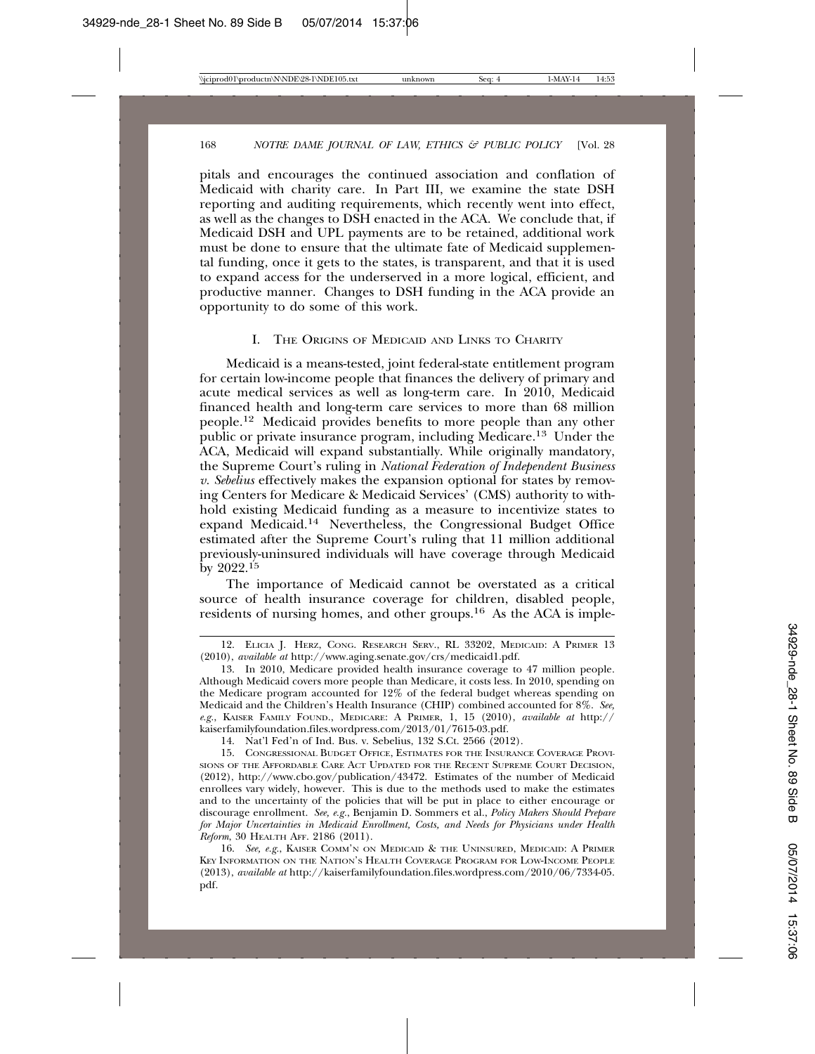pitals and encourages the continued association and conflation of Medicaid with charity care. In Part III, we examine the state DSH reporting and auditing requirements, which recently went into effect, as well as the changes to DSH enacted in the ACA. We conclude that, if Medicaid DSH and UPL payments are to be retained, additional work must be done to ensure that the ultimate fate of Medicaid supplemental funding, once it gets to the states, is transparent, and that it is used to expand access for the underserved in a more logical, efficient, and productive manner. Changes to DSH funding in the ACA provide an opportunity to do some of this work.

## I. The Origins of Medicaid and Links to Charity

Medicaid is a means-tested, joint federal-state entitlement program for certain low-income people that finances the delivery of primary and acute medical services as well as long-term care. In 2010, Medicaid financed health and long-term care services to more than 68 million people.[12] Medicaid provides benefits to more people than any other public or private insurance program, including Medicare.[13] Under the ACA, Medicaid will expand substantially. While originally mandatory, the Supreme Court's ruling in *National Federation of Independent Business v. Sebelius* effectively makes the expansion optional for states by removing Centers for Medicare & Medicaid Services' (CMS) authority to withhold existing Medicaid funding as a measure to incentivize states to expand Medicaid.[14] Nevertheless, the Congressional Budget Office estimated after the Supreme Court's ruling that 11 million additional previously-uninsured individuals will have coverage through Medicaid by 2022.[15]

The importance of Medicaid cannot be overstated as a critical source of health insurance coverage for children, disabled people, residents of nursing homes, and other groups.[16] As the ACA is imple-

---

12. Elicia J. Herz, Cong. Research Serv., RL 33202, Medicaid: A Primer 13 (2010), *available at* http://www.aging.senate.gov/crs/medicaid1.pdf.

13. In 2010, Medicare provided health insurance coverage to 47 million people. Although Medicaid covers more people than Medicare, it costs less. In 2010, spending on the Medicare program accounted for 12% of the federal budget whereas spending on Medicaid and the Children's Health Insurance (CHIP) combined accounted for 8%. *See, e.g.*, Kaiser Family Found., Medicare: A Primer, 1, 15 (2010), *available at* http://kaiserfamilyfoundation.files.wordpress.com/2013/01/7615-03.pdf.

14. Nat'l Fed'n of Ind. Bus. v. Sebelius, 132 S.Ct. 2566 (2012).

15. Congressional Budget Office, Estimates for the Insurance Coverage Provisions of the Affordable Care Act Updated for the Recent Supreme Court Decision, (2012), http://www.cbo.gov/publication/43472. Estimates of the number of Medicaid enrollees vary widely, however. This is due to the methods used to make the estimates and to the uncertainty of the policies that will be put in place to either encourage or discourage enrollment. *See, e.g.*, Benjamin D. Sommers et al., *Policy Makers Should Prepare for Major Uncertainties in Medicaid Enrollment, Costs, and Needs for Physicians under Health Reform*, 30 Health Aff. 2186 (2011).

16. *See, e.g.*, Kaiser Comm'n on Medicaid & the Uninsured, Medicaid: A Primer Key Information on the Nation's Health Coverage Program for Low-Income People (2013), *available at* http://kaiserfamilyfoundation.files.wordpress.com/2010/06/7334-05.pdf.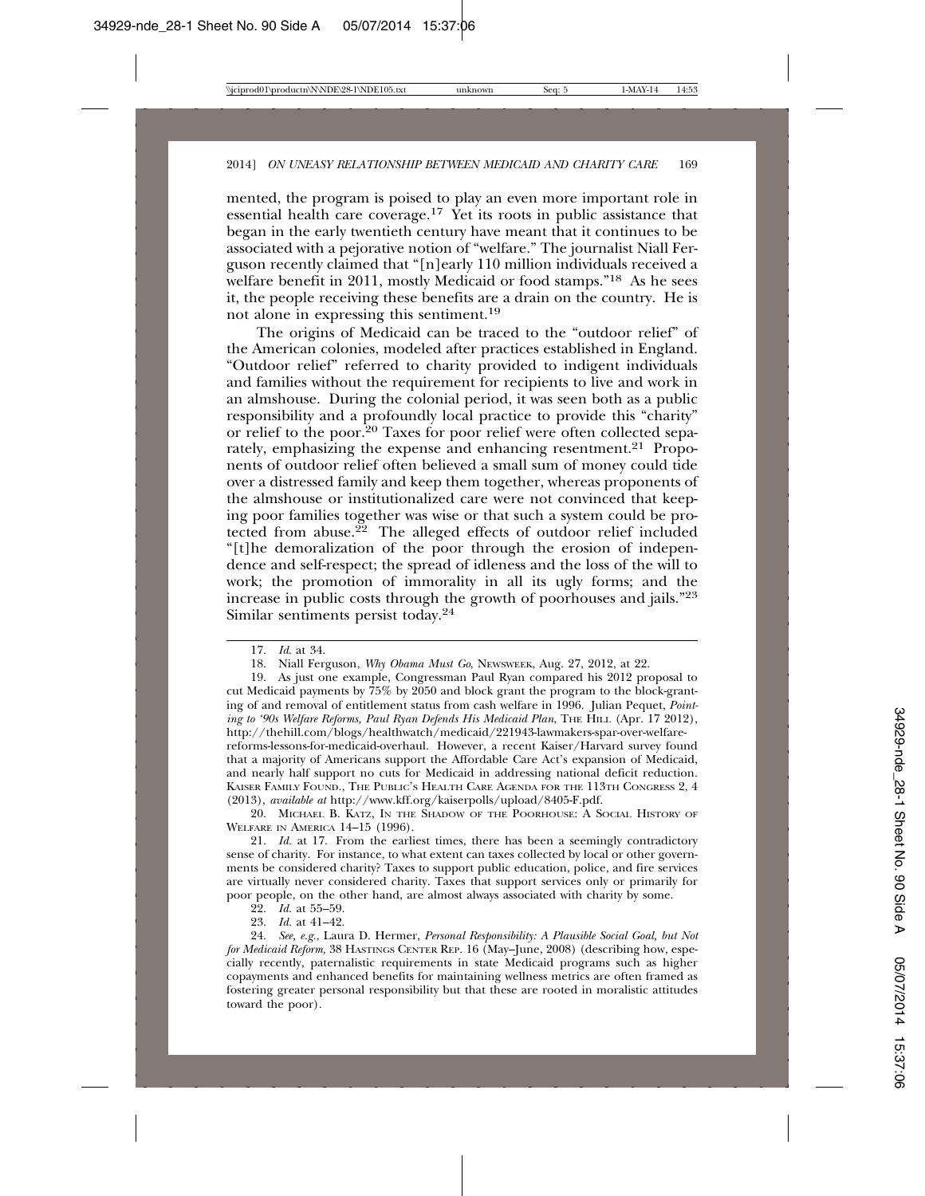mented, the program is poised to play an even more important role in essential health care coverage.[17] Yet its roots in public assistance that began in the early twentieth century have meant that it continues to be associated with a pejorative notion of "welfare." The journalist Niall Ferguson recently claimed that "[n]early 110 million individuals received a welfare benefit in 2011, mostly Medicaid or food stamps."[18] As he sees it, the people receiving these benefits are a drain on the country. He is not alone in expressing this sentiment.[19]

The origins of Medicaid can be traced to the "outdoor relief" of the American colonies, modeled after practices established in England. "Outdoor relief" referred to charity provided to indigent individuals and families without the requirement for recipients to live and work in an almshouse. During the colonial period, it was seen both as a public responsibility and a profoundly local practice to provide this "charity" or relief to the poor.[20] Taxes for poor relief were often collected separately, emphasizing the expense and enhancing resentment.[21] Proponents of outdoor relief often believed a small sum of money could tide over a distressed family and keep them together, whereas proponents of the almshouse or institutionalized care were not convinced that keeping poor families together was wise or that such a system could be protected from abuse.[22] The alleged effects of outdoor relief included "[t]he demoralization of the poor through the erosion of independence and self-respect; the spread of idleness and the loss of the will to work; the promotion of immorality in all its ugly forms; and the increase in public costs through the growth of poorhouses and jails."[23] Similar sentiments persist today.[24]

---

17. *Id.* at 34.

18. Niall Ferguson, *Why Obama Must Go*, NEWSWEEK, Aug. 27, 2012, at 22.

19. As just one example, Congressman Paul Ryan compared his 2012 proposal to cut Medicaid payments by 75% by 2050 and block grant the program to the block-granting of and removal of entitlement status from cash welfare in 1996. Julian Pequet, *Pointing to '90s Welfare Reforms, Paul Ryan Defends His Medicaid Plan*, THE HILL (Apr. 17 2012), http://thehill.com/blogs/healthwatch/medicaid/221943-lawmakers-spar-over-welfare-reforms-lessons-for-medicaid-overhaul. However, a recent Kaiser/Harvard survey found that a majority of Americans support the Affordable Care Act's expansion of Medicaid, and nearly half support no cuts for Medicaid in addressing national deficit reduction. KAISER FAMILY FOUND., THE PUBLIC'S HEALTH CARE AGENDA FOR THE 113TH CONGRESS 2, 4 (2013), *available at* http://www.kff.org/kaiserpolls/upload/8405-F.pdf.

20. MICHAEL B. KATZ, IN THE SHADOW OF THE POORHOUSE: A SOCIAL HISTORY OF WELFARE IN AMERICA 14–15 (1996).

21. *Id.* at 17. From the earliest times, there has been a seemingly contradictory sense of charity. For instance, to what extent can taxes collected by local or other governments be considered charity? Taxes to support public education, police, and fire services are virtually never considered charity. Taxes that support services only or primarily for poor people, on the other hand, are almost always associated with charity by some.

22. *Id.* at 55–59.

23. *Id.* at 41–42.

24. *See, e.g.*, Laura D. Hermer, *Personal Responsibility: A Plausible Social Goal, but Not for Medicaid Reform*, 38 HASTINGS CENTER REP. 16 (May–June, 2008) (describing how, especially recently, paternalistic requirements in state Medicaid programs such as higher copayments and enhanced benefits for maintaining wellness metrics are often framed as fostering greater personal responsibility but that these are rooted in moralistic attitudes toward the poor).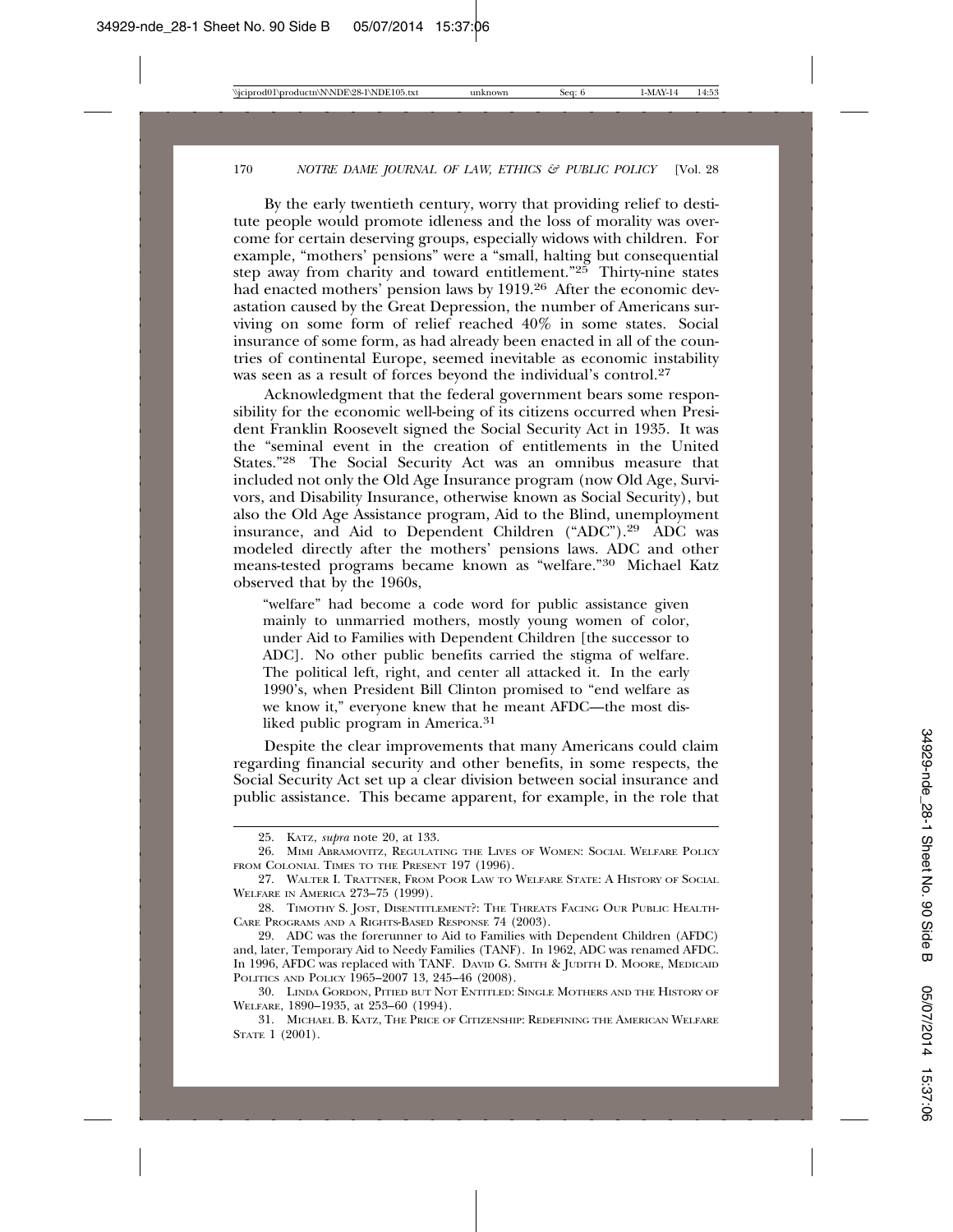By the early twentieth century, worry that providing relief to destitute people would promote idleness and the loss of morality was overcome for certain deserving groups, especially widows with children. For example, "mothers' pensions" were a "small, halting but consequential step away from charity and toward entitlement."[25] Thirty-nine states had enacted mothers' pension laws by 1919.[26] After the economic devastation caused by the Great Depression, the number of Americans surviving on some form of relief reached 40% in some states. Social insurance of some form, as had already been enacted in all of the countries of continental Europe, seemed inevitable as economic instability was seen as a result of forces beyond the individual's control.[27]

Acknowledgment that the federal government bears some responsibility for the economic well-being of its citizens occurred when President Franklin Roosevelt signed the Social Security Act in 1935. It was the "seminal event in the creation of entitlements in the United States."[28] The Social Security Act was an omnibus measure that included not only the Old Age Insurance program (now Old Age, Survivors, and Disability Insurance, otherwise known as Social Security), but also the Old Age Assistance program, Aid to the Blind, unemployment insurance, and Aid to Dependent Children ("ADC").[29] ADC was modeled directly after the mothers' pensions laws. ADC and other means-tested programs became known as "welfare."[30] Michael Katz observed that by the 1960s,

> "welfare" had become a code word for public assistance given mainly to unmarried mothers, mostly young women of color, under Aid to Families with Dependent Children [the successor to ADC]. No other public benefits carried the stigma of welfare. The political left, right, and center all attacked it. In the early 1990's, when President Bill Clinton promised to "end welfare as we know it," everyone knew that he meant AFDC—the most disliked public program in America.[31]

Despite the clear improvements that many Americans could claim regarding financial security and other benefits, in some respects, the Social Security Act set up a clear division between social insurance and public assistance. This became apparent, for example, in the role that

---

25. Katz, *supra* note 20, at 133.

26. Mimi Abramovitz, Regulating the Lives of Women: Social Welfare Policy from Colonial Times to the Present 197 (1996).

27. Walter I. Trattner, From Poor Law to Welfare State: A History of Social Welfare in America 273–75 (1999).

28. Timothy S. Jost, Disentitlement?: The Threats Facing Our Public Health-Care Programs and a Rights-Based Response 74 (2003).

29. ADC was the forerunner to Aid to Families with Dependent Children (AFDC) and, later, Temporary Aid to Needy Families (TANF). In 1962, ADC was renamed AFDC. In 1996, AFDC was replaced with TANF. David G. Smith & Judith D. Moore, Medicaid Politics and Policy 1965–2007 13, 245–46 (2008).

30. Linda Gordon, Pitied but Not Entitled: Single Mothers and the History of Welfare, 1890–1935, at 253–60 (1994).

31. Michael B. Katz, The Price of Citizenship: Redefining the American Welfare State 1 (2001).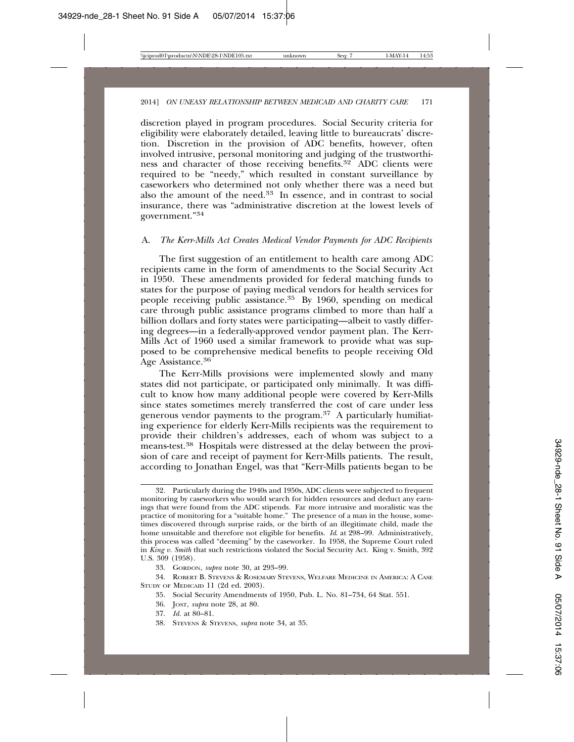discretion played in program procedures. Social Security criteria for eligibility were elaborately detailed, leaving little to bureaucrats' discretion. Discretion in the provision of ADC benefits, however, often involved intrusive, personal monitoring and judging of the trustworthiness and character of those receiving benefits.[32] ADC clients were required to be "needy," which resulted in constant surveillance by caseworkers who determined not only whether there was a need but also the amount of the need.[33] In essence, and in contrast to social insurance, there was "administrative discretion at the lowest levels of government."[34]

### A. *The Kerr-Mills Act Creates Medical Vendor Payments for ADC Recipients*

The first suggestion of an entitlement to health care among ADC recipients came in the form of amendments to the Social Security Act in 1950. These amendments provided for federal matching funds to states for the purpose of paying medical vendors for health services for people receiving public assistance.[35] By 1960, spending on medical care through public assistance programs climbed to more than half a billion dollars and forty states were participating—albeit to vastly differing degrees—in a federally-approved vendor payment plan. The Kerr-Mills Act of 1960 used a similar framework to provide what was supposed to be comprehensive medical benefits to people receiving Old Age Assistance.[36]

The Kerr-Mills provisions were implemented slowly and many states did not participate, or participated only minimally. It was difficult to know how many additional people were covered by Kerr-Mills since states sometimes merely transferred the cost of care under less generous vendor payments to the program.[37] A particularly humiliating experience for elderly Kerr-Mills recipients was the requirement to provide their children's addresses, each of whom was subject to a means-test.[38] Hospitals were distressed at the delay between the provision of care and receipt of payment for Kerr-Mills patients. The result, according to Jonathan Engel, was that "Kerr-Mills patients began to be

---

32. Particularly during the 1940s and 1950s, ADC clients were subjected to frequent monitoring by caseworkers who would search for hidden resources and deduct any earnings that were found from the ADC stipends. Far more intrusive and moralistic was the practice of monitoring for a "suitable home." The presence of a man in the house, sometimes discovered through surprise raids, or the birth of an illegitimate child, made the home unsuitable and therefore not eligible for benefits. *Id.* at 298–99. Administratively, this process was called "deeming" by the caseworker. In 1958, the Supreme Court ruled in *King v. Smith* that such restrictions violated the Social Security Act. King v. Smith, 392 U.S. 309 (1958).

33. GORDON, *supra* note 30, at 293–99.

34. ROBERT B. STEVENS & ROSEMARY STEVENS, WELFARE MEDICINE IN AMERICA: A CASE STUDY OF MEDICAID 11 (2d ed. 2003).

35. Social Security Amendments of 1950, Pub. L. No. 81–734, 64 Stat. 551.

36. JOST, *supra* note 28, at 80.

37. *Id.* at 80–81.

38. STEVENS & STEVENS, *supra* note 34, at 35.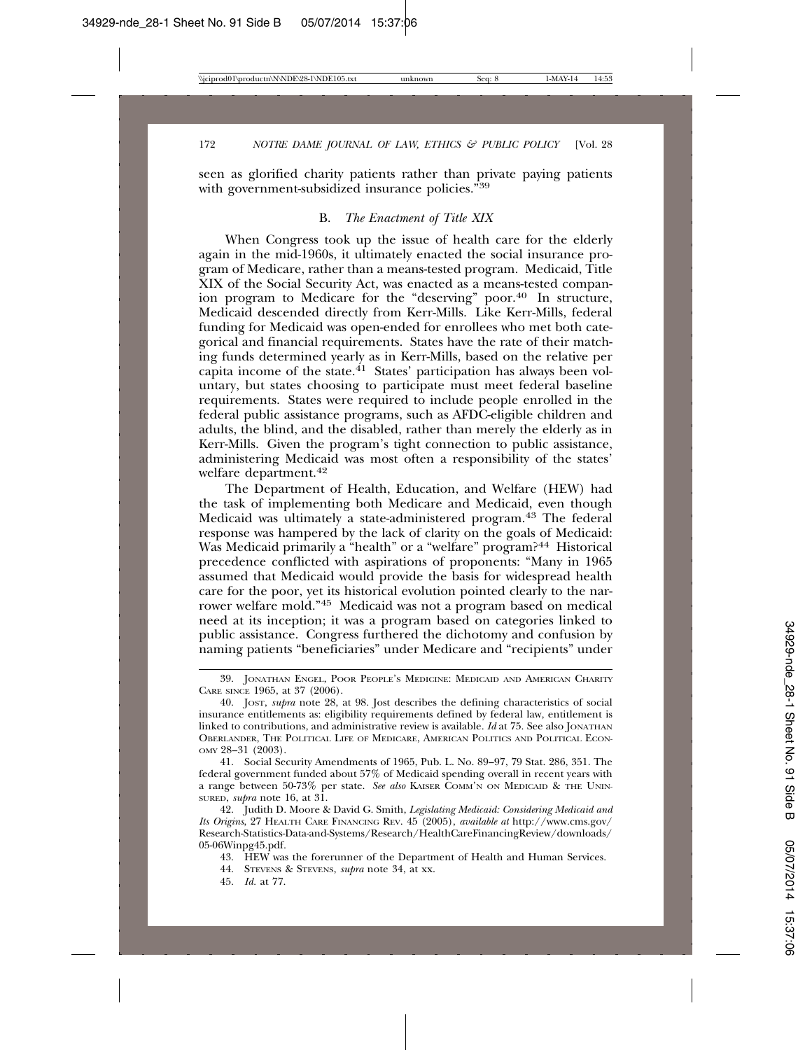seen as glorified charity patients rather than private paying patients with government-subsidized insurance policies."[39]

### B. *The Enactment of Title XIX*

When Congress took up the issue of health care for the elderly again in the mid-1960s, it ultimately enacted the social insurance program of Medicare, rather than a means-tested program. Medicaid, Title XIX of the Social Security Act, was enacted as a means-tested companion program to Medicare for the "deserving" poor.[40] In structure, Medicaid descended directly from Kerr-Mills. Like Kerr-Mills, federal funding for Medicaid was open-ended for enrollees who met both categorical and financial requirements. States have the rate of their matching funds determined yearly as in Kerr-Mills, based on the relative per capita income of the state.[41] States' participation has always been voluntary, but states choosing to participate must meet federal baseline requirements. States were required to include people enrolled in the federal public assistance programs, such as AFDC-eligible children and adults, the blind, and the disabled, rather than merely the elderly as in Kerr-Mills. Given the program's tight connection to public assistance, administering Medicaid was most often a responsibility of the states' welfare department.[42]

The Department of Health, Education, and Welfare (HEW) had the task of implementing both Medicare and Medicaid, even though Medicaid was ultimately a state-administered program.[43] The federal response was hampered by the lack of clarity on the goals of Medicaid: Was Medicaid primarily a "health" or a "welfare" program?[44] Historical precedence conflicted with aspirations of proponents: "Many in 1965 assumed that Medicaid would provide the basis for widespread health care for the poor, yet its historical evolution pointed clearly to the narrower welfare mold."[45] Medicaid was not a program based on medical need at its inception; it was a program based on categories linked to public assistance. Congress furthered the dichotomy and confusion by naming patients "beneficiaries" under Medicare and "recipients" under

---

39. Jonathan Engel, Poor People's Medicine: Medicaid and American Charity Care since 1965, at 37 (2006).

40. Jost, *supra* note 28, at 98. Jost describes the defining characteristics of social insurance entitlements as: eligibility requirements defined by federal law, entitlement is linked to contributions, and administrative review is available. *Id* at 75. See also Jonathan Oberlander, The Political Life of Medicare, American Politics and Political Economy 28–31 (2003).

41. Social Security Amendments of 1965, Pub. L. No. 89–97, 79 Stat. 286, 351. The federal government funded about 57% of Medicaid spending overall in recent years with a range between 50-73% per state. *See also* Kaiser Comm'n on Medicaid & the Uninsured, *supra* note 16, at 31.

42. Judith D. Moore & David G. Smith, *Legislating Medicaid: Considering Medicaid and Its Origins*, 27 Health Care Financing Rev. 45 (2005), *available at* http://www.cms.gov/Research-Statistics-Data-and-Systems/Research/HealthCareFinancingReview/downloads/05-06Winpg45.pdf.

43. HEW was the forerunner of the Department of Health and Human Services.

44. Stevens & Stevens, *supra* note 34, at xx.

45. *Id.* at 77.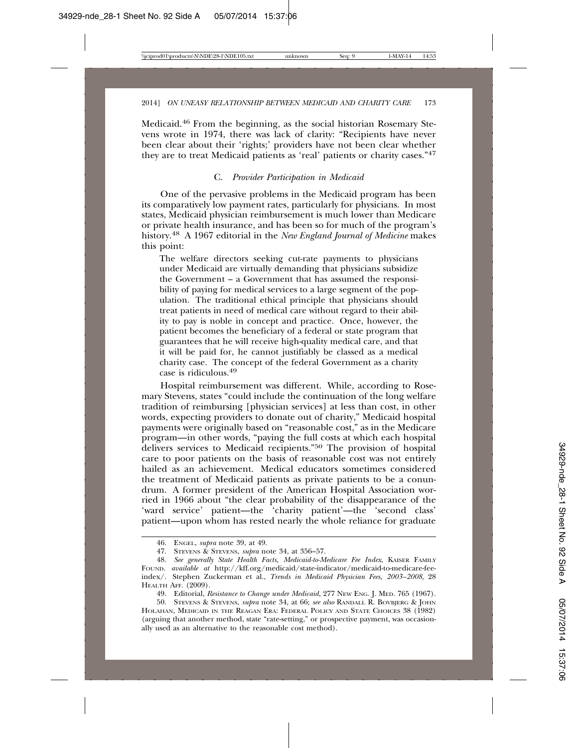Medicaid.[46] From the beginning, as the social historian Rosemary Stevens wrote in 1974, there was lack of clarity: "Recipients have never been clear about their 'rights;' providers have not been clear whether they are to treat Medicaid patients as 'real' patients or charity cases."[47]

### C. *Provider Participation in Medicaid*

One of the pervasive problems in the Medicaid program has been its comparatively low payment rates, particularly for physicians. In most states, Medicaid physician reimbursement is much lower than Medicare or private health insurance, and has been so for much of the program's history.[48] A 1967 editorial in the *New England Journal of Medicine* makes this point:

> The welfare directors seeking cut-rate payments to physicians under Medicaid are virtually demanding that physicians subsidize the Government – a Government that has assumed the responsibility of paying for medical services to a large segment of the population. The traditional ethical principle that physicians should treat patients in need of medical care without regard to their ability to pay is noble in concept and practice. Once, however, the patient becomes the beneficiary of a federal or state program that guarantees that he will receive high-quality medical care, and that it will be paid for, he cannot justifiably be classed as a medical charity case. The concept of the federal Government as a charity case is ridiculous.[49]

Hospital reimbursement was different. While, according to Rosemary Stevens, states "could include the continuation of the long welfare tradition of reimbursing [physician services] at less than cost, in other words, expecting providers to donate out of charity," Medicaid hospital payments were originally based on "reasonable cost," as in the Medicare program—in other words, "paying the full costs at which each hospital delivers services to Medicaid recipients."[50] The provision of hospital care to poor patients on the basis of reasonable cost was not entirely hailed as an achievement. Medical educators sometimes considered the treatment of Medicaid patients as private patients to be a conundrum. A former president of the American Hospital Association worried in 1966 about "the clear probability of the disappearance of the 'ward service' patient—the 'charity patient'—the 'second class' patient—upon whom has rested nearly the whole reliance for graduate

---

46. Engel, *supra* note 39, at 49.

47. Stevens & Stevens, *supra* note 34, at 356–57.

48. *See generally State Health Facts, Medicaid-to-Medicare Fee Index*, Kaiser Family Found. *available at* http://kff.org/medicaid/state-indicator/medicaid-to-medicare-fee-index/. Stephen Zuckerman et al., *Trends in Medicaid Physician Fees, 2003–2008*, 28 Health Aff. (2009).

49. Editorial, *Resistance to Change under Medicaid*, 277 New Eng. J. Med. 765 (1967).

50. Stevens & Stevens, *supra* note 34, at 66; *see also* Randall R. Bovbjerg & John Holahan, Medicaid in the Reagan Era: Federal Policy and State Choices 38 (1982) (arguing that another method, state "rate-setting," or prospective payment, was occasionally used as an alternative to the reasonable cost method).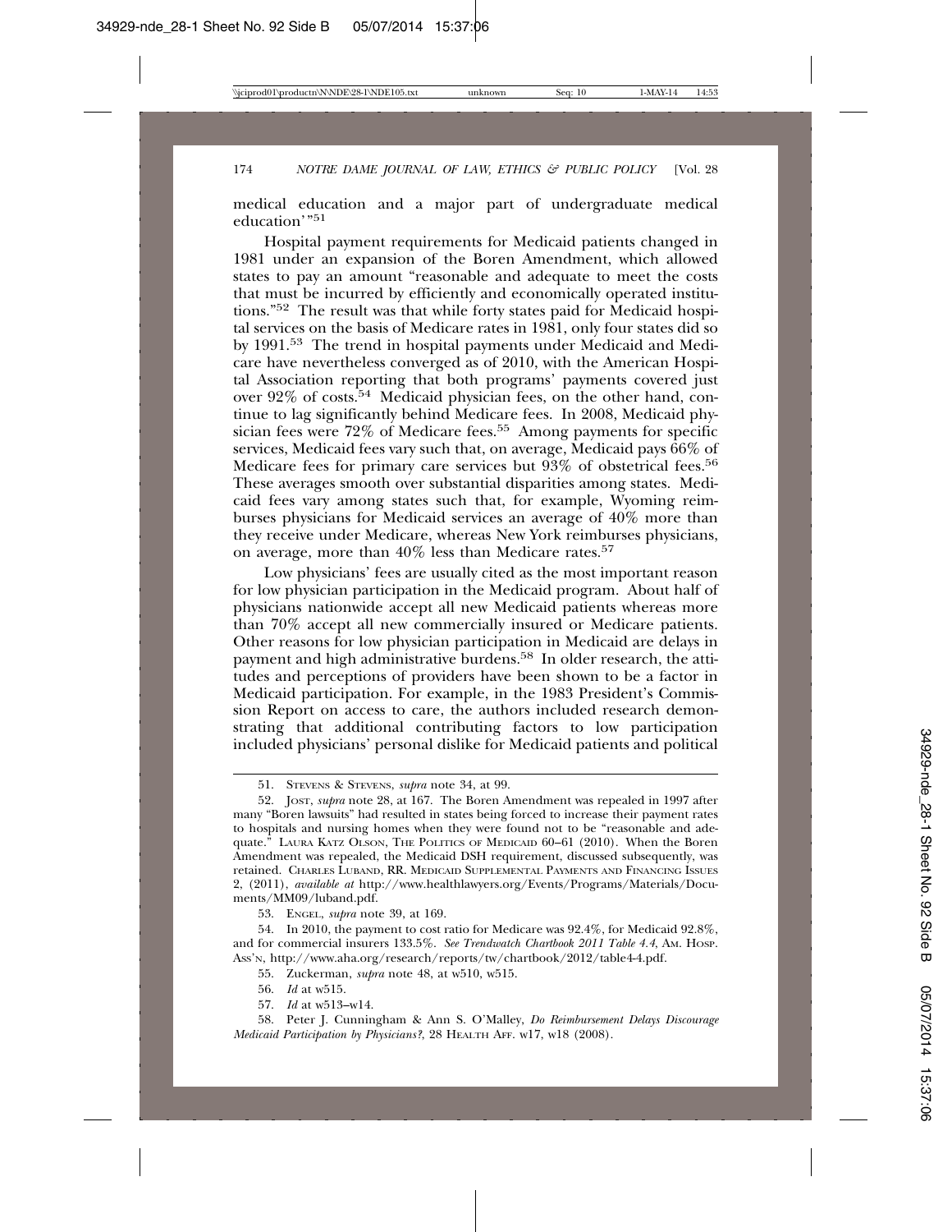medical education and a major part of undergraduate medical education'"[51]

Hospital payment requirements for Medicaid patients changed in 1981 under an expansion of the Boren Amendment, which allowed states to pay an amount "reasonable and adequate to meet the costs that must be incurred by efficiently and economically operated institutions."[52] The result was that while forty states paid for Medicaid hospital services on the basis of Medicare rates in 1981, only four states did so by 1991.[53] The trend in hospital payments under Medicaid and Medicare have nevertheless converged as of 2010, with the American Hospital Association reporting that both programs' payments covered just over 92% of costs.[54] Medicaid physician fees, on the other hand, continue to lag significantly behind Medicare fees. In 2008, Medicaid physician fees were 72% of Medicare fees.[55] Among payments for specific services, Medicaid fees vary such that, on average, Medicaid pays 66% of Medicare fees for primary care services but 93% of obstetrical fees.[56] These averages smooth over substantial disparities among states. Medicaid fees vary among states such that, for example, Wyoming reimburses physicians for Medicaid services an average of 40% more than they receive under Medicare, whereas New York reimburses physicians, on average, more than 40% less than Medicare rates.[57]

Low physicians' fees are usually cited as the most important reason for low physician participation in the Medicaid program. About half of physicians nationwide accept all new Medicaid patients whereas more than 70% accept all new commercially insured or Medicare patients. Other reasons for low physician participation in Medicaid are delays in payment and high administrative burdens.[58] In older research, the attitudes and perceptions of providers have been shown to be a factor in Medicaid participation. For example, in the 1983 President's Commission Report on access to care, the authors included research demonstrating that additional contributing factors to low participation included physicians' personal dislike for Medicaid patients and political

---

51. STEVENS & STEVENS, *supra* note 34, at 99.

52. JOST, *supra* note 28, at 167. The Boren Amendment was repealed in 1997 after many "Boren lawsuits" had resulted in states being forced to increase their payment rates to hospitals and nursing homes when they were found not to be "reasonable and adequate." LAURA KATZ OLSON, THE POLITICS OF MEDICAID 60–61 (2010). When the Boren Amendment was repealed, the Medicaid DSH requirement, discussed subsequently, was retained. CHARLES LUBAND, RR. MEDICAID SUPPLEMENTAL PAYMENTS AND FINANCING ISSUES 2, (2011), *available at* http://www.healthlawyers.org/Events/Programs/Materials/Documents/MM09/luband.pdf.

53. ENGEL, *supra* note 39, at 169.

54. In 2010, the payment to cost ratio for Medicare was 92.4%, for Medicaid 92.8%, and for commercial insurers 133.5%. *See Trendwatch Chartbook 2011 Table 4.4*, AM. HOSP. ASS'N, http://www.aha.org/research/reports/tw/chartbook/2012/table4-4.pdf.

55. Zuckerman, *supra* note 48, at w510, w515.

56. *Id* at w515.

57. *Id* at w513–w14.

58. Peter J. Cunningham & Ann S. O'Malley, *Do Reimbursement Delays Discourage Medicaid Participation by Physicians?*, 28 HEALTH AFF. w17, w18 (2008).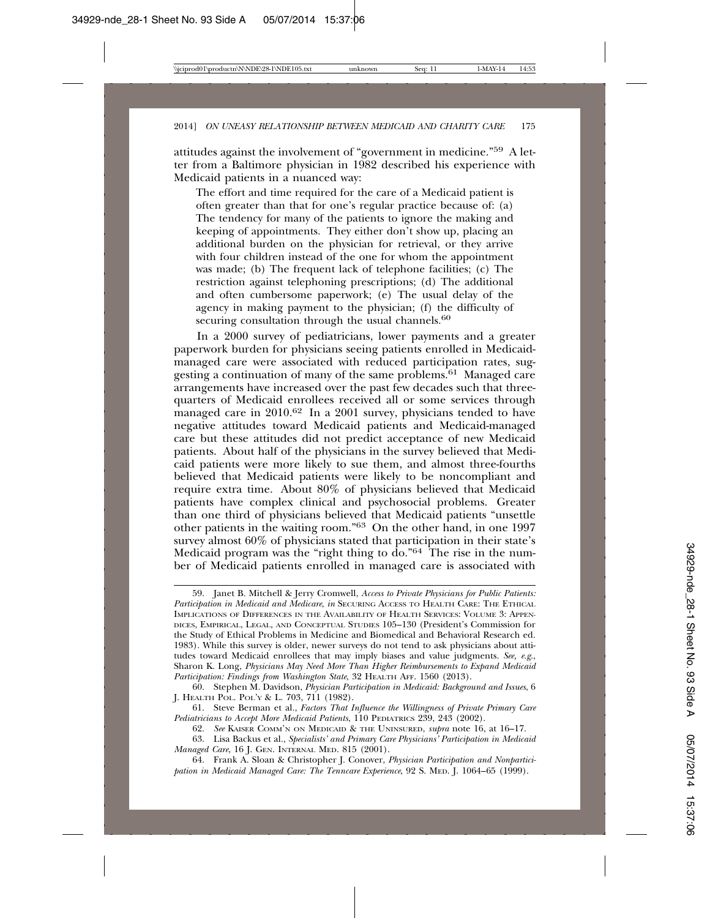attitudes against the involvement of "government in medicine."[59] A letter from a Baltimore physician in 1982 described his experience with Medicaid patients in a nuanced way:

> The effort and time required for the care of a Medicaid patient is often greater than that for one's regular practice because of: (a) The tendency for many of the patients to ignore the making and keeping of appointments. They either don't show up, placing an additional burden on the physician for retrieval, or they arrive with four children instead of the one for whom the appointment was made; (b) The frequent lack of telephone facilities; (c) The restriction against telephoning prescriptions; (d) The additional and often cumbersome paperwork; (e) The usual delay of the agency in making payment to the physician; (f) the difficulty of securing consultation through the usual channels.[60]

In a 2000 survey of pediatricians, lower payments and a greater paperwork burden for physicians seeing patients enrolled in Medicaid-managed care were associated with reduced participation rates, suggesting a continuation of many of the same problems.[61] Managed care arrangements have increased over the past few decades such that three-quarters of Medicaid enrollees received all or some services through managed care in 2010.[62] In a 2001 survey, physicians tended to have negative attitudes toward Medicaid patients and Medicaid-managed care but these attitudes did not predict acceptance of new Medicaid patients. About half of the physicians in the survey believed that Medicaid patients were more likely to sue them, and almost three-fourths believed that Medicaid patients were likely to be noncompliant and require extra time. About 80% of physicians believed that Medicaid patients have complex clinical and psychosocial problems. Greater than one third of physicians believed that Medicaid patients "unsettle other patients in the waiting room."[63] On the other hand, in one 1997 survey almost 60% of physicians stated that participation in their state's Medicaid program was the "right thing to do."[64] The rise in the number of Medicaid patients enrolled in managed care is associated with

---

59. Janet B. Mitchell & Jerry Cromwell, *Access to Private Physicians for Public Patients: Participation in Medicaid and Medicare*, *in* SECURING ACCESS TO HEALTH CARE: THE ETHICAL IMPLICATIONS OF DIFFERENCES IN THE AVAILABILITY OF HEALTH SERVICES: VOLUME 3: APPENDICES, EMPIRICAL, LEGAL, AND CONCEPTUAL STUDIES 105–130 (President's Commission for the Study of Ethical Problems in Medicine and Biomedical and Behavioral Research ed. 1983). While this survey is older, newer surveys do not tend to ask physicians about attitudes toward Medicaid enrollees that may imply biases and value judgments. *See, e.g.*, Sharon K. Long, *Physicians May Need More Than Higher Reimbursements to Expand Medicaid Participation: Findings from Washington State*, 32 HEALTH AFF. 1560 (2013).

60. Stephen M. Davidson, *Physician Participation in Medicaid: Background and Issues*, 6 J. HEALTH POL. POL'Y & L. 703, 711 (1982).

61. Steve Berman et al., *Factors That Influence the Willingness of Private Primary Care Pediatricians to Accept More Medicaid Patients*, 110 PEDIATRICS 239, 243 (2002).

62. *See* KAISER COMM'N ON MEDICAID & THE UNINSURED, *supra* note 16, at 16–17.

63. Lisa Backus et al., *Specialists' and Primary Care Physicians' Participation in Medicaid Managed Care*, 16 J. GEN. INTERNAL MED. 815 (2001).

64. Frank A. Sloan & Christopher J. Conover, *Physician Participation and Nonparticipation in Medicaid Managed Care: The Tenncare Experience*, 92 S. MED. J. 1064–65 (1999).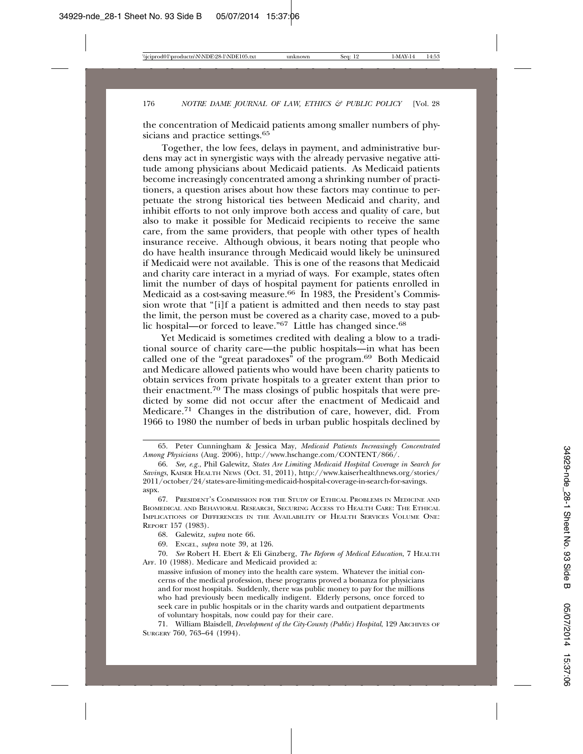the concentration of Medicaid patients among smaller numbers of physicians and practice settings.[65]

Together, the low fees, delays in payment, and administrative burdens may act in synergistic ways with the already pervasive negative attitude among physicians about Medicaid patients. As Medicaid patients become increasingly concentrated among a shrinking number of practitioners, a question arises about how these factors may continue to perpetuate the strong historical ties between Medicaid and charity, and inhibit efforts to not only improve both access and quality of care, but also to make it possible for Medicaid recipients to receive the same care, from the same providers, that people with other types of health insurance receive. Although obvious, it bears noting that people who do have health insurance through Medicaid would likely be uninsured if Medicaid were not available. This is one of the reasons that Medicaid and charity care interact in a myriad of ways. For example, states often limit the number of days of hospital payment for patients enrolled in Medicaid as a cost-saving measure.[66] In 1983, the President's Commission wrote that "[i]f a patient is admitted and then needs to stay past the limit, the person must be covered as a charity case, moved to a public hospital—or forced to leave."[67] Little has changed since.[68]

Yet Medicaid is sometimes credited with dealing a blow to a traditional source of charity care—the public hospitals—in what has been called one of the "great paradoxes" of the program.[69] Both Medicaid and Medicare allowed patients who would have been charity patients to obtain services from private hospitals to a greater extent than prior to their enactment.[70] The mass closings of public hospitals that were predicted by some did not occur after the enactment of Medicaid and Medicare.[71] Changes in the distribution of care, however, did. From 1966 to 1980 the number of beds in urban public hospitals declined by

---

65. Peter Cunningham & Jessica May, *Medicaid Patients Increasingly Concentrated Among Physicians* (Aug. 2006), http://www.hschange.com/CONTENT/866/.

66. *See, e.g.*, Phil Galewitz, *States Are Limiting Medicaid Hospital Coverage in Search for Savings*, KAISER HEALTH NEWS (Oct. 31, 2011), http://www.kaiserhealthnews.org/stories/2011/october/24/states-are-limiting-medicaid-hospital-coverage-in-search-for-savings.aspx.

67. PRESIDENT'S COMMISSION FOR THE STUDY OF ETHICAL PROBLEMS IN MEDICINE AND BIOMEDICAL AND BEHAVIORAL RESEARCH, SECURING ACCESS TO HEALTH CARE: THE ETHICAL IMPLICATIONS OF DIFFERENCES IN THE AVAILABILITY OF HEALTH SERVICES VOLUME ONE: REPORT 157 (1983).

68. Galewitz, *supra* note 66.

69. ENGEL, *supra* note 39, at 126.

70. *See* Robert H. Ebert & Eli Ginzberg, *The Reform of Medical Education*, 7 HEALTH AFF. 10 (1988). Medicare and Medicaid provided a:

> massive infusion of money into the health care system. Whatever the initial concerns of the medical profession, these programs proved a bonanza for physicians and for most hospitals. Suddenly, there was public money to pay for the millions who had previously been medically indigent. Elderly persons, once forced to seek care in public hospitals or in the charity wards and outpatient departments of voluntary hospitals, now could pay for their care.

71. William Blaisdell, *Development of the City-County (Public) Hospital*, 129 ARCHIVES OF SURGERY 760, 763–64 (1994).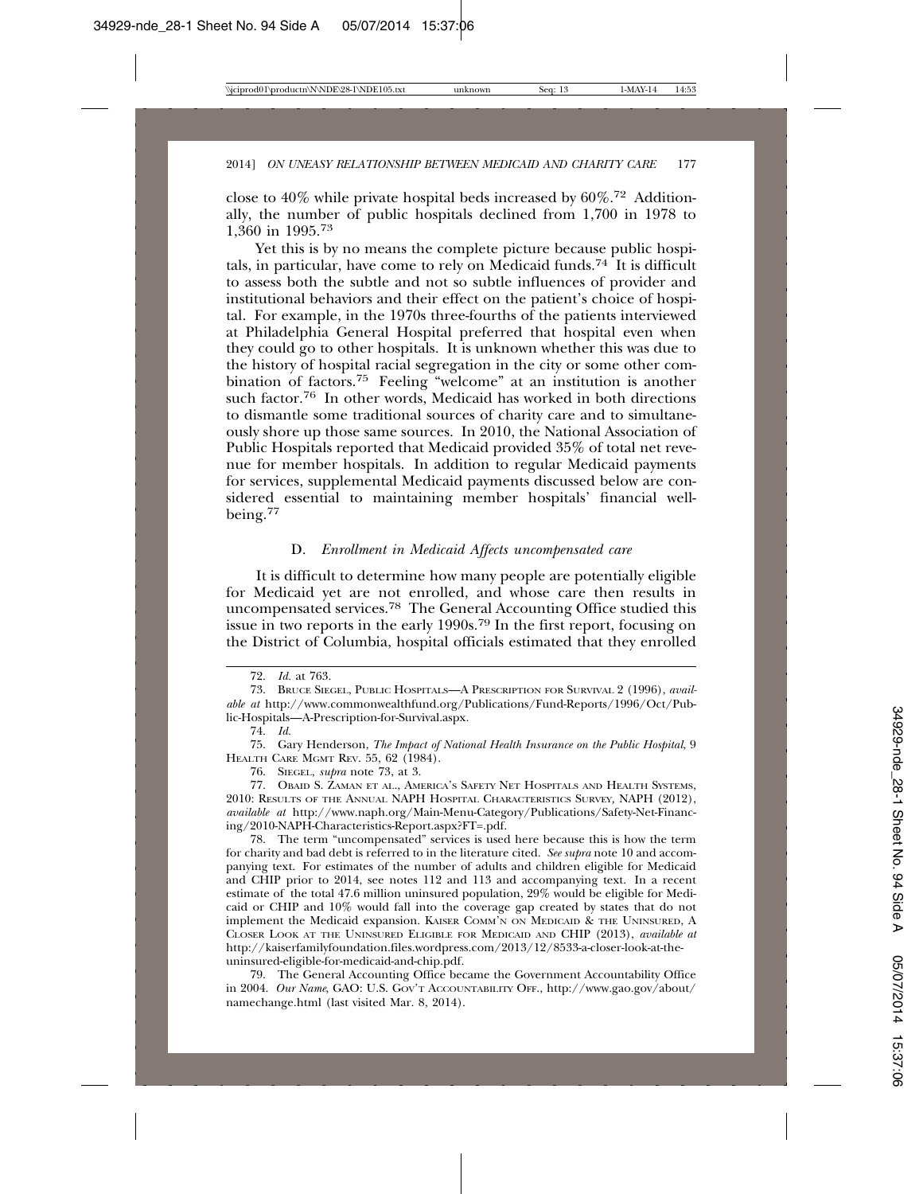close to 40% while private hospital beds increased by 60%.[72] Additionally, the number of public hospitals declined from 1,700 in 1978 to 1,360 in 1995.[73]

Yet this is by no means the complete picture because public hospitals, in particular, have come to rely on Medicaid funds.[74] It is difficult to assess both the subtle and not so subtle influences of provider and institutional behaviors and their effect on the patient's choice of hospital. For example, in the 1970s three-fourths of the patients interviewed at Philadelphia General Hospital preferred that hospital even when they could go to other hospitals. It is unknown whether this was due to the history of hospital racial segregation in the city or some other combination of factors.[75] Feeling "welcome" at an institution is another such factor.[76] In other words, Medicaid has worked in both directions to dismantle some traditional sources of charity care and to simultaneously shore up those same sources. In 2010, the National Association of Public Hospitals reported that Medicaid provided 35% of total net revenue for member hospitals. In addition to regular Medicaid payments for services, supplemental Medicaid payments discussed below are considered essential to maintaining member hospitals' financial wellbeing.[77]

### D. *Enrollment in Medicaid Affects uncompensated care*

It is difficult to determine how many people are potentially eligible for Medicaid yet are not enrolled, and whose care then results in uncompensated services.[78] The General Accounting Office studied this issue in two reports in the early 1990s.[79] In the first report, focusing on the District of Columbia, hospital officials estimated that they enrolled

---

72. *Id.* at 763.

73. Bruce Siegel, Public Hospitals—A Prescription for Survival 2 (1996), *available at* http://www.commonwealthfund.org/Publications/Fund-Reports/1996/Oct/Public-Hospitals—A-Prescription-for-Survival.aspx.

74. *Id.*

75. Gary Henderson, *The Impact of National Health Insurance on the Public Hospital*, 9 Health Care Mgmt Rev. 55, 62 (1984).

76. Siegel, *supra* note 73, at 3.

77. Obaid S. Zaman et al., America's Safety Net Hospitals and Health Systems, 2010: Results of the Annual NAPH Hospital Characteristics Survey, NAPH (2012), *available at* http://www.naph.org/Main-Menu-Category/Publications/Safety-Net-Financing/2010-NAPH-Characteristics-Report.aspx?FT=.pdf.

78. The term "uncompensated" services is used here because this is how the term for charity and bad debt is referred to in the literature cited. *See supra* note 10 and accompanying text. For estimates of the number of adults and children eligible for Medicaid and CHIP prior to 2014, see notes 112 and 113 and accompanying text. In a recent estimate of the total 47.6 million uninsured population, 29% would be eligible for Medicaid or CHIP and 10% would fall into the coverage gap created by states that do not implement the Medicaid expansion. Kaiser Comm'n on Medicaid & the Uninsured, A Closer Look at the Uninsured Eligible for Medicaid and CHIP (2013), *available at* http://kaiserfamilyfoundation.files.wordpress.com/2013/12/8533-a-closer-look-at-the-uninsured-eligible-for-medicaid-and-chip.pdf.

79. The General Accounting Office became the Government Accountability Office in 2004. *Our Name*, GAO: U.S. Gov't Accountability Off., http://www.gao.gov/about/namechange.html (last visited Mar. 8, 2014).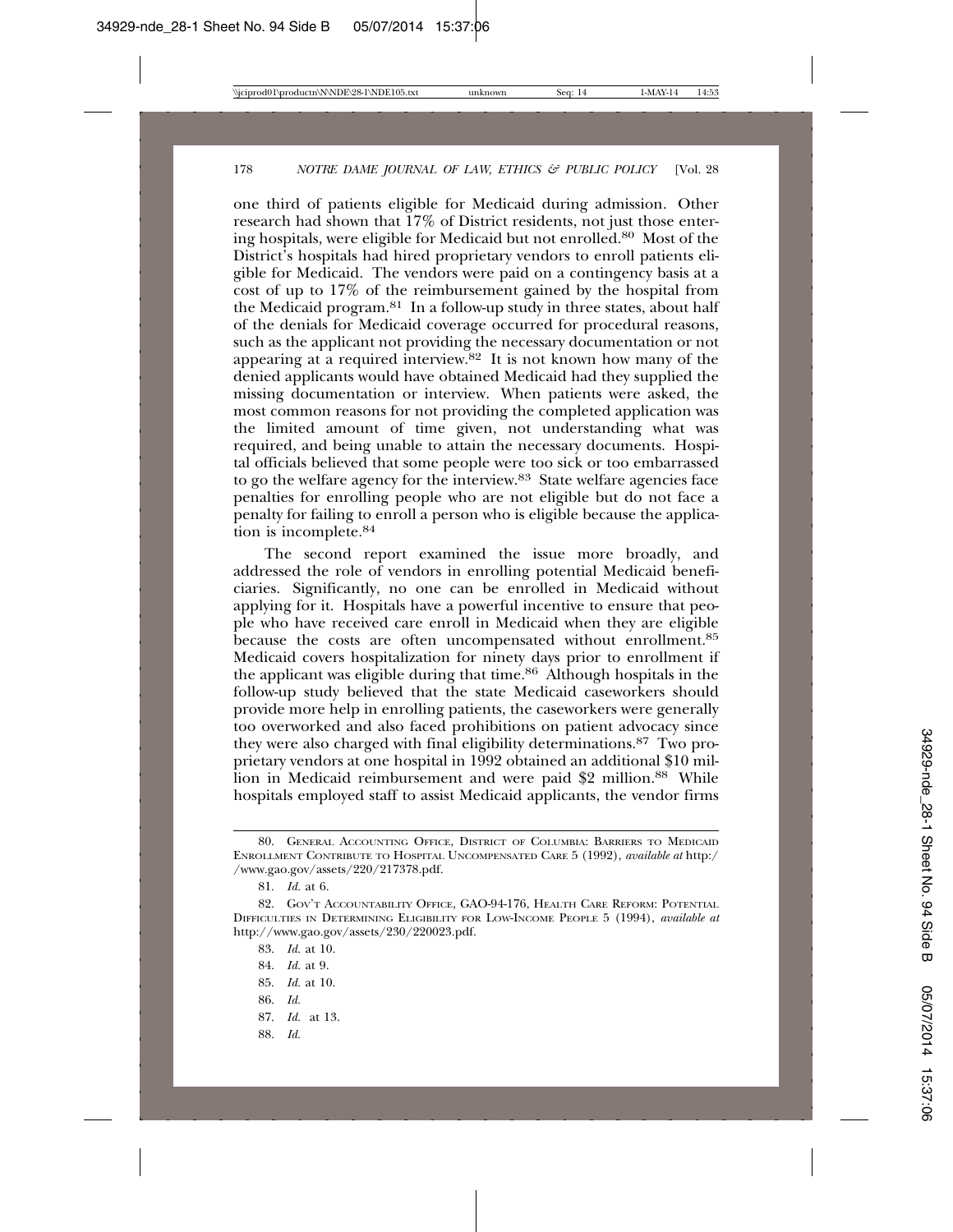one third of patients eligible for Medicaid during admission. Other research had shown that 17% of District residents, not just those entering hospitals, were eligible for Medicaid but not enrolled.[80] Most of the District's hospitals had hired proprietary vendors to enroll patients eligible for Medicaid. The vendors were paid on a contingency basis at a cost of up to 17% of the reimbursement gained by the hospital from the Medicaid program.[81] In a follow-up study in three states, about half of the denials for Medicaid coverage occurred for procedural reasons, such as the applicant not providing the necessary documentation or not appearing at a required interview.[82] It is not known how many of the denied applicants would have obtained Medicaid had they supplied the missing documentation or interview. When patients were asked, the most common reasons for not providing the completed application was the limited amount of time given, not understanding what was required, and being unable to attain the necessary documents. Hospital officials believed that some people were too sick or too embarrassed to go the welfare agency for the interview.[83] State welfare agencies face penalties for enrolling people who are not eligible but do not face a penalty for failing to enroll a person who is eligible because the application is incomplete.[84]

The second report examined the issue more broadly, and addressed the role of vendors in enrolling potential Medicaid beneficiaries. Significantly, no one can be enrolled in Medicaid without applying for it. Hospitals have a powerful incentive to ensure that people who have received care enroll in Medicaid when they are eligible because the costs are often uncompensated without enrollment.[85] Medicaid covers hospitalization for ninety days prior to enrollment if the applicant was eligible during that time.[86] Although hospitals in the follow-up study believed that the state Medicaid caseworkers should provide more help in enrolling patients, the caseworkers were generally too overworked and also faced prohibitions on patient advocacy since they were also charged with final eligibility determinations.[87] Two proprietary vendors at one hospital in 1992 obtained an additional $10 million in Medicaid reimbursement and were paid $2 million.[88] While hospitals employed staff to assist Medicaid applicants, the vendor firms

---

80. General Accounting Office, District of Columbia: Barriers to Medicaid Enrollment Contribute to Hospital Uncompensated Care 5 (1992), *available at* http://www.gao.gov/assets/220/217378.pdf.

81. *Id.* at 6.

82. Gov't Accountability Office, GAO-94-176, Health Care Reform: Potential Difficulties in Determining Eligibility for Low-Income People 5 (1994), *available at* http://www.gao.gov/assets/230/220023.pdf.

83. *Id.* at 10.

84. *Id.* at 9.

85. *Id.* at 10.

86. *Id.*

87. *Id.* at 13.

88. *Id.*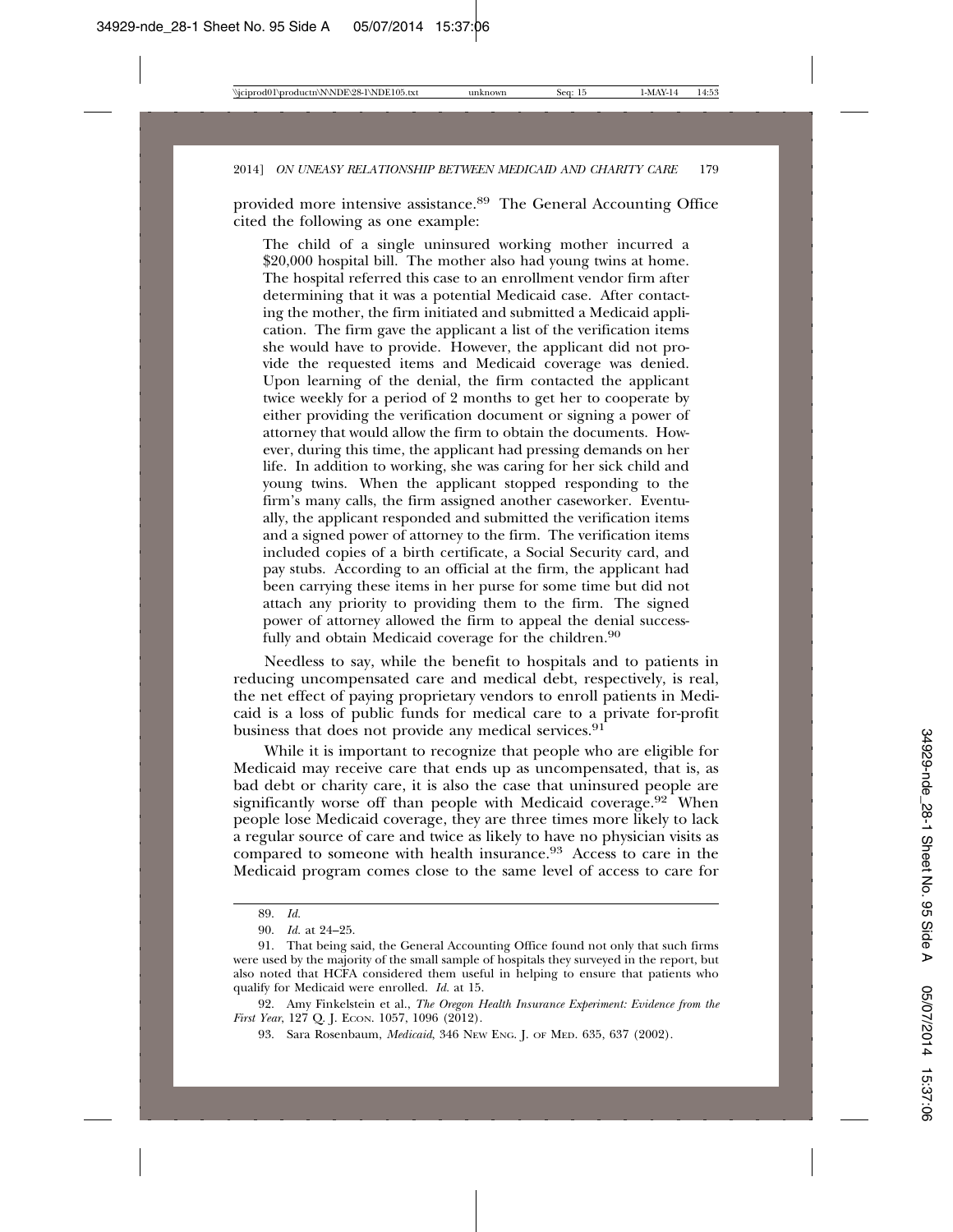provided more intensive assistance.[89] The General Accounting Office cited the following as one example:

> The child of a single uninsured working mother incurred a $20,000 hospital bill. The mother also had young twins at home. The hospital referred this case to an enrollment vendor firm after determining that it was a potential Medicaid case. After contacting the mother, the firm initiated and submitted a Medicaid application. The firm gave the applicant a list of the verification items she would have to provide. However, the applicant did not provide the requested items and Medicaid coverage was denied. Upon learning of the denial, the firm contacted the applicant twice weekly for a period of 2 months to get her to cooperate by either providing the verification document or signing a power of attorney that would allow the firm to obtain the documents. However, during this time, the applicant had pressing demands on her life. In addition to working, she was caring for her sick child and young twins. When the applicant stopped responding to the firm's many calls, the firm assigned another caseworker. Eventually, the applicant responded and submitted the verification items and a signed power of attorney to the firm. The verification items included copies of a birth certificate, a Social Security card, and pay stubs. According to an official at the firm, the applicant had been carrying these items in her purse for some time but did not attach any priority to providing them to the firm. The signed power of attorney allowed the firm to appeal the denial successfully and obtain Medicaid coverage for the children.[90]

Needless to say, while the benefit to hospitals and to patients in reducing uncompensated care and medical debt, respectively, is real, the net effect of paying proprietary vendors to enroll patients in Medicaid is a loss of public funds for medical care to a private for-profit business that does not provide any medical services.[91]

While it is important to recognize that people who are eligible for Medicaid may receive care that ends up as uncompensated, that is, as bad debt or charity care, it is also the case that uninsured people are significantly worse off than people with Medicaid coverage.[92] When people lose Medicaid coverage, they are three times more likely to lack a regular source of care and twice as likely to have no physician visits as compared to someone with health insurance.[93] Access to care in the Medicaid program comes close to the same level of access to care for

---

89. *Id.*

90. *Id.* at 24–25.

91. That being said, the General Accounting Office found not only that such firms were used by the majority of the small sample of hospitals they surveyed in the report, but also noted that HCFA considered them useful in helping to ensure that patients who qualify for Medicaid were enrolled. *Id.* at 15.

92. Amy Finkelstein et al., *The Oregon Health Insurance Experiment: Evidence from the First Year*, 127 Q. J. ECON. 1057, 1096 (2012).

93. Sara Rosenbaum, *Medicaid*, 346 NEW ENG. J. OF MED. 635, 637 (2002).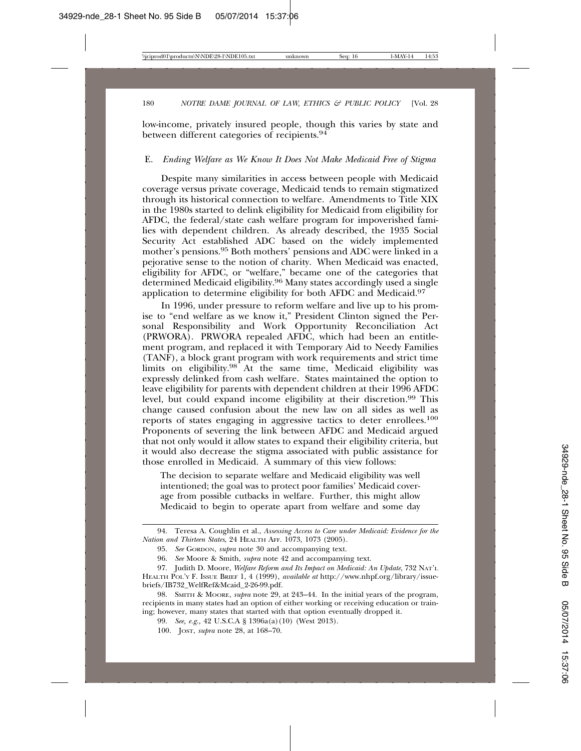low-income, privately insured people, though this varies by state and between different categories of recipients.[94]

### E. *Ending Welfare as We Know It Does Not Make Medicaid Free of Stigma*

Despite many similarities in access between people with Medicaid coverage versus private coverage, Medicaid tends to remain stigmatized through its historical connection to welfare. Amendments to Title XIX in the 1980s started to delink eligibility for Medicaid from eligibility for AFDC, the federal/state cash welfare program for impoverished families with dependent children. As already described, the 1935 Social Security Act established ADC based on the widely implemented mother's pensions.[95] Both mothers' pensions and ADC were linked in a pejorative sense to the notion of charity. When Medicaid was enacted, eligibility for AFDC, or "welfare," became one of the categories that determined Medicaid eligibility.[96] Many states accordingly used a single application to determine eligibility for both AFDC and Medicaid.[97]

In 1996, under pressure to reform welfare and live up to his promise to "end welfare as we know it," President Clinton signed the Personal Responsibility and Work Opportunity Reconciliation Act (PRWORA). PRWORA repealed AFDC, which had been an entitlement program, and replaced it with Temporary Aid to Needy Families (TANF), a block grant program with work requirements and strict time limits on eligibility.[98] At the same time, Medicaid eligibility was expressly delinked from cash welfare. States maintained the option to leave eligibility for parents with dependent children at their 1996 AFDC level, but could expand income eligibility at their discretion.[99] This change caused confusion about the new law on all sides as well as reports of states engaging in aggressive tactics to deter enrollees.[100] Proponents of severing the link between AFDC and Medicaid argued that not only would it allow states to expand their eligibility criteria, but it would also decrease the stigma associated with public assistance for those enrolled in Medicaid. A summary of this view follows:

> The decision to separate welfare and Medicaid eligibility was well intentioned; the goal was to protect poor families' Medicaid coverage from possible cutbacks in welfare. Further, this might allow Medicaid to begin to operate apart from welfare and some day

---

94. Teresa A. Coughlin et al., *Assessing Access to Care under Medicaid: Evidence for the Nation and Thirteen States*, 24 HEALTH AFF. 1073, 1073 (2005).

95. *See* GORDON, *supra* note 30 and accompanying text.

96. *See* Moore & Smith, *supra* note 42 and accompanying text.

97. Judith D. Moore, *Welfare Reform and Its Impact on Medicaid: An Update*, 732 NAT'L HEALTH POL'Y F. ISSUE BRIEF 1, 4 (1999), *available at* http://www.nhpf.org/library/issue-briefs/IB732_WelfRef&Mcaid_2-26-99.pdf.

98. SMITH & MOORE, *supra* note 29, at 243–44. In the initial years of the program, recipients in many states had an option of either working or receiving education or training; however, many states that started with that option eventually dropped it.

99. *See, e.g.*, 42 U.S.C.A § 1396a(a)(10) (West 2013).

100. JOST, *supra* note 28, at 168–70.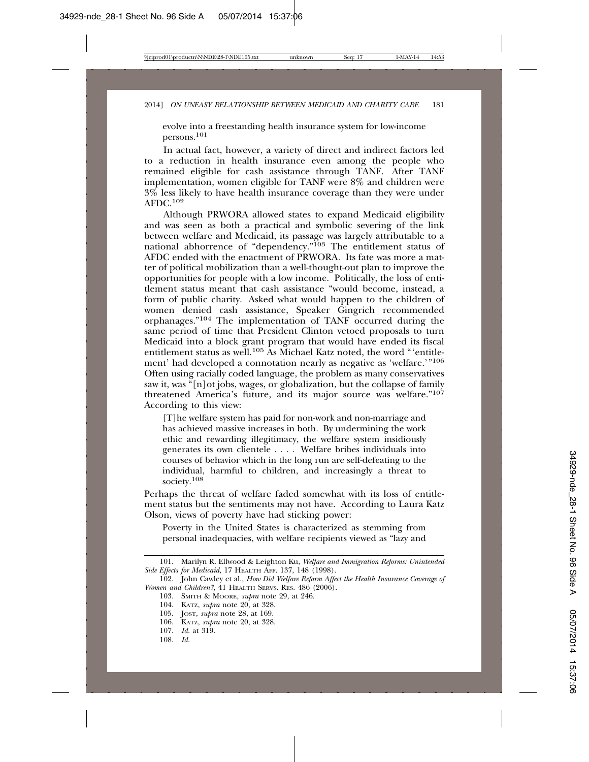evolve into a freestanding health insurance system for low-income persons.[101]

In actual fact, however, a variety of direct and indirect factors led to a reduction in health insurance even among the people who remained eligible for cash assistance through TANF. After TANF implementation, women eligible for TANF were 8% and children were 3% less likely to have health insurance coverage than they were under AFDC.[102]

Although PRWORA allowed states to expand Medicaid eligibility and was seen as both a practical and symbolic severing of the link between welfare and Medicaid, its passage was largely attributable to a national abhorrence of "dependency."[103] The entitlement status of AFDC ended with the enactment of PRWORA. Its fate was more a matter of political mobilization than a well-thought-out plan to improve the opportunities for people with a low income. Politically, the loss of entitlement status meant that cash assistance "would become, instead, a form of public charity. Asked what would happen to the children of women denied cash assistance, Speaker Gingrich recommended orphanages."[104] The implementation of TANF occurred during the same period of time that President Clinton vetoed proposals to turn Medicaid into a block grant program that would have ended its fiscal entitlement status as well.[105] As Michael Katz noted, the word "'entitlement' had developed a connotation nearly as negative as 'welfare.'"[106] Often using racially coded language, the problem as many conservatives saw it, was "[n]ot jobs, wages, or globalization, but the collapse of family threatened America's future, and its major source was welfare."[107] According to this view:

> [T]he welfare system has paid for non-work and non-marriage and has achieved massive increases in both. By undermining the work ethic and rewarding illegitimacy, the welfare system insidiously generates its own clientele . . . . Welfare bribes individuals into courses of behavior which in the long run are self-defeating to the individual, harmful to children, and increasingly a threat to society.[108]

Perhaps the threat of welfare faded somewhat with its loss of entitlement status but the sentiments may not have. According to Laura Katz Olson, views of poverty have had sticking power:

> Poverty in the United States is characterized as stemming from personal inadequacies, with welfare recipients viewed as "lazy and

---

101. Marilyn R. Ellwood & Leighton Ku, *Welfare and Immigration Reforms: Unintended Side Effects for Medicaid*, 17 HEALTH AFF. 137, 148 (1998).

102. John Cawley et al., *How Did Welfare Reform Affect the Health Insurance Coverage of Women and Children?*, 41 HEALTH SERVS. RES. 486 (2006).

103. SMITH & MOORE, *supra* note 29, at 246.

104. KATZ, *supra* note 20, at 328.

105. JOST, *supra* note 28, at 169.

106. KATZ, *supra* note 20, at 328.

107. *Id.* at 319.

108. *Id.*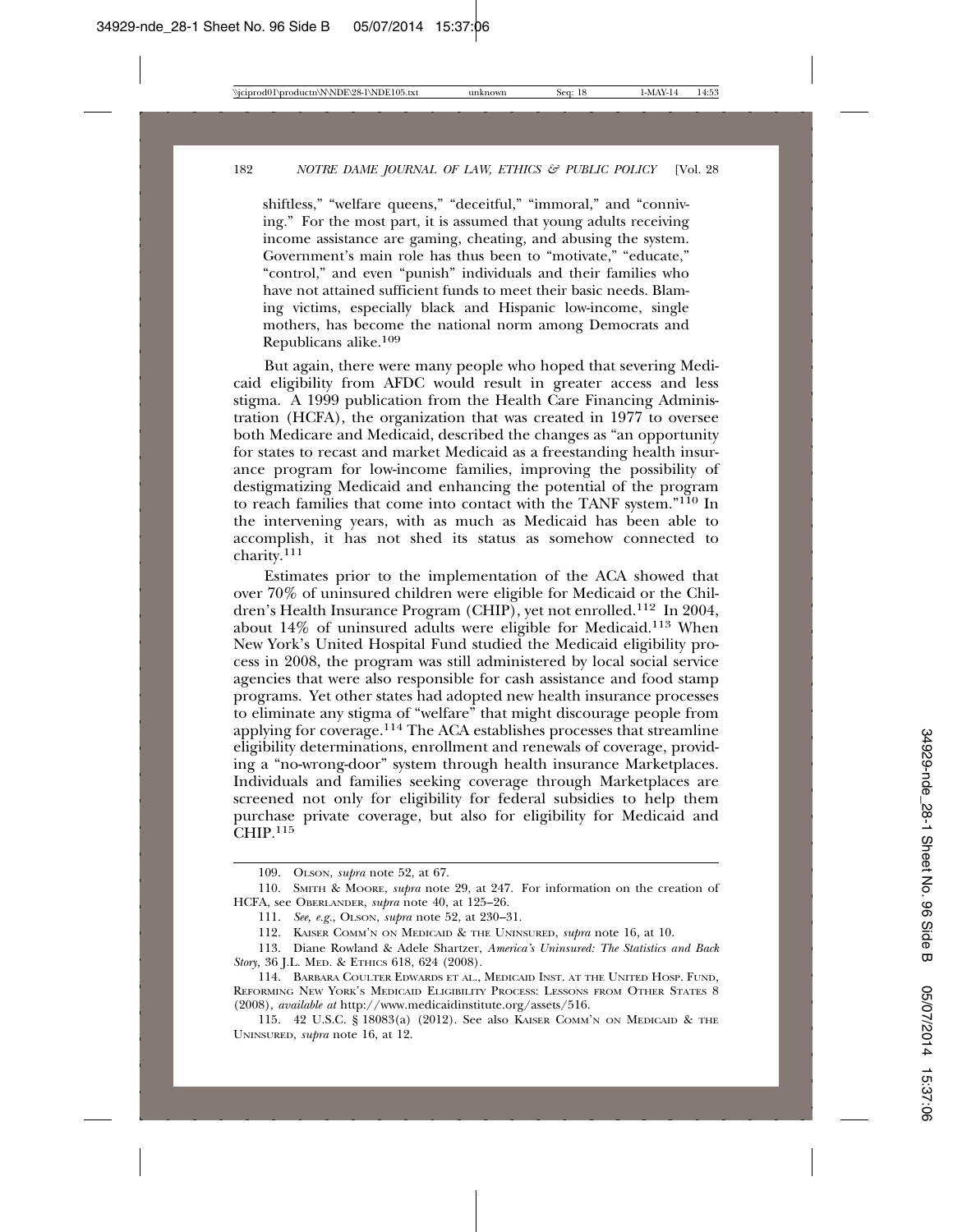shiftless," "welfare queens," "deceitful," "immoral," and "conniving." For the most part, it is assumed that young adults receiving income assistance are gaming, cheating, and abusing the system. Government's main role has thus been to "motivate," "educate," "control," and even "punish" individuals and their families who have not attained sufficient funds to meet their basic needs. Blaming victims, especially black and Hispanic low-income, single mothers, has become the national norm among Democrats and Republicans alike.[109]

But again, there were many people who hoped that severing Medicaid eligibility from AFDC would result in greater access and less stigma. A 1999 publication from the Health Care Financing Administration (HCFA), the organization that was created in 1977 to oversee both Medicare and Medicaid, described the changes as "an opportunity for states to recast and market Medicaid as a freestanding health insurance program for low-income families, improving the possibility of destigmatizing Medicaid and enhancing the potential of the program to reach families that come into contact with the TANF system."[110] In the intervening years, with as much as Medicaid has been able to accomplish, it has not shed its status as somehow connected to charity.[111]

Estimates prior to the implementation of the ACA showed that over 70% of uninsured children were eligible for Medicaid or the Children's Health Insurance Program (CHIP), yet not enrolled.[112] In 2004, about 14% of uninsured adults were eligible for Medicaid.[113] When New York's United Hospital Fund studied the Medicaid eligibility process in 2008, the program was still administered by local social service agencies that were also responsible for cash assistance and food stamp programs. Yet other states had adopted new health insurance processes to eliminate any stigma of "welfare" that might discourage people from applying for coverage.[114] The ACA establishes processes that streamline eligibility determinations, enrollment and renewals of coverage, providing a "no-wrong-door" system through health insurance Marketplaces. Individuals and families seeking coverage through Marketplaces are screened not only for eligibility for federal subsidies to help them purchase private coverage, but also for eligibility for Medicaid and CHIP.[115]

---

109. Olson, *supra* note 52, at 67.

110. Smith & Moore, *supra* note 29, at 247. For information on the creation of HCFA, see Oberlander, *supra* note 40, at 125–26.

111. *See, e.g.*, Olson, *supra* note 52, at 230–31.

112. Kaiser Comm'n on Medicaid & the Uninsured, *supra* note 16, at 10.

113. Diane Rowland & Adele Shartzer, *America's Uninsured: The Statistics and Back Story*, 36 J.L. Med. & Ethics 618, 624 (2008).

114. Barbara Coulter Edwards et al., Medicaid Inst. at the United Hosp. Fund, Reforming New York's Medicaid Eligibility Process: Lessons from Other States 8 (2008), *available at* http://www.medicaidinstitute.org/assets/516.

115. 42 U.S.C. § 18083(a) (2012). See also Kaiser Comm'n on Medicaid & the Uninsured, *supra* note 16, at 12.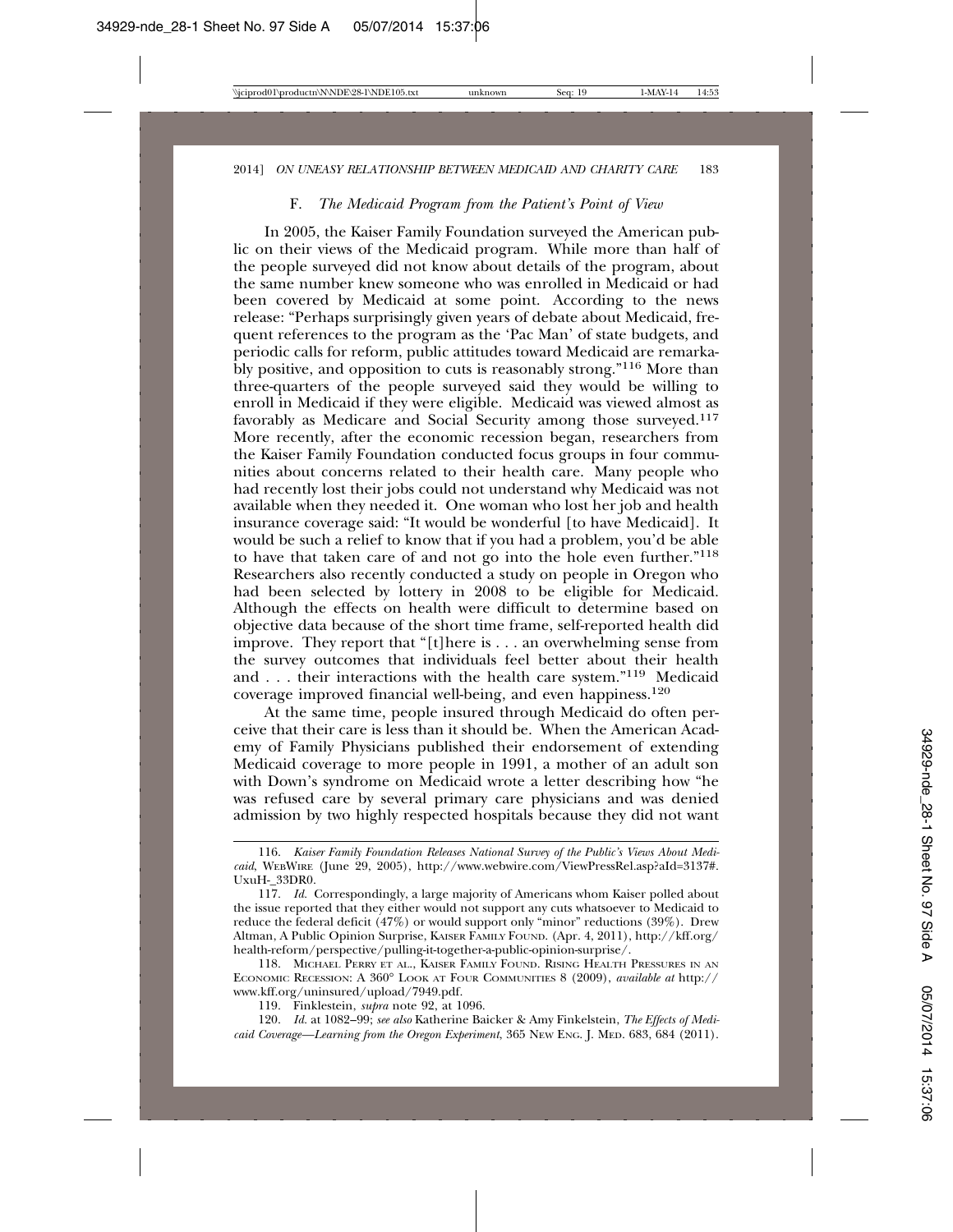### F. *The Medicaid Program from the Patient's Point of View*

In 2005, the Kaiser Family Foundation surveyed the American public on their views of the Medicaid program. While more than half of the people surveyed did not know about details of the program, about the same number knew someone who was enrolled in Medicaid or had been covered by Medicaid at some point. According to the news release: "Perhaps surprisingly given years of debate about Medicaid, frequent references to the program as the 'Pac Man' of state budgets, and periodic calls for reform, public attitudes toward Medicaid are remarkably positive, and opposition to cuts is reasonably strong."[116] More than three-quarters of the people surveyed said they would be willing to enroll in Medicaid if they were eligible. Medicaid was viewed almost as favorably as Medicare and Social Security among those surveyed.[117] More recently, after the economic recession began, researchers from the Kaiser Family Foundation conducted focus groups in four communities about concerns related to their health care. Many people who had recently lost their jobs could not understand why Medicaid was not available when they needed it. One woman who lost her job and health insurance coverage said: "It would be wonderful [to have Medicaid]. It would be such a relief to know that if you had a problem, you'd be able to have that taken care of and not go into the hole even further."[118] Researchers also recently conducted a study on people in Oregon who had been selected by lottery in 2008 to be eligible for Medicaid. Although the effects on health were difficult to determine based on objective data because of the short time frame, self-reported health did improve. They report that "[t]here is . . . an overwhelming sense from the survey outcomes that individuals feel better about their health and . . . their interactions with the health care system."[119] Medicaid coverage improved financial well-being, and even happiness.[120]

At the same time, people insured through Medicaid do often perceive that their care is less than it should be. When the American Academy of Family Physicians published their endorsement of extending Medicaid coverage to more people in 1991, a mother of an adult son with Down's syndrome on Medicaid wrote a letter describing how "he was refused care by several primary care physicians and was denied admission by two highly respected hospitals because they did not want

---

116. *Kaiser Family Foundation Releases National Survey of the Public's Views About Medicaid*, WEBWIRE (June 29, 2005), http://www.webwire.com/ViewPressRel.asp?aId=3137#.UxuH-_33DR0.

117. *Id.* Correspondingly, a large majority of Americans whom Kaiser polled about the issue reported that they either would not support any cuts whatsoever to Medicaid to reduce the federal deficit (47%) or would support only "minor" reductions (39%). Drew Altman, A Public Opinion Surprise, KAISER FAMILY FOUND. (Apr. 4, 2011), http://kff.org/health-reform/perspective/pulling-it-together-a-public-opinion-surprise/.

118. MICHAEL PERRY ET AL., KAISER FAMILY FOUND. RISING HEALTH PRESSURES IN AN ECONOMIC RECESSION: A 360° LOOK AT FOUR COMMUNITIES 8 (2009), *available at* http://www.kff.org/uninsured/upload/7949.pdf.

119. Finklestein, *supra* note 92, at 1096.

120. *Id.* at 1082–99; *see also* Katherine Baicker & Amy Finkelstein, *The Effects of Medicaid Coverage—Learning from the Oregon Experiment*, 365 NEW ENG. J. MED. 683, 684 (2011).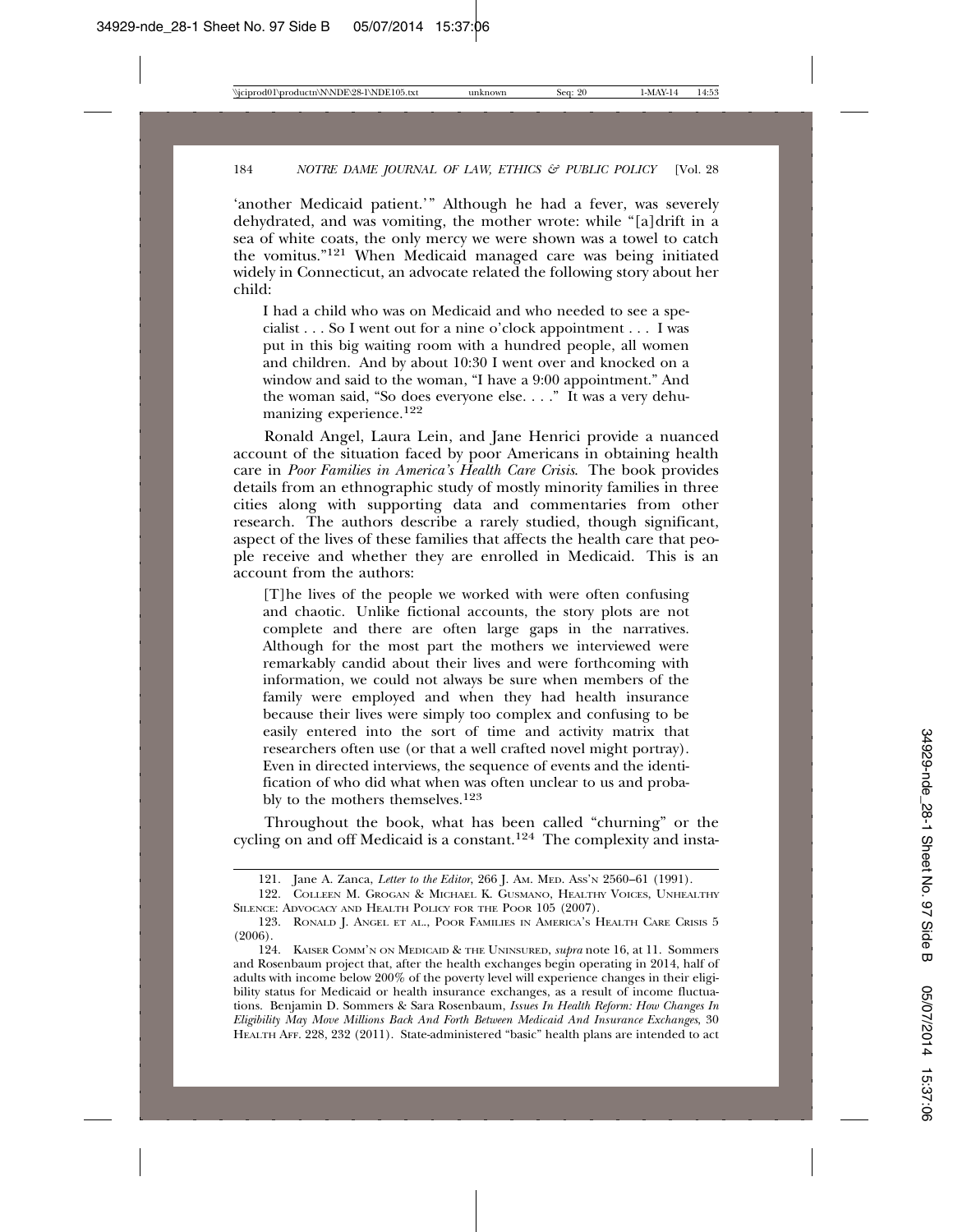'another Medicaid patient.'" Although he had a fever, was severely dehydrated, and was vomiting, the mother wrote: while "[a]drift in a sea of white coats, the only mercy we were shown was a towel to catch the vomitus."[121] When Medicaid managed care was being initiated widely in Connecticut, an advocate related the following story about her child:

> I had a child who was on Medicaid and who needed to see a specialist . . . So I went out for a nine o'clock appointment . . . I was put in this big waiting room with a hundred people, all women and children. And by about 10:30 I went over and knocked on a window and said to the woman, "I have a 9:00 appointment." And the woman said, "So does everyone else. . . ." It was a very dehumanizing experience.[122]

Ronald Angel, Laura Lein, and Jane Henrici provide a nuanced account of the situation faced by poor Americans in obtaining health care in *Poor Families in America's Health Care Crisis*. The book provides details from an ethnographic study of mostly minority families in three cities along with supporting data and commentaries from other research. The authors describe a rarely studied, though significant, aspect of the lives of these families that affects the health care that people receive and whether they are enrolled in Medicaid. This is an account from the authors:

> [T]he lives of the people we worked with were often confusing and chaotic. Unlike fictional accounts, the story plots are not complete and there are often large gaps in the narratives. Although for the most part the mothers we interviewed were remarkably candid about their lives and were forthcoming with information, we could not always be sure when members of the family were employed and when they had health insurance because their lives were simply too complex and confusing to be easily entered into the sort of time and activity matrix that researchers often use (or that a well crafted novel might portray). Even in directed interviews, the sequence of events and the identification of who did what when was often unclear to us and probably to the mothers themselves.[123]

Throughout the book, what has been called "churning" or the cycling on and off Medicaid is a constant.[124] The complexity and insta-

---

121. Jane A. Zanca, *Letter to the Editor*, 266 J. AM. MED. ASS'N 2560–61 (1991).

122. COLLEEN M. GROGAN & MICHAEL K. GUSMANO, HEALTHY VOICES, UNHEALTHY SILENCE: ADVOCACY AND HEALTH POLICY FOR THE POOR 105 (2007).

123. RONALD J. ANGEL ET AL., POOR FAMILIES IN AMERICA'S HEALTH CARE CRISIS 5 (2006).

124. KAISER COMM'N ON MEDICAID & THE UNINSURED, *supra* note 16, at 11. Sommers and Rosenbaum project that, after the health exchanges begin operating in 2014, half of adults with income below 200% of the poverty level will experience changes in their eligibility status for Medicaid or health insurance exchanges, as a result of income fluctuations. Benjamin D. Sommers & Sara Rosenbaum, *Issues In Health Reform: How Changes In Eligibility May Move Millions Back And Forth Between Medicaid And Insurance Exchanges*, 30 HEALTH AFF. 228, 232 (2011). State-administered "basic" health plans are intended to act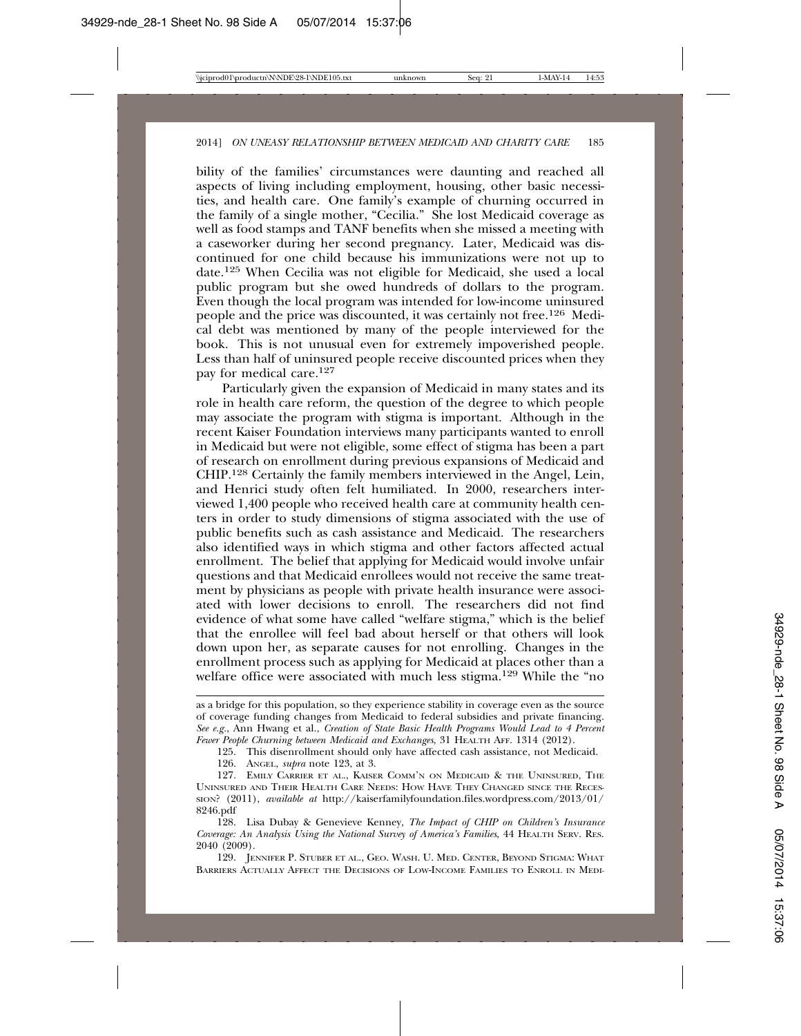bility of the families' circumstances were daunting and reached all aspects of living including employment, housing, other basic necessities, and health care. One family's example of churning occurred in the family of a single mother, "Cecilia." She lost Medicaid coverage as well as food stamps and TANF benefits when she missed a meeting with a caseworker during her second pregnancy. Later, Medicaid was discontinued for one child because his immunizations were not up to date.[125] When Cecilia was not eligible for Medicaid, she used a local public program but she owed hundreds of dollars to the program. Even though the local program was intended for low-income uninsured people and the price was discounted, it was certainly not free.[126] Medical debt was mentioned by many of the people interviewed for the book. This is not unusual even for extremely impoverished people. Less than half of uninsured people receive discounted prices when they pay for medical care.[127]

Particularly given the expansion of Medicaid in many states and its role in health care reform, the question of the degree to which people may associate the program with stigma is important. Although in the recent Kaiser Foundation interviews many participants wanted to enroll in Medicaid but were not eligible, some effect of stigma has been a part of research on enrollment during previous expansions of Medicaid and CHIP.[128] Certainly the family members interviewed in the Angel, Lein, and Henrici study often felt humiliated. In 2000, researchers interviewed 1,400 people who received health care at community health centers in order to study dimensions of stigma associated with the use of public benefits such as cash assistance and Medicaid. The researchers also identified ways in which stigma and other factors affected actual enrollment. The belief that applying for Medicaid would involve unfair questions and that Medicaid enrollees would not receive the same treatment by physicians as people with private health insurance were associated with lower decisions to enroll. The researchers did not find evidence of what some have called "welfare stigma," which is the belief that the enrollee will feel bad about herself or that others will look down upon her, as separate causes for not enrolling. Changes in the enrollment process such as applying for Medicaid at places other than a welfare office were associated with much less stigma.[129] While the "no

---

as a bridge for this population, so they experience stability in coverage even as the source of coverage funding changes from Medicaid to federal subsidies and private financing. *See e.g.*, Ann Hwang et al., *Creation of State Basic Health Programs Would Lead to 4 Percent Fewer People Churning between Medicaid and Exchanges*, 31 HEALTH AFF. 1314 (2012).

125. This disenrollment should only have affected cash assistance, not Medicaid.

126. ANGEL, *supra* note 123, at 3.

127. EMILY CARRIER ET AL., KAISER COMM'N ON MEDICAID & THE UNINSURED, THE UNINSURED AND THEIR HEALTH CARE NEEDS: HOW HAVE THEY CHANGED SINCE THE RECESSION? (2011), *available at* http://kaiserfamilyfoundation.files.wordpress.com/2013/01/8246.pdf

128. Lisa Dubay & Genevieve Kenney, *The Impact of CHIP on Children's Insurance Coverage: An Analysis Using the National Survey of America's Families*, 44 HEALTH SERV. RES. 2040 (2009).

129. JENNIFER P. STUBER ET AL., GEO. WASH. U. MED. CENTER, BEYOND STIGMA: WHAT BARRIERS ACTUALLY AFFECT THE DECISIONS OF LOW-INCOME FAMILIES TO ENROLL IN MEDI-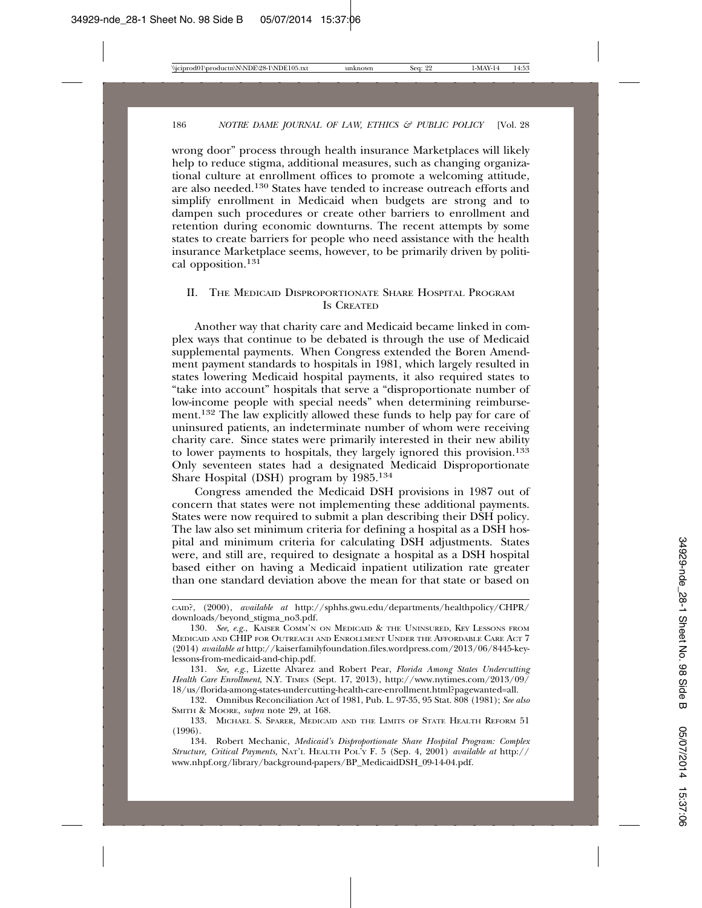wrong door" process through health insurance Marketplaces will likely help to reduce stigma, additional measures, such as changing organizational culture at enrollment offices to promote a welcoming attitude, are also needed.[130] States have tended to increase outreach efforts and simplify enrollment in Medicaid when budgets are strong and to dampen such procedures or create other barriers to enrollment and retention during economic downturns. The recent attempts by some states to create barriers for people who need assistance with the health insurance Marketplace seems, however, to be primarily driven by political opposition.[131]

## II. THE MEDICAID DISPROPORTIONATE SHARE HOSPITAL PROGRAM IS CREATED

Another way that charity care and Medicaid became linked in complex ways that continue to be debated is through the use of Medicaid supplemental payments. When Congress extended the Boren Amendment payment standards to hospitals in 1981, which largely resulted in states lowering Medicaid hospital payments, it also required states to "take into account" hospitals that serve a "disproportionate number of low-income people with special needs" when determining reimbursement.[132] The law explicitly allowed these funds to help pay for care of uninsured patients, an indeterminate number of whom were receiving charity care. Since states were primarily interested in their new ability to lower payments to hospitals, they largely ignored this provision.[133] Only seventeen states had a designated Medicaid Disproportionate Share Hospital (DSH) program by 1985.[134]

Congress amended the Medicaid DSH provisions in 1987 out of concern that states were not implementing these additional payments. States were now required to submit a plan describing their DSH policy. The law also set minimum criteria for defining a hospital as a DSH hospital and minimum criteria for calculating DSH adjustments. States were, and still are, required to designate a hospital as a DSH hospital based either on having a Medicaid inpatient utilization rate greater than one standard deviation above the mean for that state or based on

---

CAID?, (2000), *available at* http://sphhs.gwu.edu/departments/healthpolicy/CHPR/downloads/beyond_stigma_no3.pdf.

130. *See, e.g.*, KAISER COMM'N ON MEDICAID & THE UNINSURED, KEY LESSONS FROM MEDICAID AND CHIP FOR OUTREACH AND ENROLLMENT UNDER THE AFFORDABLE CARE ACT 7 (2014) *available at* http://kaiserfamilyfoundation.files.wordpress.com/2013/06/8445-key-lessons-from-medicaid-and-chip.pdf.

131. *See, e.g.*, Lizette Alvarez and Robert Pear, *Florida Among States Undercutting Health Care Enrollment*, N.Y. TIMES (Sept. 17, 2013), http://www.nytimes.com/2013/09/18/us/florida-among-states-undercutting-health-care-enrollment.html?pagewanted=all.

132. Omnibus Reconciliation Act of 1981, Pub. L. 97-35, 95 Stat. 808 (1981); *See also* SMITH & MOORE, *supra* note 29, at 168.

133. MICHAEL S. SPARER, MEDICAID AND THE LIMITS OF STATE HEALTH REFORM 51 (1996).

134. Robert Mechanic, *Medicaid's Disproportionate Share Hospital Program: Complex Structure, Critical Payments,* NAT'L HEALTH POL'Y F. 5 (Sep. 4, 2001) *available at* http://www.nhpf.org/library/background-papers/BP_MedicaidDSH_09-14-04.pdf.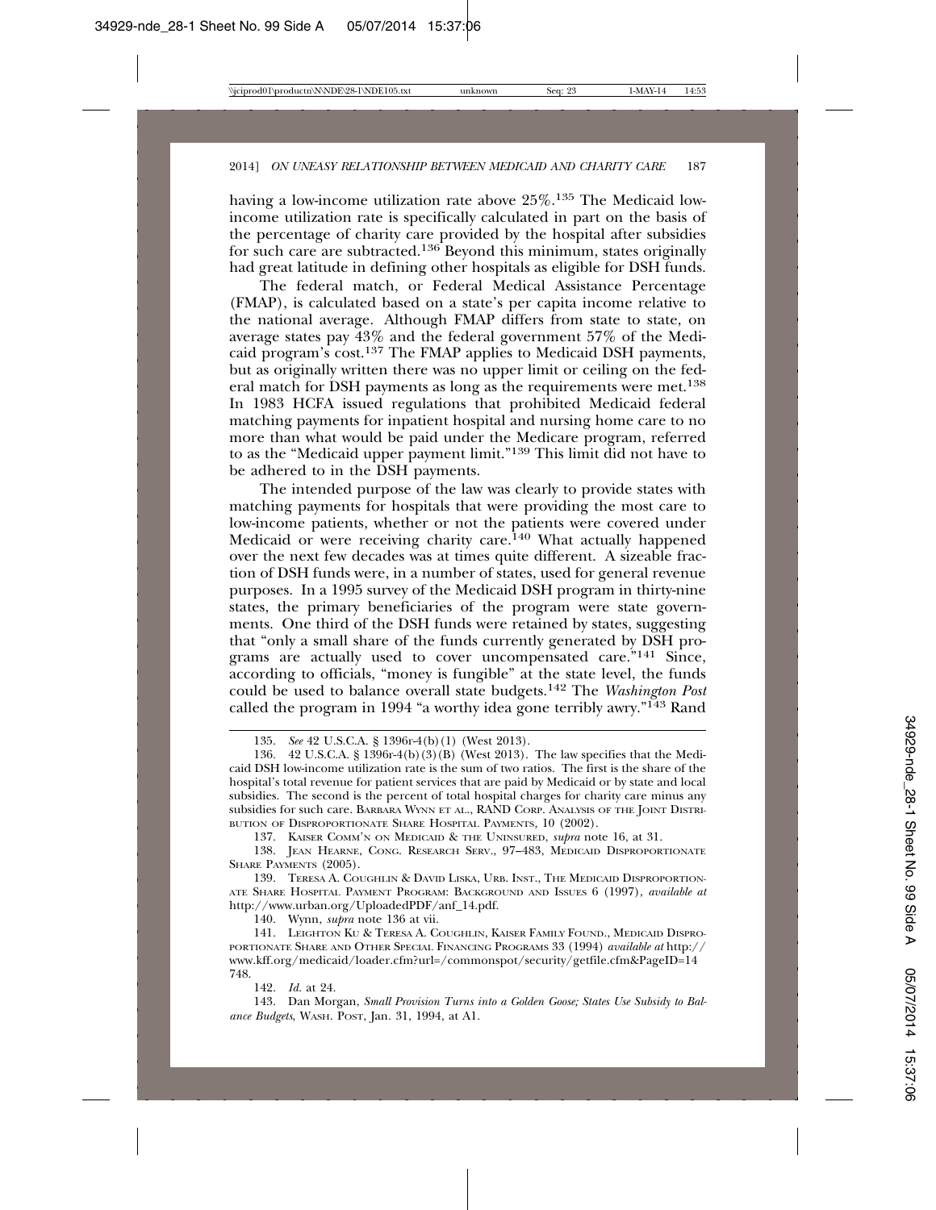having a low-income utilization rate above 25%.[135] The Medicaid low-income utilization rate is specifically calculated in part on the basis of the percentage of charity care provided by the hospital after subsidies for such care are subtracted.[136] Beyond this minimum, states originally had great latitude in defining other hospitals as eligible for DSH funds.

The federal match, or Federal Medical Assistance Percentage (FMAP), is calculated based on a state's per capita income relative to the national average. Although FMAP differs from state to state, on average states pay 43% and the federal government 57% of the Medicaid program's cost.[137] The FMAP applies to Medicaid DSH payments, but as originally written there was no upper limit or ceiling on the federal match for DSH payments as long as the requirements were met.[138] In 1983 HCFA issued regulations that prohibited Medicaid federal matching payments for inpatient hospital and nursing home care to no more than what would be paid under the Medicare program, referred to as the "Medicaid upper payment limit."[139] This limit did not have to be adhered to in the DSH payments.

The intended purpose of the law was clearly to provide states with matching payments for hospitals that were providing the most care to low-income patients, whether or not the patients were covered under Medicaid or were receiving charity care.[140] What actually happened over the next few decades was at times quite different. A sizeable fraction of DSH funds were, in a number of states, used for general revenue purposes. In a 1995 survey of the Medicaid DSH program in thirty-nine states, the primary beneficiaries of the program were state governments. One third of the DSH funds were retained by states, suggesting that "only a small share of the funds currently generated by DSH programs are actually used to cover uncompensated care."[141] Since, according to officials, "money is fungible" at the state level, the funds could be used to balance overall state budgets.[142] The *Washington Post* called the program in 1994 "a worthy idea gone terribly awry."[143] Rand

---

135. *See* 42 U.S.C.A. § 1396r-4(b)(1) (West 2013).

136. 42 U.S.C.A. § 1396r-4(b)(3)(B) (West 2013). The law specifies that the Medicaid DSH low-income utilization rate is the sum of two ratios. The first is the share of the hospital's total revenue for patient services that are paid by Medicaid or by state and local subsidies. The second is the percent of total hospital charges for charity care minus any subsidies for such care. BARBARA WYNN ET AL., RAND CORP. ANALYSIS OF THE JOINT DISTRIBUTION OF DISPROPORTIONATE SHARE HOSPITAL PAYMENTS, 10 (2002).

137. KAISER COMM'N ON MEDICAID & THE UNINSURED, *supra* note 16, at 31.

138. JEAN HEARNE, CONG. RESEARCH SERV., 97–483, MEDICAID DISPROPORTIONATE SHARE PAYMENTS (2005).

139. TERESA A. COUGHLIN & DAVID LISKA, URB. INST., THE MEDICAID DISPROPORTIONATE SHARE HOSPITAL PAYMENT PROGRAM: BACKGROUND AND ISSUES 6 (1997), *available at* http://www.urban.org/UploadedPDF/anf_14.pdf.

140. Wynn, *supra* note 136 at vii.

141. LEIGHTON KU & TERESA A. COUGHLIN, KAISER FAMILY FOUND., MEDICAID DISPROPORTIONATE SHARE AND OTHER SPECIAL FINANCING PROGRAMS 33 (1994) *available at* http://www.kff.org/medicaid/loader.cfm?url=/commonspot/security/getfile.cfm&PageID=14748.

142. *Id.* at 24.

143. Dan Morgan, *Small Provision Turns into a Golden Goose; States Use Subsidy to Balance Budgets*, WASH. POST, Jan. 31, 1994, at A1.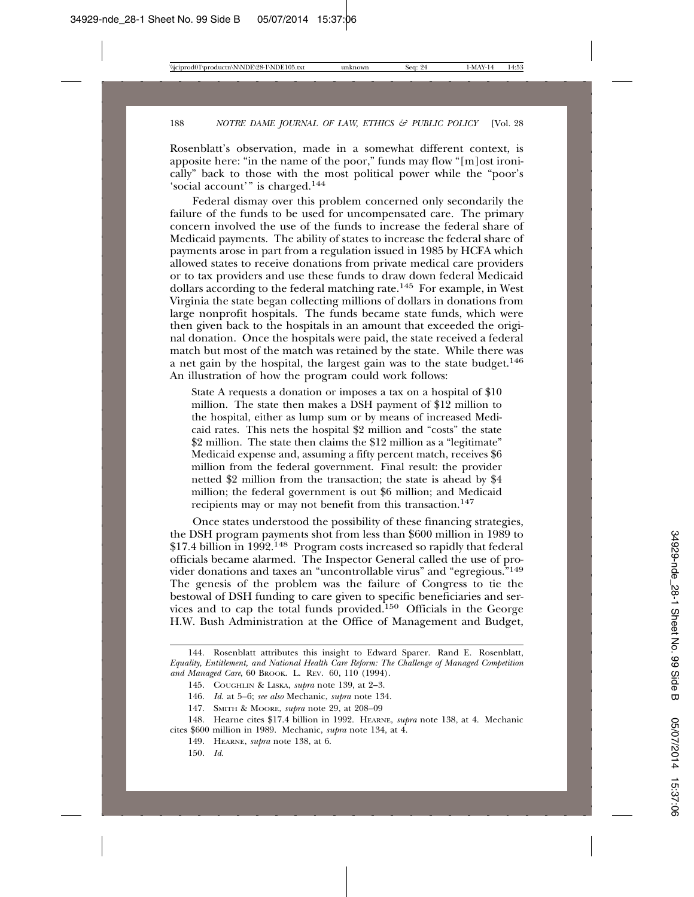Rosenblatt's observation, made in a somewhat different context, is apposite here: "in the name of the poor," funds may flow "[m]ost ironically" back to those with the most political power while the "poor's 'social account'" is charged.[144]

Federal dismay over this problem concerned only secondarily the failure of the funds to be used for uncompensated care. The primary concern involved the use of the funds to increase the federal share of Medicaid payments. The ability of states to increase the federal share of payments arose in part from a regulation issued in 1985 by HCFA which allowed states to receive donations from private medical care providers or to tax providers and use these funds to draw down federal Medicaid dollars according to the federal matching rate.[145] For example, in West Virginia the state began collecting millions of dollars in donations from large nonprofit hospitals. The funds became state funds, which were then given back to the hospitals in an amount that exceeded the original donation. Once the hospitals were paid, the state received a federal match but most of the match was retained by the state. While there was a net gain by the hospital, the largest gain was to the state budget.[146] An illustration of how the program could work follows:

> State A requests a donation or imposes a tax on a hospital of $10 million. The state then makes a DSH payment of $12 million to the hospital, either as lump sum or by means of increased Medicaid rates. This nets the hospital $2 million and "costs" the state $2 million. The state then claims the $12 million as a "legitimate" Medicaid expense and, assuming a fifty percent match, receives $6 million from the federal government. Final result: the provider netted $2 million from the transaction; the state is ahead by $4 million; the federal government is out $6 million; and Medicaid recipients may or may not benefit from this transaction.[147]

Once states understood the possibility of these financing strategies, the DSH program payments shot from less than $600 million in 1989 to $17.4 billion in 1992.[148] Program costs increased so rapidly that federal officials became alarmed. The Inspector General called the use of provider donations and taxes an "uncontrollable virus" and "egregious."[149] The genesis of the problem was the failure of Congress to tie the bestowal of DSH funding to care given to specific beneficiaries and services and to cap the total funds provided.[150] Officials in the George H.W. Bush Administration at the Office of Management and Budget,

---

144. Rosenblatt attributes this insight to Edward Sparer. Rand E. Rosenblatt, *Equality, Entitlement, and National Health Care Reform: The Challenge of Managed Competition and Managed Care*, 60 BROOK. L. REV. 60, 110 (1994).

145. COUGHLIN & LISKA, *supra* note 139, at 2–3.

146. *Id.* at 5–6; *see also* Mechanic, *supra* note 134.

147. SMITH & MOORE, *supra* note 29, at 208–09

148. Hearne cites $17.4 billion in 1992. HEARNE, *supra* note 138, at 4. Mechanic cites $600 million in 1989. Mechanic, *supra* note 134, at 4.

149. HEARNE, *supra* note 138, at 6.

150. *Id.*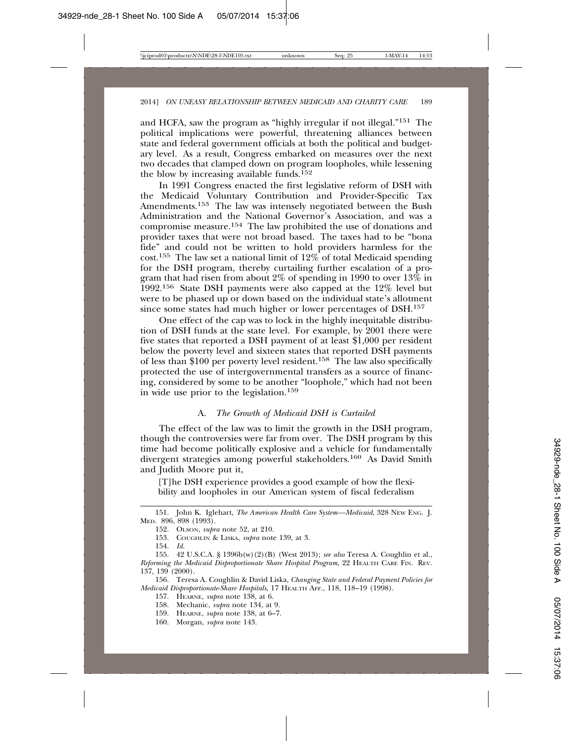and HCFA, saw the program as "highly irregular if not illegal."[151] The political implications were powerful, threatening alliances between state and federal government officials at both the political and budgetary level. As a result, Congress embarked on measures over the next two decades that clamped down on program loopholes, while lessening the blow by increasing available funds.[152]

In 1991 Congress enacted the first legislative reform of DSH with the Medicaid Voluntary Contribution and Provider-Specific Tax Amendments.[153] The law was intensely negotiated between the Bush Administration and the National Governor's Association, and was a compromise measure.[154] The law prohibited the use of donations and provider taxes that were not broad based. The taxes had to be "bona fide" and could not be written to hold providers harmless for the cost.[155] The law set a national limit of 12% of total Medicaid spending for the DSH program, thereby curtailing further escalation of a program that had risen from about 2% of spending in 1990 to over 13% in 1992.[156] State DSH payments were also capped at the 12% level but were to be phased up or down based on the individual state's allotment since some states had much higher or lower percentages of DSH.[157]

One effect of the cap was to lock in the highly inequitable distribution of DSH funds at the state level. For example, by 2001 there were five states that reported a DSH payment of at least $1,000 per resident below the poverty level and sixteen states that reported DSH payments of less than $100 per poverty level resident.[158] The law also specifically protected the use of intergovernmental transfers as a source of financing, considered by some to be another "loophole," which had not been in wide use prior to the legislation.[159]

### A. *The Growth of Medicaid DSH is Curtailed*

The effect of the law was to limit the growth in the DSH program, though the controversies were far from over. The DSH program by this time had become politically explosive and a vehicle for fundamentally divergent strategies among powerful stakeholders.[160] As David Smith and Judith Moore put it,

> [T]he DSH experience provides a good example of how the flexibility and loopholes in our American system of fiscal federalism

---

151. John K. Iglehart, *The American Health Care System—Medicaid*, 328 NEW ENG. J. MED. 896, 898 (1993).

152. OLSON, *supra* note 52, at 210.

153. COUGHLIN & LISKA, *supra* note 139, at 3.

154. *Id.*

155. 42 U.S.C.A. § 1396b(w)(2)(B) (West 2013); *see also* Teresa A. Coughlin et al., *Reforming the Medicaid Disproportionate Share Hospital Program*, 22 HEALTH CARE FIN. REV. 137, 139 (2000).

156. Teresa A. Coughlin & David Liska, *Changing State and Federal Payment Policies for Medicaid Disproportionate-Share Hospitals*, 17 HEALTH AFF., 118, 118–19 (1998).

157. HEARNE, *supra* note 138, at 6.

158. Mechanic, *supra* note 134, at 9.

159. HEARNE, *supra* note 138, at 6–7.

160. Morgan, *supra* note 143.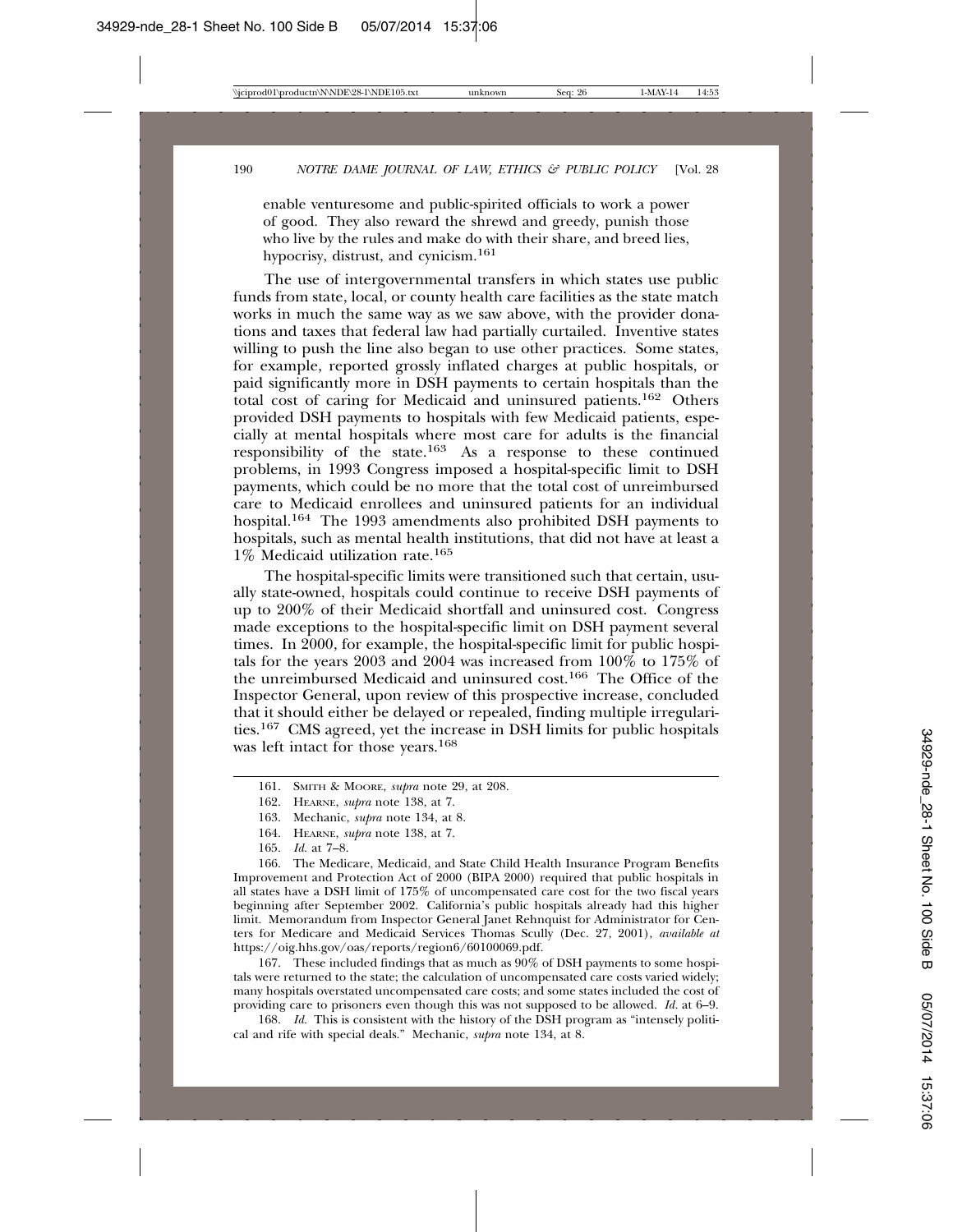enable venturesome and public-spirited officials to work a power of good. They also reward the shrewd and greedy, punish those who live by the rules and make do with their share, and breed lies, hypocrisy, distrust, and cynicism.[161]

The use of intergovernmental transfers in which states use public funds from state, local, or county health care facilities as the state match works in much the same way as we saw above, with the provider donations and taxes that federal law had partially curtailed. Inventive states willing to push the line also began to use other practices. Some states, for example, reported grossly inflated charges at public hospitals, or paid significantly more in DSH payments to certain hospitals than the total cost of caring for Medicaid and uninsured patients.[162] Others provided DSH payments to hospitals with few Medicaid patients, especially at mental hospitals where most care for adults is the financial responsibility of the state.[163] As a response to these continued problems, in 1993 Congress imposed a hospital-specific limit to DSH payments, which could be no more that the total cost of unreimbursed care to Medicaid enrollees and uninsured patients for an individual hospital.[164] The 1993 amendments also prohibited DSH payments to hospitals, such as mental health institutions, that did not have at least a 1% Medicaid utilization rate.[165]

The hospital-specific limits were transitioned such that certain, usually state-owned, hospitals could continue to receive DSH payments of up to 200% of their Medicaid shortfall and uninsured cost. Congress made exceptions to the hospital-specific limit on DSH payment several times. In 2000, for example, the hospital-specific limit for public hospitals for the years 2003 and 2004 was increased from 100% to 175% of the unreimbursed Medicaid and uninsured cost.[166] The Office of the Inspector General, upon review of this prospective increase, concluded that it should either be delayed or repealed, finding multiple irregularities.[167] CMS agreed, yet the increase in DSH limits for public hospitals was left intact for those years.[168]

---

161. SMITH & MOORE, *supra* note 29, at 208.

162. HEARNE, *supra* note 138, at 7.

163. Mechanic, *supra* note 134, at 8.

164. HEARNE, *supra* note 138, at 7.

165. *Id.* at 7–8.

166. The Medicare, Medicaid, and State Child Health Insurance Program Benefits Improvement and Protection Act of 2000 (BIPA 2000) required that public hospitals in all states have a DSH limit of 175% of uncompensated care cost for the two fiscal years beginning after September 2002. California's public hospitals already had this higher limit. Memorandum from Inspector General Janet Rehnquist for Administrator for Centers for Medicare and Medicaid Services Thomas Scully (Dec. 27, 2001), *available at* https://oig.hhs.gov/oas/reports/region6/60100069.pdf.

167. These included findings that as much as 90% of DSH payments to some hospitals were returned to the state; the calculation of uncompensated care costs varied widely; many hospitals overstated uncompensated care costs; and some states included the cost of providing care to prisoners even though this was not supposed to be allowed. *Id.* at 6–9.

168. *Id.* This is consistent with the history of the DSH program as "intensely political and rife with special deals." Mechanic, *supra* note 134, at 8.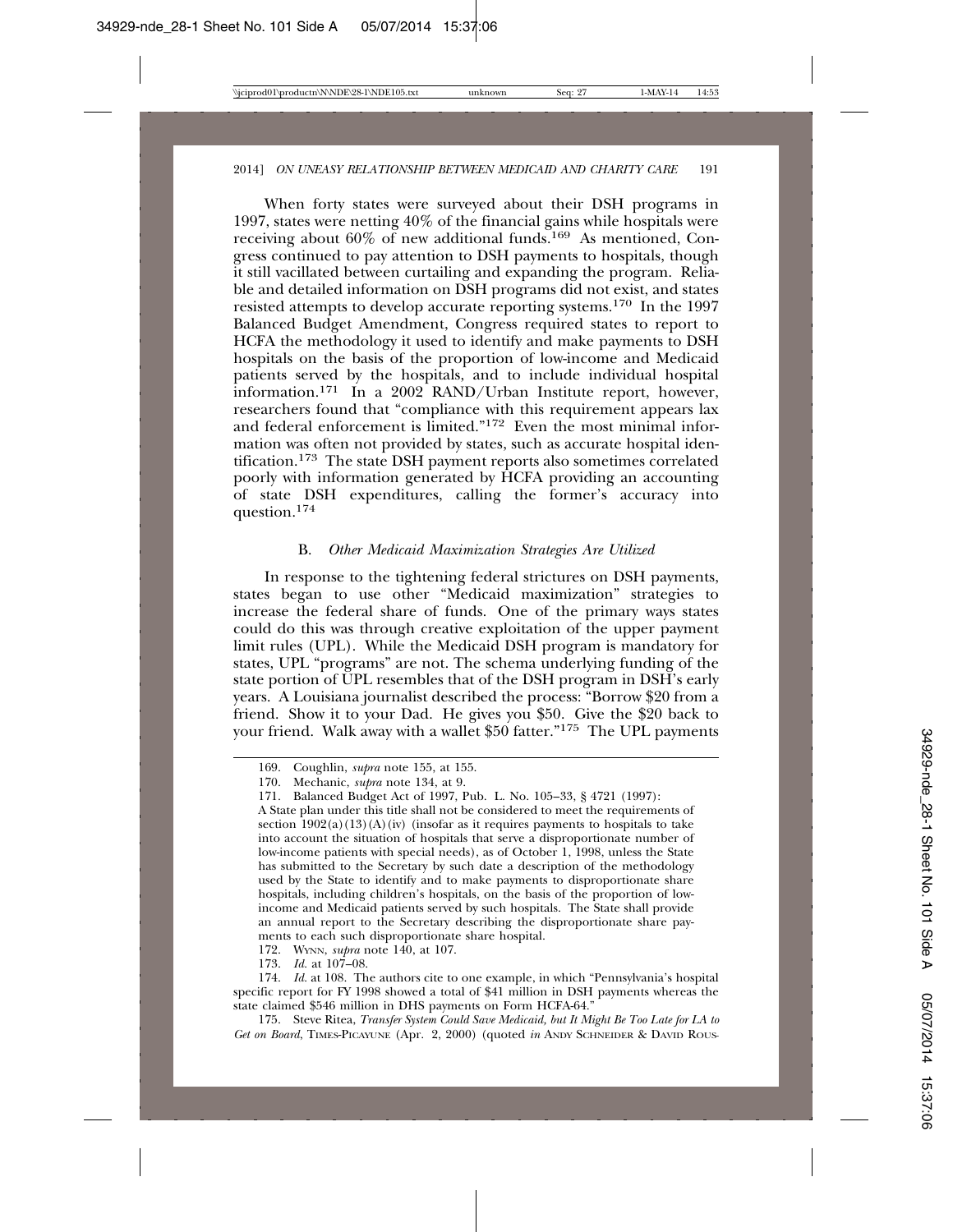When forty states were surveyed about their DSH programs in 1997, states were netting 40% of the financial gains while hospitals were receiving about 60% of new additional funds.[169] As mentioned, Congress continued to pay attention to DSH payments to hospitals, though it still vacillated between curtailing and expanding the program. Reliable and detailed information on DSH programs did not exist, and states resisted attempts to develop accurate reporting systems.[170] In the 1997 Balanced Budget Amendment, Congress required states to report to HCFA the methodology it used to identify and make payments to DSH hospitals on the basis of the proportion of low-income and Medicaid patients served by the hospitals, and to include individual hospital information.[171] In a 2002 RAND/Urban Institute report, however, researchers found that "compliance with this requirement appears lax and federal enforcement is limited."[172] Even the most minimal information was often not provided by states, such as accurate hospital identification.[173] The state DSH payment reports also sometimes correlated poorly with information generated by HCFA providing an accounting of state DSH expenditures, calling the former's accuracy into question.[174]

### B. *Other Medicaid Maximization Strategies Are Utilized*

In response to the tightening federal strictures on DSH payments, states began to use other "Medicaid maximization" strategies to increase the federal share of funds. One of the primary ways states could do this was through creative exploitation of the upper payment limit rules (UPL). While the Medicaid DSH program is mandatory for states, UPL "programs" are not. The schema underlying funding of the state portion of UPL resembles that of the DSH program in DSH's early years. A Louisiana journalist described the process: "Borrow $20 from a friend. Show it to your Dad. He gives you $50. Give the $20 back to your friend. Walk away with a wallet $50 fatter."[175] The UPL payments

---

169. Coughlin, *supra* note 155, at 155.

170. Mechanic, *supra* note 134, at 9.

171. Balanced Budget Act of 1997, Pub. L. No. 105–33, § 4721 (1997):

A State plan under this title shall not be considered to meet the requirements of section 1902(a)(13)(A)(iv) (insofar as it requires payments to hospitals to take into account the situation of hospitals that serve a disproportionate number of low-income patients with special needs), as of October 1, 1998, unless the State has submitted to the Secretary by such date a description of the methodology used by the State to identify and to make payments to disproportionate share hospitals, including children's hospitals, on the basis of the proportion of low-income and Medicaid patients served by such hospitals. The State shall provide an annual report to the Secretary describing the disproportionate share payments to each such disproportionate share hospital.

172. WYNN, *supra* note 140, at 107.

173. *Id.* at 107–08.

174. *Id.* at 108. The authors cite to one example, in which "Pennsylvania's hospital specific report for FY 1998 showed a total of $41 million in DSH payments whereas the state claimed $546 million in DHS payments on Form HCFA-64."

175. Steve Ritea, *Transfer System Could Save Medicaid, but It Might Be Too Late for LA to Get on Board*, TIMES-PICAYUNE (Apr. 2, 2000) (quoted *in* ANDY SCHNEIDER & DAVID ROUS-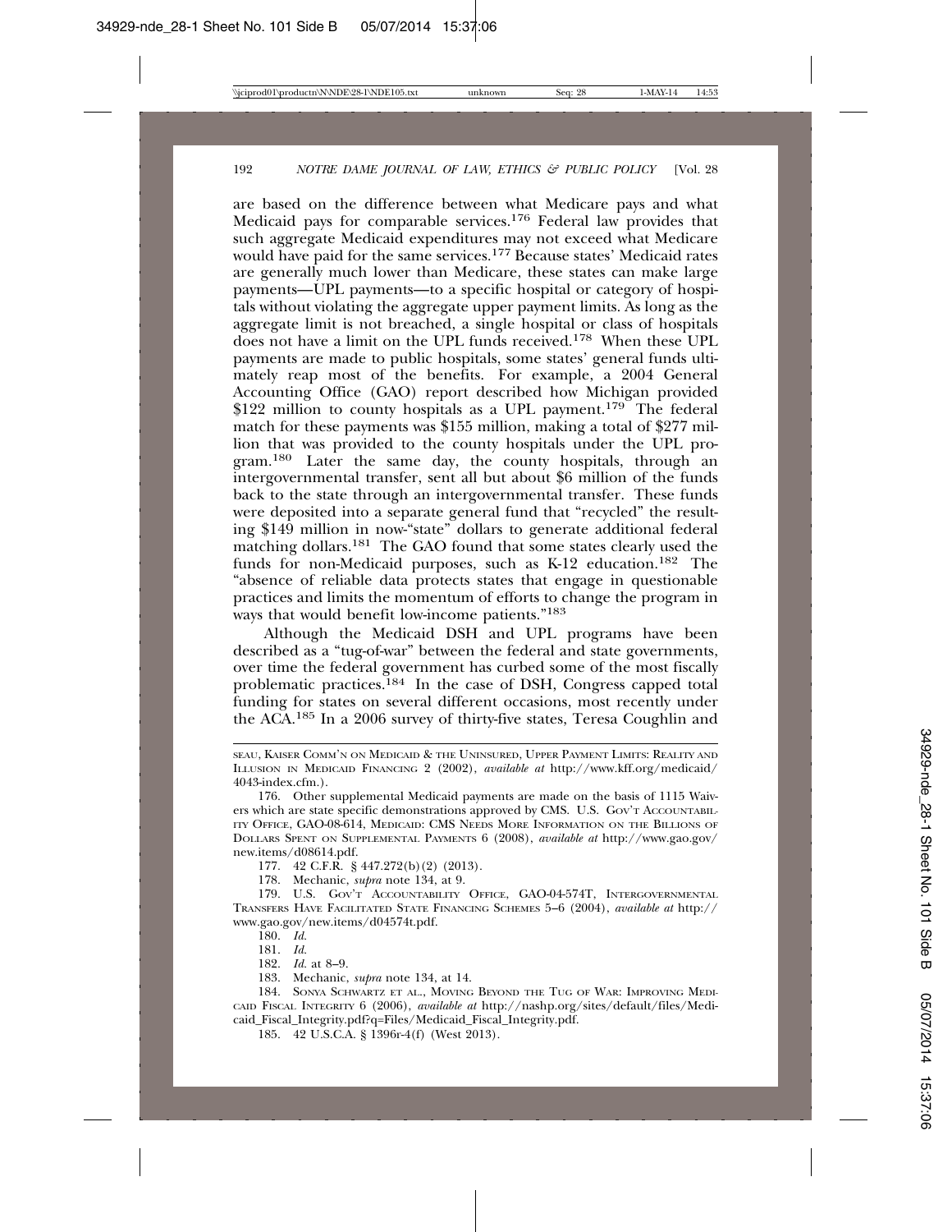are based on the difference between what Medicare pays and what Medicaid pays for comparable services.[176] Federal law provides that such aggregate Medicaid expenditures may not exceed what Medicare would have paid for the same services.[177] Because states' Medicaid rates are generally much lower than Medicare, these states can make large payments—UPL payments—to a specific hospital or category of hospitals without violating the aggregate upper payment limits. As long as the aggregate limit is not breached, a single hospital or class of hospitals does not have a limit on the UPL funds received.[178] When these UPL payments are made to public hospitals, some states' general funds ultimately reap most of the benefits. For example, a 2004 General Accounting Office (GAO) report described how Michigan provided $122 million to county hospitals as a UPL payment.[179] The federal match for these payments was $155 million, making a total of $277 million that was provided to the county hospitals under the UPL program.[180] Later the same day, the county hospitals, through an intergovernmental transfer, sent all but about $6 million of the funds back to the state through an intergovernmental transfer. These funds were deposited into a separate general fund that "recycled" the resulting $149 million in now-"state" dollars to generate additional federal matching dollars.[181] The GAO found that some states clearly used the funds for non-Medicaid purposes, such as K-12 education.[182] The "absence of reliable data protects states that engage in questionable practices and limits the momentum of efforts to change the program in ways that would benefit low-income patients."[183]

Although the Medicaid DSH and UPL programs have been described as a "tug-of-war" between the federal and state governments, over time the federal government has curbed some of the most fiscally problematic practices.[184] In the case of DSH, Congress capped total funding for states on several different occasions, most recently under the ACA.[185] In a 2006 survey of thirty-five states, Teresa Coughlin and

---

SEAU, KAISER COMM'N ON MEDICAID & THE UNINSURED, UPPER PAYMENT LIMITS: REALITY AND ILLUSION IN MEDICAID FINANCING 2 (2002), *available at* http://www.kff.org/medicaid/4043-index.cfm.).

176. Other supplemental Medicaid payments are made on the basis of 1115 Waivers which are state specific demonstrations approved by CMS. U.S. GOV'T ACCOUNTABILITY OFFICE, GAO-08-614, MEDICAID: CMS NEEDS MORE INFORMATION ON THE BILLIONS OF DOLLARS SPENT ON SUPPLEMENTAL PAYMENTS 6 (2008), *available at* http://www.gao.gov/new.items/d08614.pdf.

177. 42 C.F.R. § 447.272(b)(2) (2013).

178. Mechanic, *supra* note 134, at 9.

179. U.S. GOV'T ACCOUNTABILITY OFFICE, GAO-04-574T, INTERGOVERNMENTAL TRANSFERS HAVE FACILITATED STATE FINANCING SCHEMES 5–6 (2004), *available at* http://www.gao.gov/new.items/d04574t.pdf.

180. *Id.*

181. *Id.*

182. *Id.* at 8–9.

183. Mechanic, *supra* note 134, at 14.

184. SONYA SCHWARTZ ET AL., MOVING BEYOND THE TUG OF WAR: IMPROVING MEDICAID FISCAL INTEGRITY 6 (2006), *available at* http://nashp.org/sites/default/files/Medicaid_Fiscal_Integrity.pdf?q=Files/Medicaid_Fiscal_Integrity.pdf.

185. 42 U.S.C.A. § 1396r-4(f) (West 2013).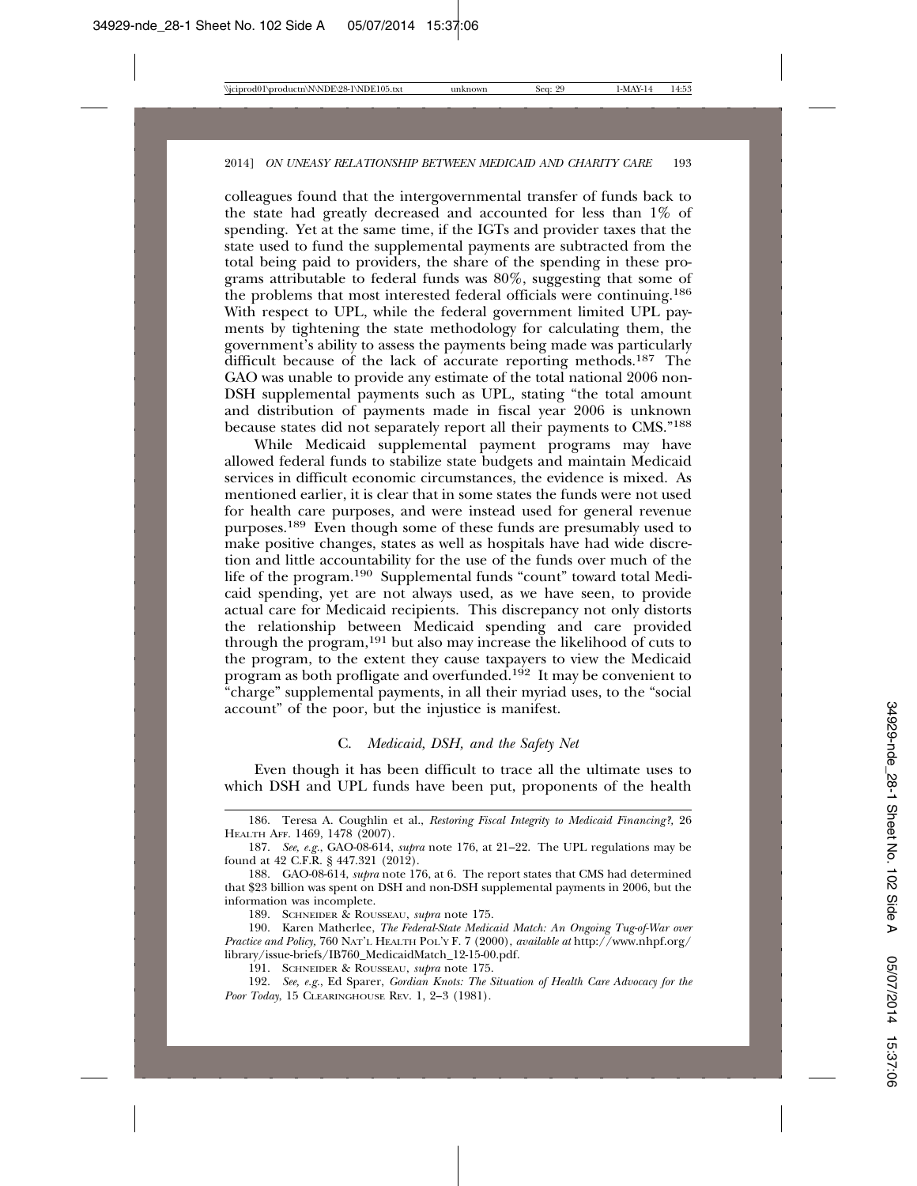colleagues found that the intergovernmental transfer of funds back to the state had greatly decreased and accounted for less than 1% of spending. Yet at the same time, if the IGTs and provider taxes that the state used to fund the supplemental payments are subtracted from the total being paid to providers, the share of the spending in these programs attributable to federal funds was 80%, suggesting that some of the problems that most interested federal officials were continuing.[186] With respect to UPL, while the federal government limited UPL payments by tightening the state methodology for calculating them, the government's ability to assess the payments being made was particularly difficult because of the lack of accurate reporting methods.[187] The GAO was unable to provide any estimate of the total national 2006 non-DSH supplemental payments such as UPL, stating "the total amount and distribution of payments made in fiscal year 2006 is unknown because states did not separately report all their payments to CMS."[188]

While Medicaid supplemental payment programs may have allowed federal funds to stabilize state budgets and maintain Medicaid services in difficult economic circumstances, the evidence is mixed. As mentioned earlier, it is clear that in some states the funds were not used for health care purposes, and were instead used for general revenue purposes.[189] Even though some of these funds are presumably used to make positive changes, states as well as hospitals have had wide discretion and little accountability for the use of the funds over much of the life of the program.[190] Supplemental funds "count" toward total Medicaid spending, yet are not always used, as we have seen, to provide actual care for Medicaid recipients. This discrepancy not only distorts the relationship between Medicaid spending and care provided through the program,[191] but also may increase the likelihood of cuts to the program, to the extent they cause taxpayers to view the Medicaid program as both profligate and overfunded.[192] It may be convenient to "charge" supplemental payments, in all their myriad uses, to the "social account" of the poor, but the injustice is manifest.

### C. *Medicaid, DSH, and the Safety Net*

Even though it has been difficult to trace all the ultimate uses to which DSH and UPL funds have been put, proponents of the health

---

186. Teresa A. Coughlin et al., *Restoring Fiscal Integrity to Medicaid Financing?*, 26 HEALTH AFF. 1469, 1478 (2007).

187. *See, e.g.*, GAO-08-614, *supra* note 176, at 21–22. The UPL regulations may be found at 42 C.F.R. § 447.321 (2012).

188. GAO-08-614, *supra* note 176, at 6. The report states that CMS had determined that $23 billion was spent on DSH and non-DSH supplemental payments in 2006, but the information was incomplete.

189. SCHNEIDER & ROUSSEAU, *supra* note 175.

190. Karen Matherlee, *The Federal-State Medicaid Match: An Ongoing Tug-of-War over Practice and Policy,* 760 NAT'L HEALTH POL'Y F. 7 (2000), *available at* http://www.nhpf.org/library/issue-briefs/IB760_MedicaidMatch_12-15-00.pdf.

191. SCHNEIDER & ROUSSEAU, *supra* note 175.

192. *See, e.g.*, Ed Sparer, *Gordian Knots: The Situation of Health Care Advocacy for the Poor Today*, 15 CLEARINGHOUSE REV. 1, 2–3 (1981).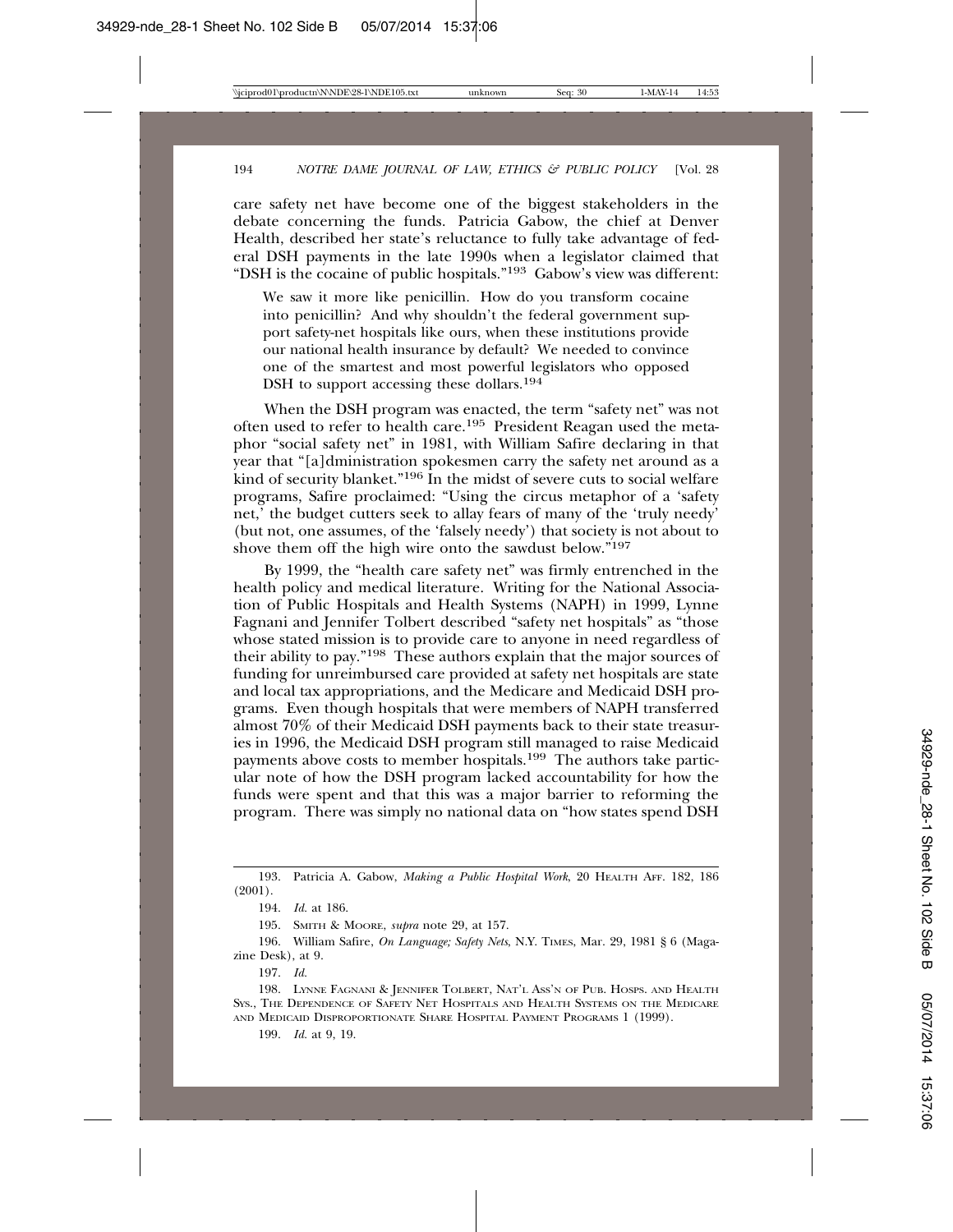care safety net have become one of the biggest stakeholders in the debate concerning the funds. Patricia Gabow, the chief at Denver Health, described her state's reluctance to fully take advantage of federal DSH payments in the late 1990s when a legislator claimed that "DSH is the cocaine of public hospitals."[193] Gabow's view was different:

> We saw it more like penicillin. How do you transform cocaine into penicillin? And why shouldn't the federal government support safety-net hospitals like ours, when these institutions provide our national health insurance by default? We needed to convince one of the smartest and most powerful legislators who opposed DSH to support accessing these dollars.[194]

When the DSH program was enacted, the term "safety net" was not often used to refer to health care.[195] President Reagan used the metaphor "social safety net" in 1981, with William Safire declaring in that year that "[a]dministration spokesmen carry the safety net around as a kind of security blanket."[196] In the midst of severe cuts to social welfare programs, Safire proclaimed: "Using the circus metaphor of a 'safety net,' the budget cutters seek to allay fears of many of the 'truly needy' (but not, one assumes, of the 'falsely needy') that society is not about to shove them off the high wire onto the sawdust below."[197]

By 1999, the "health care safety net" was firmly entrenched in the health policy and medical literature. Writing for the National Association of Public Hospitals and Health Systems (NAPH) in 1999, Lynne Fagnani and Jennifer Tolbert described "safety net hospitals" as "those whose stated mission is to provide care to anyone in need regardless of their ability to pay."[198] These authors explain that the major sources of funding for unreimbursed care provided at safety net hospitals are state and local tax appropriations, and the Medicare and Medicaid DSH programs. Even though hospitals that were members of NAPH transferred almost 70% of their Medicaid DSH payments back to their state treasuries in 1996, the Medicaid DSH program still managed to raise Medicaid payments above costs to member hospitals.[199] The authors take particular note of how the DSH program lacked accountability for how the funds were spent and that this was a major barrier to reforming the program. There was simply no national data on "how states spend DSH

---

193. Patricia A. Gabow, *Making a Public Hospital Work*, 20 HEALTH AFF. 182, 186 (2001).

194. *Id.* at 186.

195. SMITH & MOORE, *supra* note 29, at 157.

196. William Safire, *On Language; Safety Nets*, N.Y. TIMES, Mar. 29, 1981 § 6 (Magazine Desk), at 9.

197. *Id.*

198. LYNNE FAGNANI & JENNIFER TOLBERT, NAT'L ASS'N OF PUB. HOSPS. AND HEALTH SYS., THE DEPENDENCE OF SAFETY NET HOSPITALS AND HEALTH SYSTEMS ON THE MEDICARE AND MEDICAID DISPROPORTIONATE SHARE HOSPITAL PAYMENT PROGRAMS 1 (1999).

199. *Id.* at 9, 19.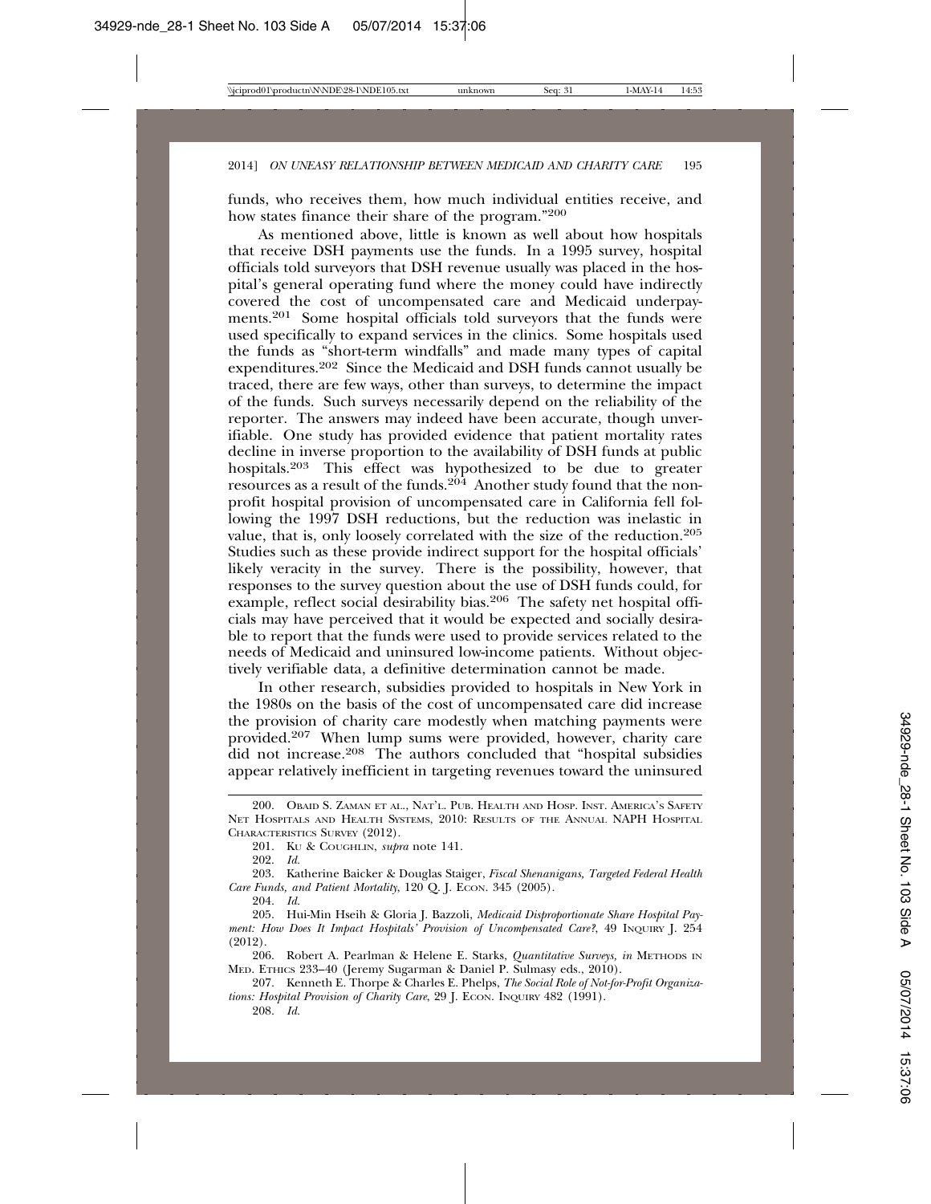funds, who receives them, how much individual entities receive, and how states finance their share of the program."[200]

As mentioned above, little is known as well about how hospitals that receive DSH payments use the funds. In a 1995 survey, hospital officials told surveyors that DSH revenue usually was placed in the hospital's general operating fund where the money could have indirectly covered the cost of uncompensated care and Medicaid underpayments.[201] Some hospital officials told surveyors that the funds were used specifically to expand services in the clinics. Some hospitals used the funds as "short-term windfalls" and made many types of capital expenditures.[202] Since the Medicaid and DSH funds cannot usually be traced, there are few ways, other than surveys, to determine the impact of the funds. Such surveys necessarily depend on the reliability of the reporter. The answers may indeed have been accurate, though unverifiable. One study has provided evidence that patient mortality rates decline in inverse proportion to the availability of DSH funds at public hospitals.[203] This effect was hypothesized to be due to greater resources as a result of the funds.[204] Another study found that the nonprofit hospital provision of uncompensated care in California fell following the 1997 DSH reductions, but the reduction was inelastic in value, that is, only loosely correlated with the size of the reduction.[205] Studies such as these provide indirect support for the hospital officials' likely veracity in the survey. There is the possibility, however, that responses to the survey question about the use of DSH funds could, for example, reflect social desirability bias.[206] The safety net hospital officials may have perceived that it would be expected and socially desirable to report that the funds were used to provide services related to the needs of Medicaid and uninsured low-income patients. Without objectively verifiable data, a definitive determination cannot be made.

In other research, subsidies provided to hospitals in New York in the 1980s on the basis of the cost of uncompensated care did increase the provision of charity care modestly when matching payments were provided.[207] When lump sums were provided, however, charity care did not increase.[208] The authors concluded that "hospital subsidies appear relatively inefficient in targeting revenues toward the uninsured

---

200. Obaid S. Zaman et al., Nat'l. Pub. Health and Hosp. Inst. America's Safety Net Hospitals and Health Systems, 2010: Results of the Annual NAPH Hospital Characteristics Survey (2012).

201. Ku & Coughlin, *supra* note 141.

202. *Id.*

203. Katherine Baicker & Douglas Staiger, *Fiscal Shenanigans, Targeted Federal Health Care Funds, and Patient Mortality*, 120 Q. J. Econ. 345 (2005).

204. *Id.*

205. Hui-Min Hseih & Gloria J. Bazzoli, *Medicaid Disproportionate Share Hospital Payment: How Does It Impact Hospitals' Provision of Uncompensated Care?*, 49 Inquiry J. 254 (2012).

206. Robert A. Pearlman & Helene E. Starks, *Quantitative Surveys*, *in* Methods in Med. Ethics 233–40 (Jeremy Sugarman & Daniel P. Sulmasy eds., 2010).

207. Kenneth E. Thorpe & Charles E. Phelps, *The Social Role of Not-for-Profit Organizations: Hospital Provision of Charity Care*, 29 J. Econ. Inquiry 482 (1991).

208. *Id.*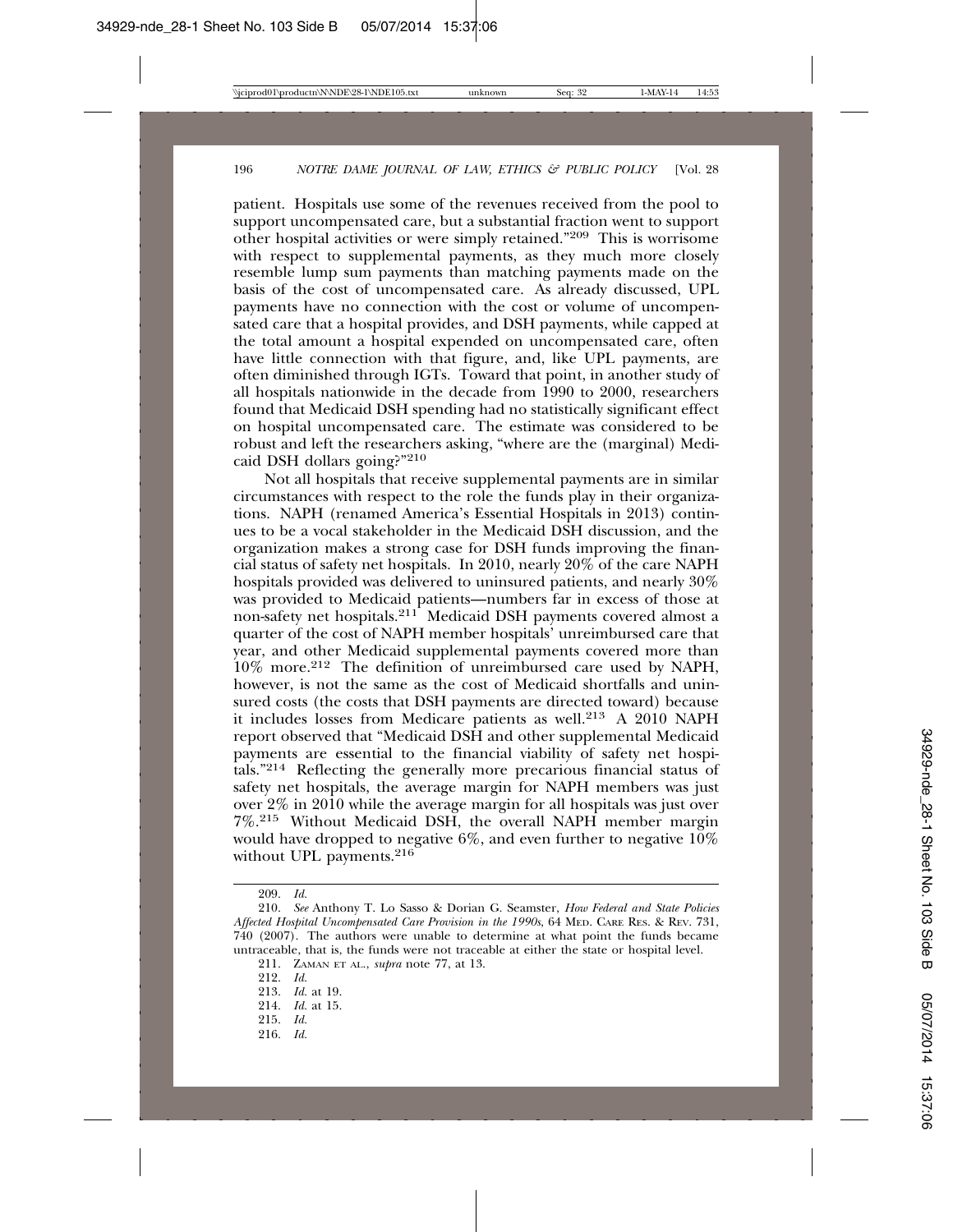patient. Hospitals use some of the revenues received from the pool to support uncompensated care, but a substantial fraction went to support other hospital activities or were simply retained."[209] This is worrisome with respect to supplemental payments, as they much more closely resemble lump sum payments than matching payments made on the basis of the cost of uncompensated care. As already discussed, UPL payments have no connection with the cost or volume of uncompensated care that a hospital provides, and DSH payments, while capped at the total amount a hospital expended on uncompensated care, often have little connection with that figure, and, like UPL payments, are often diminished through IGTs. Toward that point, in another study of all hospitals nationwide in the decade from 1990 to 2000, researchers found that Medicaid DSH spending had no statistically significant effect on hospital uncompensated care. The estimate was considered to be robust and left the researchers asking, "where are the (marginal) Medicaid DSH dollars going?"[210]

Not all hospitals that receive supplemental payments are in similar circumstances with respect to the role the funds play in their organizations. NAPH (renamed America's Essential Hospitals in 2013) continues to be a vocal stakeholder in the Medicaid DSH discussion, and the organization makes a strong case for DSH funds improving the financial status of safety net hospitals. In 2010, nearly 20% of the care NAPH hospitals provided was delivered to uninsured patients, and nearly 30% was provided to Medicaid patients—numbers far in excess of those at non-safety net hospitals.[211] Medicaid DSH payments covered almost a quarter of the cost of NAPH member hospitals' unreimbursed care that year, and other Medicaid supplemental payments covered more than 10% more.[212] The definition of unreimbursed care used by NAPH, however, is not the same as the cost of Medicaid shortfalls and uninsured costs (the costs that DSH payments are directed toward) because it includes losses from Medicare patients as well.[213] A 2010 NAPH report observed that "Medicaid DSH and other supplemental Medicaid payments are essential to the financial viability of safety net hospitals."[214] Reflecting the generally more precarious financial status of safety net hospitals, the average margin for NAPH members was just over 2% in 2010 while the average margin for all hospitals was just over 7%.[215] Without Medicaid DSH, the overall NAPH member margin would have dropped to negative 6%, and even further to negative 10% without UPL payments.[216]

---

209. *Id.*

210. *See* Anthony T. Lo Sasso & Dorian G. Seamster, *How Federal and State Policies Affected Hospital Uncompensated Care Provision in the 1990s*, 64 MED. CARE RES. & REV. 731, 740 (2007). The authors were unable to determine at what point the funds became untraceable, that is, the funds were not traceable at either the state or hospital level.

211. ZAMAN ET AL., *supra* note 77, at 13.

212. *Id.*

213. *Id.* at 19.

214. *Id.* at 15.

215. *Id.*

216. *Id.*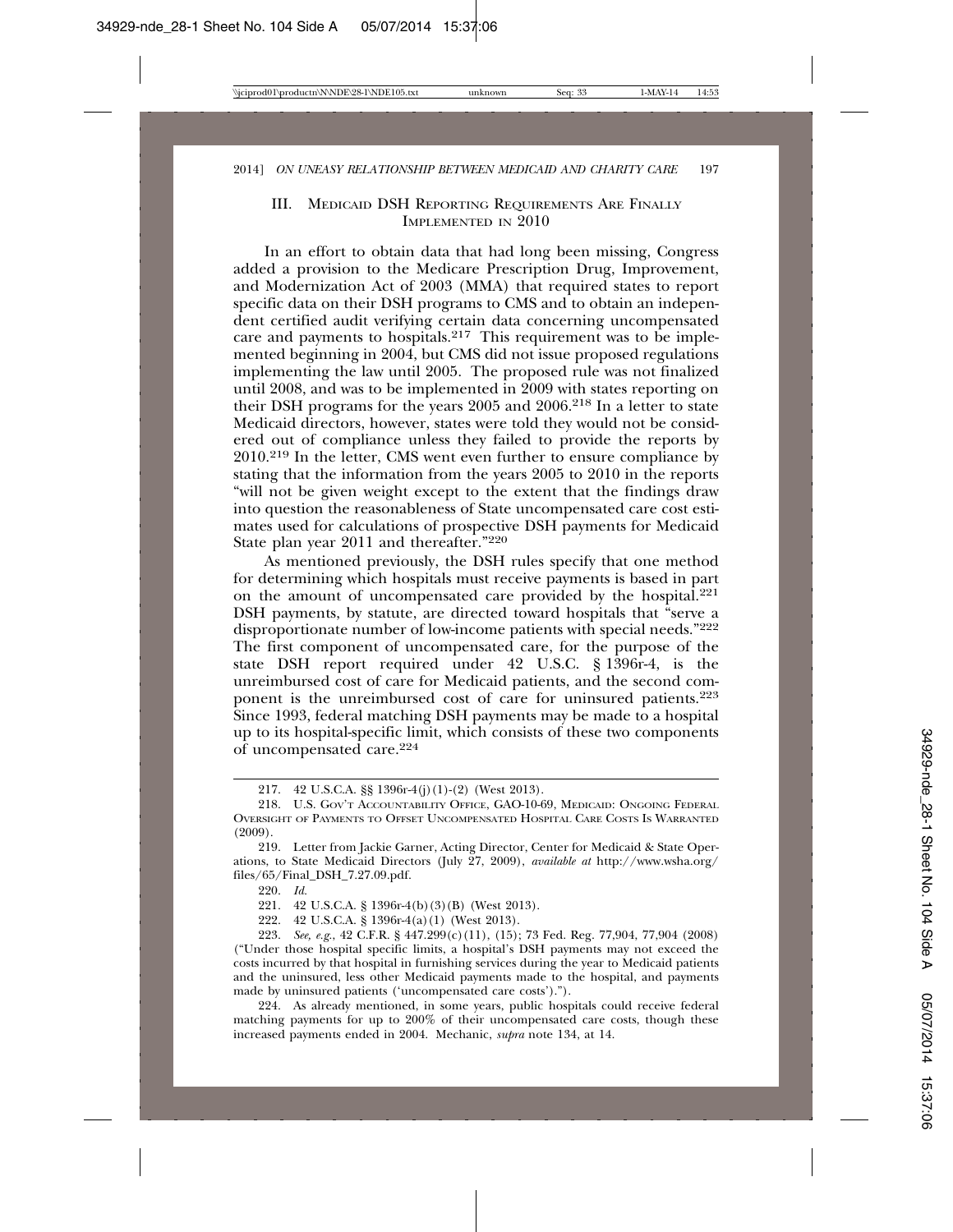## III. Medicaid DSH Reporting Requirements Are Finally Implemented in 2010

In an effort to obtain data that had long been missing, Congress added a provision to the Medicare Prescription Drug, Improvement, and Modernization Act of 2003 (MMA) that required states to report specific data on their DSH programs to CMS and to obtain an independent certified audit verifying certain data concerning uncompensated care and payments to hospitals.[217] This requirement was to be implemented beginning in 2004, but CMS did not issue proposed regulations implementing the law until 2005. The proposed rule was not finalized until 2008, and was to be implemented in 2009 with states reporting on their DSH programs for the years 2005 and 2006.[218] In a letter to state Medicaid directors, however, states were told they would not be considered out of compliance unless they failed to provide the reports by 2010.[219] In the letter, CMS went even further to ensure compliance by stating that the information from the years 2005 to 2010 in the reports "will not be given weight except to the extent that the findings draw into question the reasonableness of State uncompensated care cost estimates used for calculations of prospective DSH payments for Medicaid State plan year 2011 and thereafter."[220]

As mentioned previously, the DSH rules specify that one method for determining which hospitals must receive payments is based in part on the amount of uncompensated care provided by the hospital.[221] DSH payments, by statute, are directed toward hospitals that "serve a disproportionate number of low-income patients with special needs."[222] The first component of uncompensated care, for the purpose of the state DSH report required under 42 U.S.C. § 1396r-4, is the unreimbursed cost of care for Medicaid patients, and the second component is the unreimbursed cost of care for uninsured patients.[223] Since 1993, federal matching DSH payments may be made to a hospital up to its hospital-specific limit, which consists of these two components of uncompensated care.[224]

---

217. 42 U.S.C.A. §§ 1396r-4(j)(1)-(2) (West 2013).

218. U.S. Gov't Accountability Office, GAO-10-69, Medicaid: Ongoing Federal Oversight of Payments to Offset Uncompensated Hospital Care Costs Is Warranted (2009).

219. Letter from Jackie Garner, Acting Director, Center for Medicaid & State Operations, to State Medicaid Directors (July 27, 2009), *available at* http://www.wsha.org/files/65/Final_DSH_7.27.09.pdf.

220. *Id.*

221. 42 U.S.C.A. § 1396r-4(b)(3)(B) (West 2013).

222. 42 U.S.C.A. § 1396r-4(a)(1) (West 2013).

223. *See, e.g.*, 42 C.F.R. § 447.299(c)(11), (15); 73 Fed. Reg. 77,904, 77,904 (2008) ("Under those hospital specific limits, a hospital's DSH payments may not exceed the costs incurred by that hospital in furnishing services during the year to Medicaid patients and the uninsured, less other Medicaid payments made to the hospital, and payments made by uninsured patients ('uncompensated care costs').").

224. As already mentioned, in some years, public hospitals could receive federal matching payments for up to 200% of their uncompensated care costs, though these increased payments ended in 2004. Mechanic, *supra* note 134, at 14.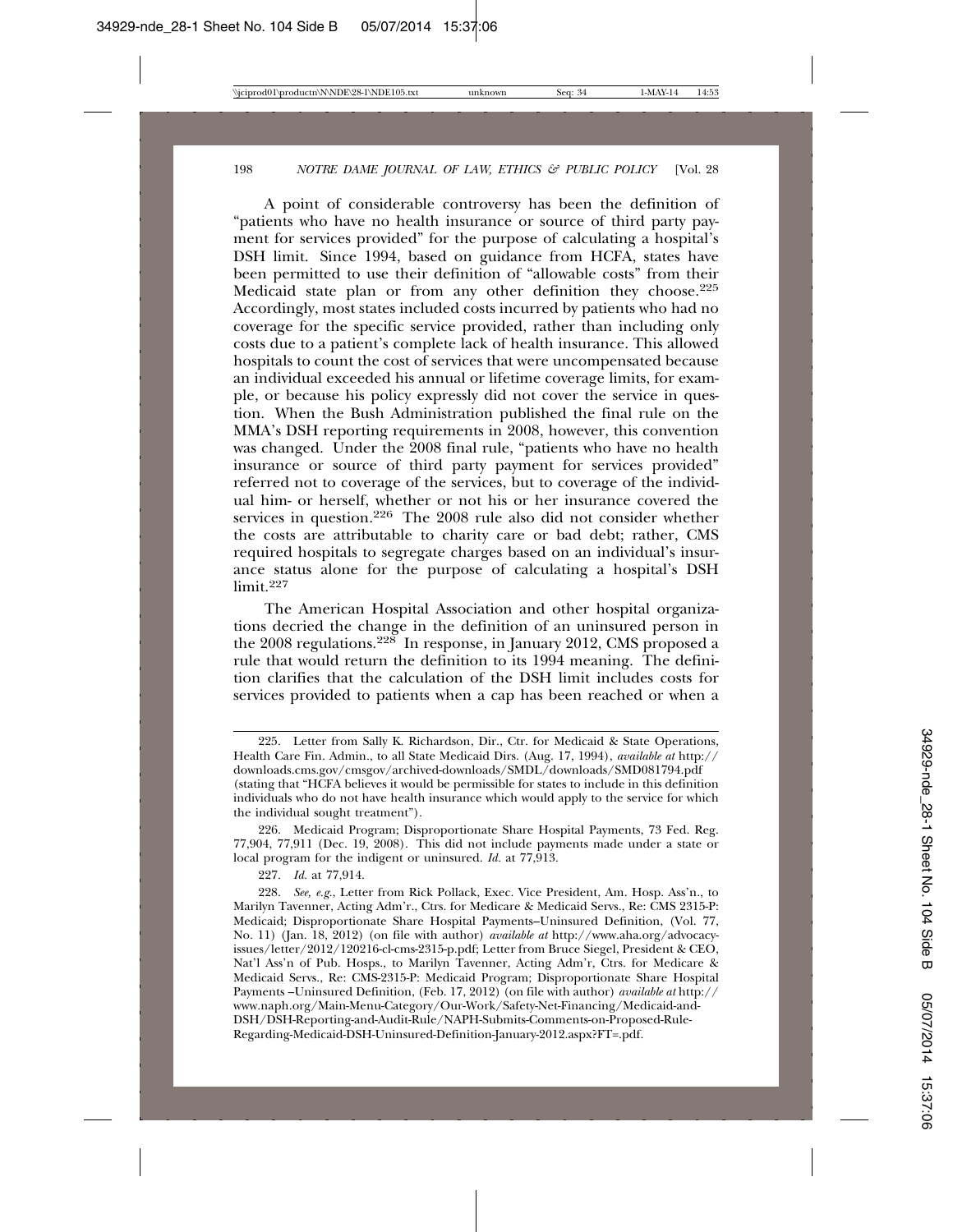A point of considerable controversy has been the definition of "patients who have no health insurance or source of third party payment for services provided" for the purpose of calculating a hospital's DSH limit. Since 1994, based on guidance from HCFA, states have been permitted to use their definition of "allowable costs" from their Medicaid state plan or from any other definition they choose.[225] Accordingly, most states included costs incurred by patients who had no coverage for the specific service provided, rather than including only costs due to a patient's complete lack of health insurance. This allowed hospitals to count the cost of services that were uncompensated because an individual exceeded his annual or lifetime coverage limits, for example, or because his policy expressly did not cover the service in question. When the Bush Administration published the final rule on the MMA's DSH reporting requirements in 2008, however, this convention was changed. Under the 2008 final rule, "patients who have no health insurance or source of third party payment for services provided" referred not to coverage of the services, but to coverage of the individual him- or herself, whether or not his or her insurance covered the services in question.[226] The 2008 rule also did not consider whether the costs are attributable to charity care or bad debt; rather, CMS required hospitals to segregate charges based on an individual's insurance status alone for the purpose of calculating a hospital's DSH limit.[227]

The American Hospital Association and other hospital organizations decried the change in the definition of an uninsured person in the 2008 regulations.[228] In response, in January 2012, CMS proposed a rule that would return the definition to its 1994 meaning. The definition clarifies that the calculation of the DSH limit includes costs for services provided to patients when a cap has been reached or when a

---

225. Letter from Sally K. Richardson, Dir., Ctr. for Medicaid & State Operations, Health Care Fin. Admin., to all State Medicaid Dirs. (Aug. 17, 1994), *available at* http://downloads.cms.gov/cmsgov/archived-downloads/SMDL/downloads/SMD081794.pdf (stating that "HCFA believes it would be permissible for states to include in this definition individuals who do not have health insurance which would apply to the service for which the individual sought treatment").

226. Medicaid Program; Disproportionate Share Hospital Payments, 73 Fed. Reg. 77,904, 77,911 (Dec. 19, 2008). This did not include payments made under a state or local program for the indigent or uninsured. *Id.* at 77,913.

227. *Id.* at 77,914.

228. *See, e.g.*, Letter from Rick Pollack, Exec. Vice President, Am. Hosp. Ass'n., to Marilyn Tavenner, Acting Adm'r., Ctrs. for Medicare & Medicaid Servs., Re: CMS 2315-P: Medicaid; Disproportionate Share Hospital Payments–Uninsured Definition, (Vol. 77, No. 11) (Jan. 18, 2012) (on file with author) *available at* http://www.aha.org/advocacy-issues/letter/2012/120216-cl-cms-2315-p.pdf; Letter from Bruce Siegel, President & CEO, Nat'l Ass'n of Pub. Hosps., to Marilyn Tavenner, Acting Adm'r, Ctrs. for Medicare & Medicaid Servs., Re: CMS-2315-P: Medicaid Program; Disproportionate Share Hospital Payments –Uninsured Definition, (Feb. 17, 2012) (on file with author) *available at* http://www.naph.org/Main-Menu-Category/Our-Work/Safety-Net-Financing/Medicaid-and-DSH/DSH-Reporting-and-Audit-Rule/NAPH-Submits-Comments-on-Proposed-Rule-Regarding-Medicaid-DSH-Uninsured-Definition-January-2012.aspx?FT=.pdf.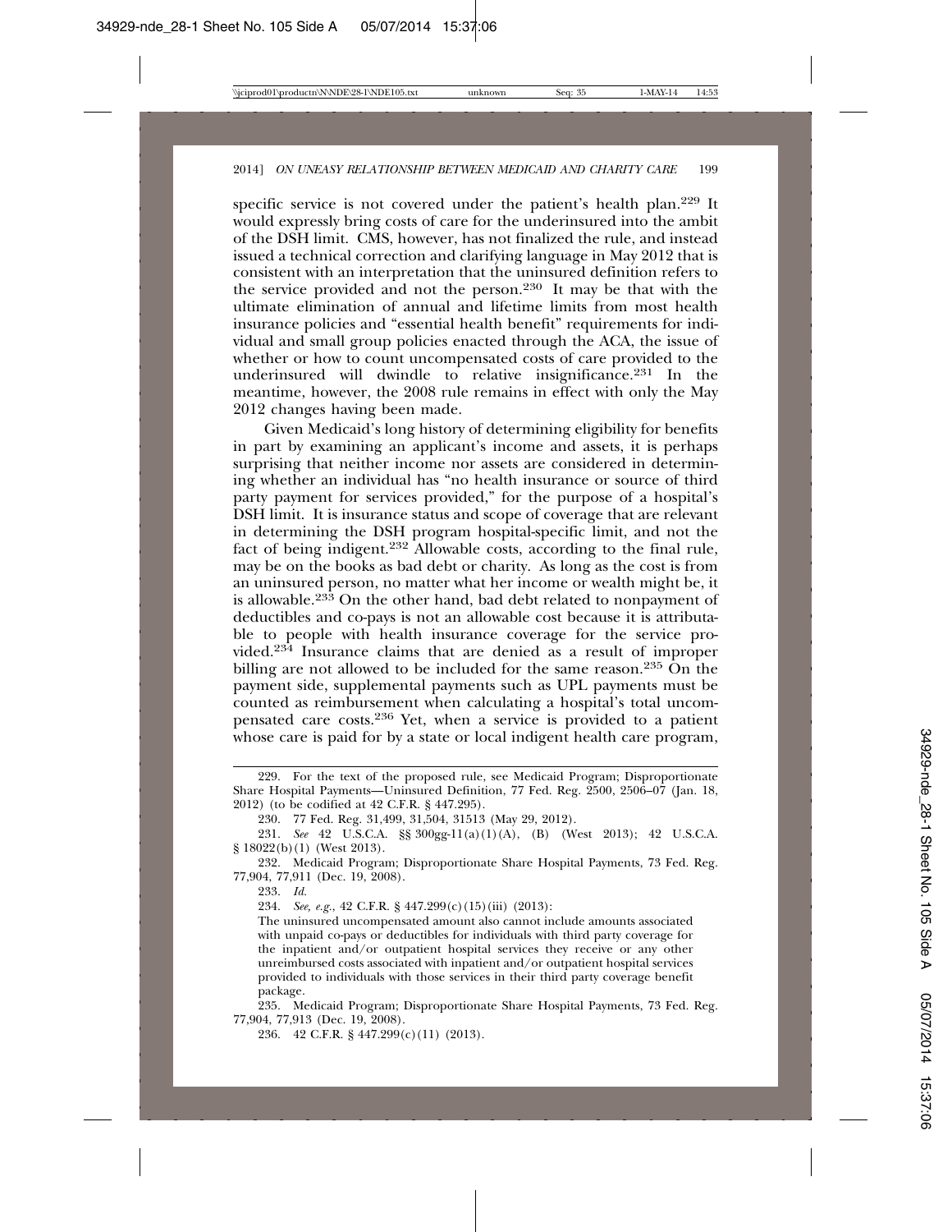specific service is not covered under the patient's health plan.[229] It would expressly bring costs of care for the underinsured into the ambit of the DSH limit. CMS, however, has not finalized the rule, and instead issued a technical correction and clarifying language in May 2012 that is consistent with an interpretation that the uninsured definition refers to the service provided and not the person.[230] It may be that with the ultimate elimination of annual and lifetime limits from most health insurance policies and "essential health benefit" requirements for individual and small group policies enacted through the ACA, the issue of whether or how to count uncompensated costs of care provided to the underinsured will dwindle to relative insignificance.[231] In the meantime, however, the 2008 rule remains in effect with only the May 2012 changes having been made.

Given Medicaid's long history of determining eligibility for benefits in part by examining an applicant's income and assets, it is perhaps surprising that neither income nor assets are considered in determining whether an individual has "no health insurance or source of third party payment for services provided," for the purpose of a hospital's DSH limit. It is insurance status and scope of coverage that are relevant in determining the DSH program hospital-specific limit, and not the fact of being indigent.[232] Allowable costs, according to the final rule, may be on the books as bad debt or charity. As long as the cost is from an uninsured person, no matter what her income or wealth might be, it is allowable.[233] On the other hand, bad debt related to nonpayment of deductibles and co-pays is not an allowable cost because it is attributable to people with health insurance coverage for the service provided.[234] Insurance claims that are denied as a result of improper billing are not allowed to be included for the same reason.[235] On the payment side, supplemental payments such as UPL payments must be counted as reimbursement when calculating a hospital's total uncompensated care costs.[236] Yet, when a service is provided to a patient whose care is paid for by a state or local indigent health care program,

---

229. For the text of the proposed rule, see Medicaid Program; Disproportionate Share Hospital Payments—Uninsured Definition, 77 Fed. Reg. 2500, 2506–07 (Jan. 18, 2012) (to be codified at 42 C.F.R. § 447.295).

230. 77 Fed. Reg. 31,499, 31,504, 31513 (May 29, 2012).

231. *See* 42 U.S.C.A. §§ 300gg-11(a)(1)(A), (B) (West 2013); 42 U.S.C.A. § 18022(b)(1) (West 2013).

232. Medicaid Program; Disproportionate Share Hospital Payments, 73 Fed. Reg. 77,904, 77,911 (Dec. 19, 2008).

233. *Id.*

234. *See, e.g.*, 42 C.F.R. § 447.299(c)(15)(iii) (2013):

The uninsured uncompensated amount also cannot include amounts associated with unpaid co-pays or deductibles for individuals with third party coverage for the inpatient and/or outpatient hospital services they receive or any other unreimbursed costs associated with inpatient and/or outpatient hospital services provided to individuals with those services in their third party coverage benefit package.

235. Medicaid Program; Disproportionate Share Hospital Payments, 73 Fed. Reg. 77,904, 77,913 (Dec. 19, 2008).

236. 42 C.F.R. § 447.299(c)(11) (2013).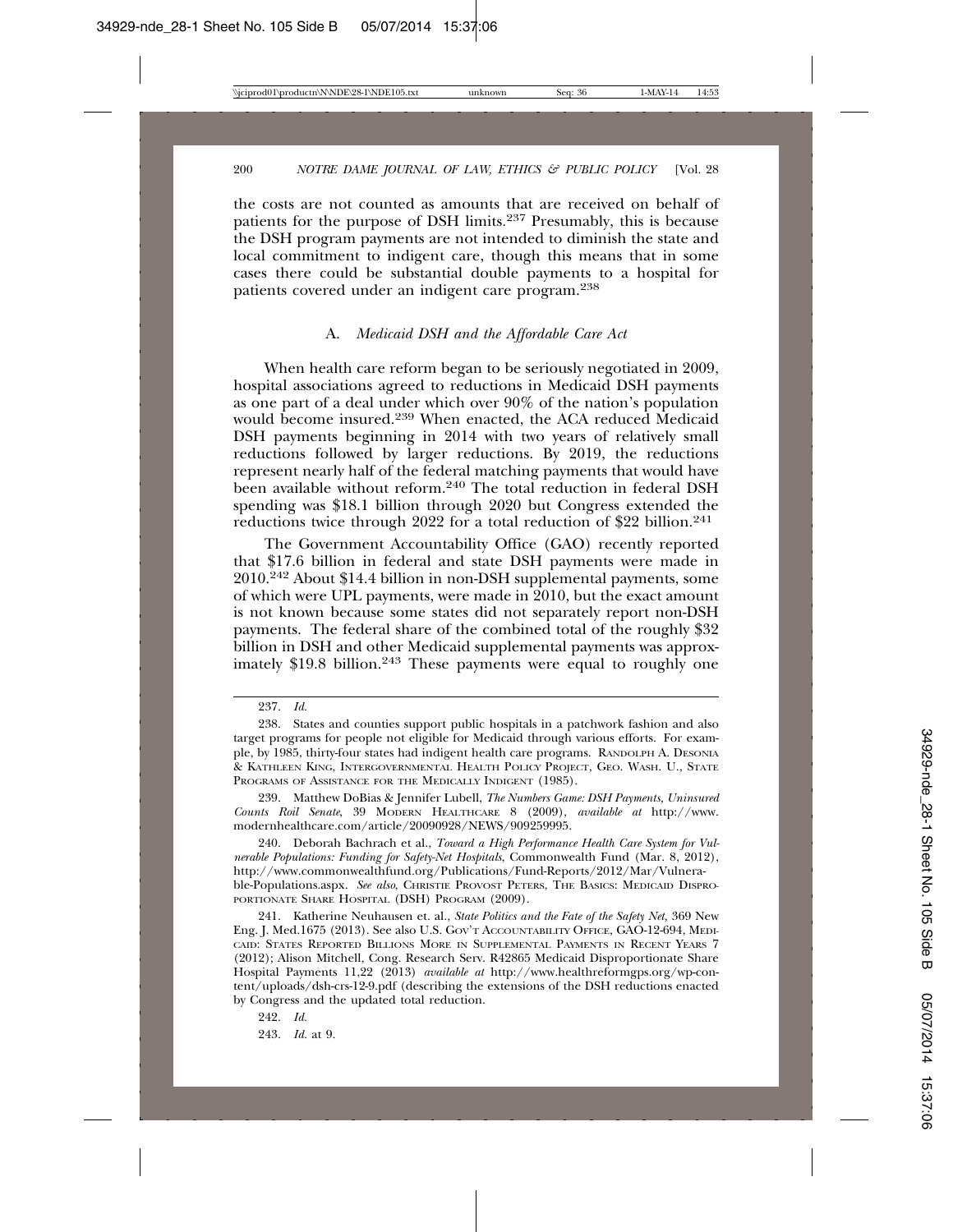the costs are not counted as amounts that are received on behalf of patients for the purpose of DSH limits.[237] Presumably, this is because the DSH program payments are not intended to diminish the state and local commitment to indigent care, though this means that in some cases there could be substantial double payments to a hospital for patients covered under an indigent care program.[238]

### A. *Medicaid DSH and the Affordable Care Act*

When health care reform began to be seriously negotiated in 2009, hospital associations agreed to reductions in Medicaid DSH payments as one part of a deal under which over 90% of the nation's population would become insured.[239] When enacted, the ACA reduced Medicaid DSH payments beginning in 2014 with two years of relatively small reductions followed by larger reductions. By 2019, the reductions represent nearly half of the federal matching payments that would have been available without reform.[240] The total reduction in federal DSH spending was $18.1 billion through 2020 but Congress extended the reductions twice through 2022 for a total reduction of $22 billion.[241]

The Government Accountability Office (GAO) recently reported that $17.6 billion in federal and state DSH payments were made in 2010.[242] About $14.4 billion in non-DSH supplemental payments, some of which were UPL payments, were made in 2010, but the exact amount is not known because some states did not separately report non-DSH payments. The federal share of the combined total of the roughly $32 billion in DSH and other Medicaid supplemental payments was approximately $19.8 billion.[243] These payments were equal to roughly one

---

237. *Id.*

238. States and counties support public hospitals in a patchwork fashion and also target programs for people not eligible for Medicaid through various efforts. For example, by 1985, thirty-four states had indigent health care programs. RANDOLPH A. DESONIA & KATHLEEN KING, INTERGOVERNMENTAL HEALTH POLICY PROJECT, GEO. WASH. U., STATE PROGRAMS OF ASSISTANCE FOR THE MEDICALLY INDIGENT (1985).

239. Matthew DoBias & Jennifer Lubell, *The Numbers Game: DSH Payments, Uninsured Counts Roil Senate*, 39 MODERN HEALTHCARE 8 (2009), *available at* http://www.modernhealthcare.com/article/20090928/NEWS/909259995.

240. Deborah Bachrach et al., *Toward a High Performance Health Care System for Vulnerable Populations: Funding for Safety-Net Hospitals*, Commonwealth Fund (Mar. 8, 2012), http://www.commonwealthfund.org/Publications/Fund-Reports/2012/Mar/Vulnerable-Populations.aspx. *See also*, CHRISTIE PROVOST PETERS, THE BASICS: MEDICAID DISPROPORTIONATE SHARE HOSPITAL (DSH) PROGRAM (2009).

241. Katherine Neuhausen et. al., *State Politics and the Fate of the Safety Net,* 369 New Eng. J. Med.1675 (2013). See also U.S. GOV'T ACCOUNTABILITY OFFICE, GAO-12-694, MEDICAID: STATES REPORTED BILLIONS MORE IN SUPPLEMENTAL PAYMENTS IN RECENT YEARS 7 (2012); Alison Mitchell, Cong. Research Serv. R42865 Medicaid Disproportionate Share Hospital Payments 11,22 (2013) *available at* http://www.healthreformgps.org/wp-content/uploads/dsh-crs-12-9.pdf (describing the extensions of the DSH reductions enacted by Congress and the updated total reduction.

242. *Id.*

243. *Id.* at 9.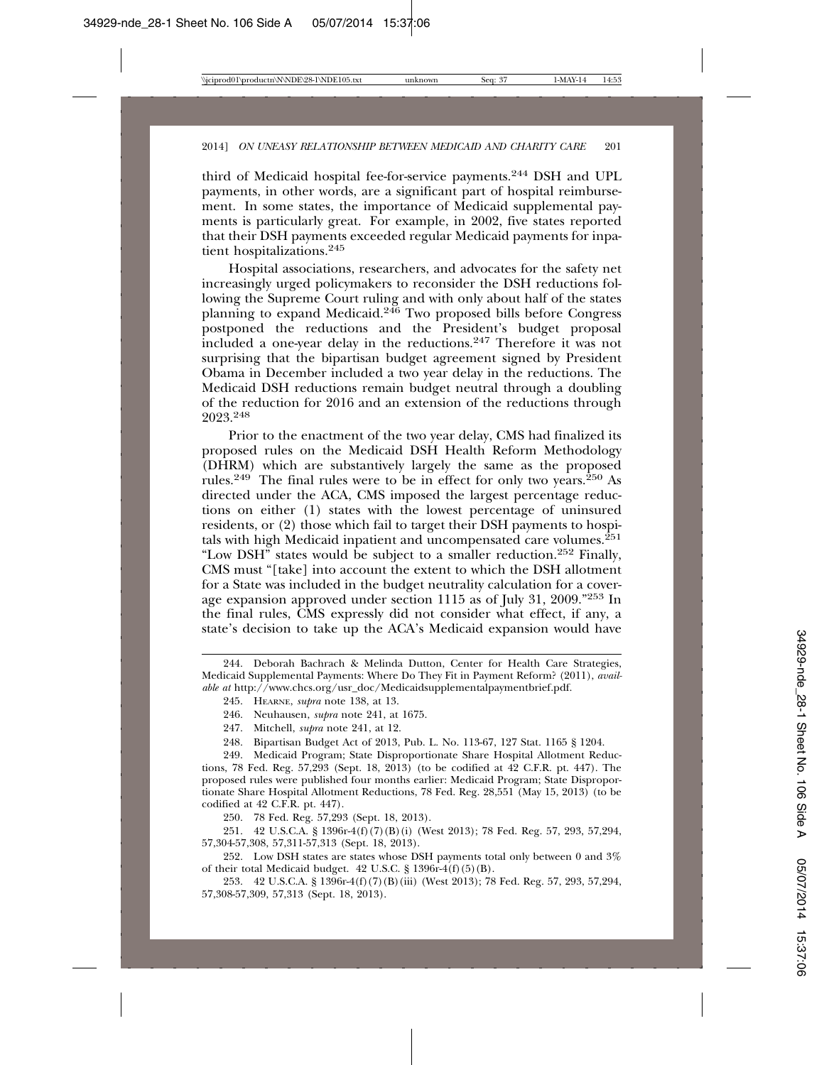third of Medicaid hospital fee-for-service payments.[244] DSH and UPL payments, in other words, are a significant part of hospital reimbursement. In some states, the importance of Medicaid supplemental payments is particularly great. For example, in 2002, five states reported that their DSH payments exceeded regular Medicaid payments for inpatient hospitalizations.[245]

Hospital associations, researchers, and advocates for the safety net increasingly urged policymakers to reconsider the DSH reductions following the Supreme Court ruling and with only about half of the states planning to expand Medicaid.[246] Two proposed bills before Congress postponed the reductions and the President's budget proposal included a one-year delay in the reductions.[247] Therefore it was not surprising that the bipartisan budget agreement signed by President Obama in December included a two year delay in the reductions. The Medicaid DSH reductions remain budget neutral through a doubling of the reduction for 2016 and an extension of the reductions through 2023.[248]

Prior to the enactment of the two year delay, CMS had finalized its proposed rules on the Medicaid DSH Health Reform Methodology (DHRM) which are substantively largely the same as the proposed rules.[249] The final rules were to be in effect for only two years.[250] As directed under the ACA, CMS imposed the largest percentage reductions on either (1) states with the lowest percentage of uninsured residents, or (2) those which fail to target their DSH payments to hospitals with high Medicaid inpatient and uncompensated care volumes.[251] "Low DSH" states would be subject to a smaller reduction.[252] Finally, CMS must "[take] into account the extent to which the DSH allotment for a State was included in the budget neutrality calculation for a coverage expansion approved under section 1115 as of July 31, 2009."[253] In the final rules, CMS expressly did not consider what effect, if any, a state's decision to take up the ACA's Medicaid expansion would have

244. Deborah Bachrach & Melinda Dutton, Center for Health Care Strategies, Medicaid Supplemental Payments: Where Do They Fit in Payment Reform? (2011), *available at* http://www.chcs.org/usr_doc/Medicaidsupplementalpaymentbrief.pdf.

245. Hearne, *supra* note 138, at 13.

246. Neuhausen, *supra* note 241, at 1675.

247. Mitchell, *supra* note 241, at 12.

248. Bipartisan Budget Act of 2013, Pub. L. No. 113-67, 127 Stat. 1165 § 1204.

249. Medicaid Program; State Disproportionate Share Hospital Allotment Reductions, 78 Fed. Reg. 57,293 (Sept. 18, 2013) (to be codified at 42 C.F.R. pt. 447). The proposed rules were published four months earlier: Medicaid Program; State Disproportionate Share Hospital Allotment Reductions, 78 Fed. Reg. 28,551 (May 15, 2013) (to be codified at 42 C.F.R. pt. 447).

250. 78 Fed. Reg. 57,293 (Sept. 18, 2013).

251. 42 U.S.C.A. § 1396r-4(f)(7)(B)(i) (West 2013); 78 Fed. Reg. 57, 293, 57,294, 57,304-57,308, 57,311-57,313 (Sept. 18, 2013).

252. Low DSH states are states whose DSH payments total only between 0 and 3% of their total Medicaid budget. 42 U.S.C. § 1396r-4(f)(5)(B).

253. 42 U.S.C.A. § 1396r-4(f)(7)(B)(iii) (West 2013); 78 Fed. Reg. 57, 293, 57,294, 57,308-57,309, 57,313 (Sept. 18, 2013).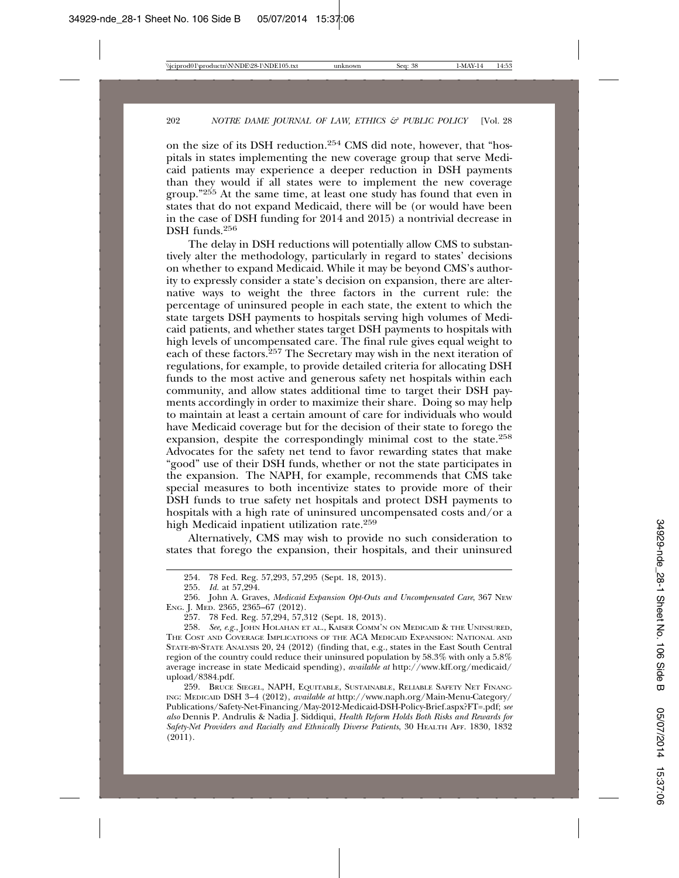on the size of its DSH reduction.[254] CMS did note, however, that "hospitals in states implementing the new coverage group that serve Medicaid patients may experience a deeper reduction in DSH payments than they would if all states were to implement the new coverage group."[255] At the same time, at least one study has found that even in states that do not expand Medicaid, there will be (or would have been in the case of DSH funding for 2014 and 2015) a nontrivial decrease in DSH funds.[256]

The delay in DSH reductions will potentially allow CMS to substantively alter the methodology, particularly in regard to states' decisions on whether to expand Medicaid. While it may be beyond CMS's authority to expressly consider a state's decision on expansion, there are alternative ways to weight the three factors in the current rule: the percentage of uninsured people in each state, the extent to which the state targets DSH payments to hospitals serving high volumes of Medicaid patients, and whether states target DSH payments to hospitals with high levels of uncompensated care. The final rule gives equal weight to each of these factors.[257] The Secretary may wish in the next iteration of regulations, for example, to provide detailed criteria for allocating DSH funds to the most active and generous safety net hospitals within each community, and allow states additional time to target their DSH payments accordingly in order to maximize their share. Doing so may help to maintain at least a certain amount of care for individuals who would have Medicaid coverage but for the decision of their state to forego the expansion, despite the correspondingly minimal cost to the state.[258] Advocates for the safety net tend to favor rewarding states that make "good" use of their DSH funds, whether or not the state participates in the expansion. The NAPH, for example, recommends that CMS take special measures to both incentivize states to provide more of their DSH funds to true safety net hospitals and protect DSH payments to hospitals with a high rate of uninsured uncompensated costs and/or a high Medicaid inpatient utilization rate.[259]

Alternatively, CMS may wish to provide no such consideration to states that forego the expansion, their hospitals, and their uninsured

---

254. 78 Fed. Reg. 57,293, 57,295 (Sept. 18, 2013).

255. *Id.* at 57,294.

256. John A. Graves, *Medicaid Expansion Opt-Outs and Uncompensated Care*, 367 New Eng. J. Med. 2365, 2365–67 (2012).

257. 78 Fed. Reg. 57,294, 57,312 (Sept. 18, 2013).

258. *See, e.g.*, John Holahan et al., Kaiser Comm'n on Medicaid & the Uninsured, The Cost and Coverage Implications of the ACA Medicaid Expansion: National and State-by-State Analysis 20, 24 (2012) (finding that, e.g., states in the East South Central region of the country could reduce their uninsured population by 58.3% with only a 5.8% average increase in state Medicaid spending), *available at* http://www.kff.org/medicaid/upload/8384.pdf.

259. Bruce Siegel, NAPH, Equitable, Sustainable, Reliable Safety Net Financing: Medicaid DSH 3–4 (2012), *available at* http://www.naph.org/Main-Menu-Category/Publications/Safety-Net-Financing/May-2012-Medicaid-DSH-Policy-Brief.aspx?FT=.pdf; *see also* Dennis P. Andrulis & Nadia J. Siddiqui, *Health Reform Holds Both Risks and Rewards for Safety-Net Providers and Racially and Ethnically Diverse Patients*, 30 Health Aff. 1830, 1832 (2011).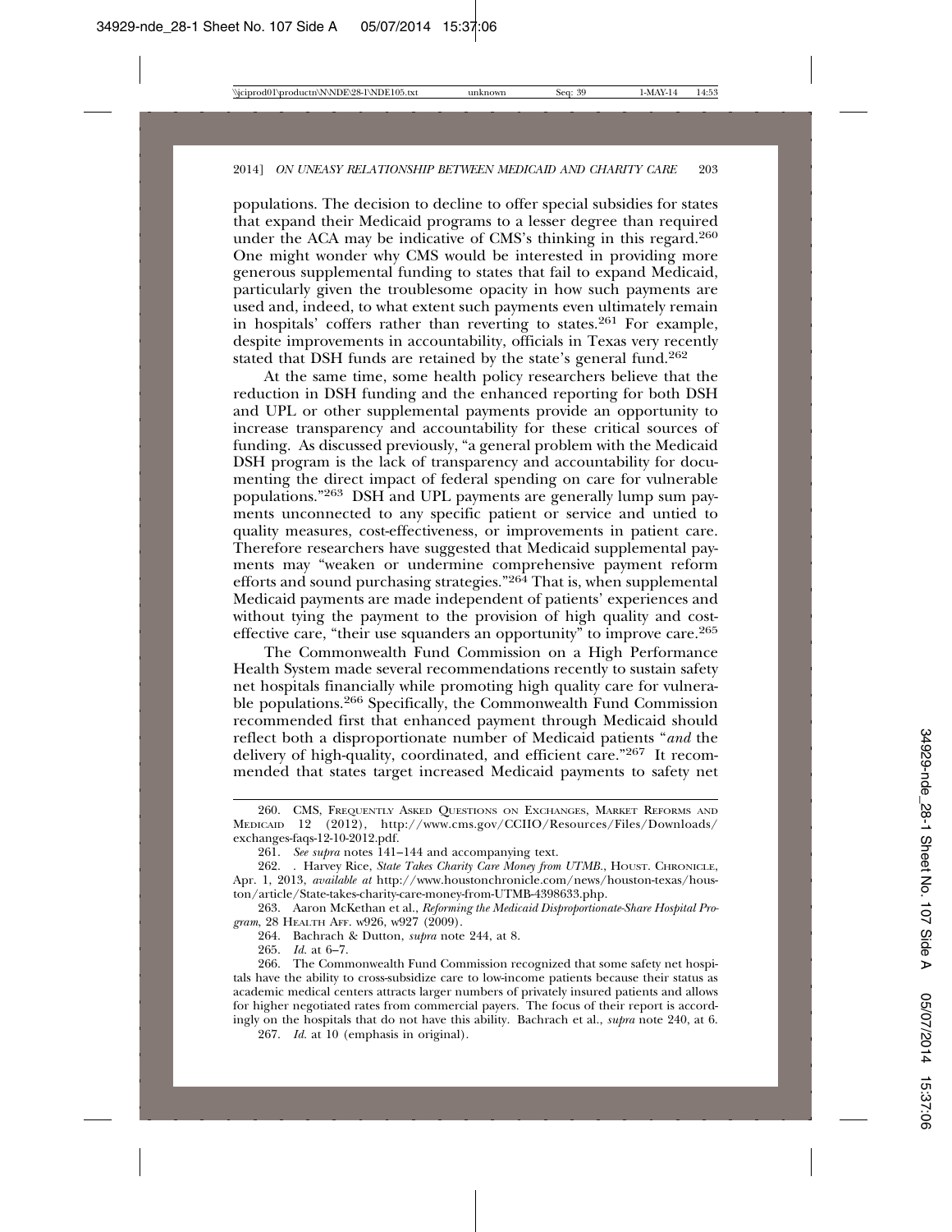populations. The decision to decline to offer special subsidies for states that expand their Medicaid programs to a lesser degree than required under the ACA may be indicative of CMS's thinking in this regard.[260] One might wonder why CMS would be interested in providing more generous supplemental funding to states that fail to expand Medicaid, particularly given the troublesome opacity in how such payments are used and, indeed, to what extent such payments even ultimately remain in hospitals' coffers rather than reverting to states.[261] For example, despite improvements in accountability, officials in Texas very recently stated that DSH funds are retained by the state's general fund.[262]

At the same time, some health policy researchers believe that the reduction in DSH funding and the enhanced reporting for both DSH and UPL or other supplemental payments provide an opportunity to increase transparency and accountability for these critical sources of funding. As discussed previously, "a general problem with the Medicaid DSH program is the lack of transparency and accountability for documenting the direct impact of federal spending on care for vulnerable populations."[263] DSH and UPL payments are generally lump sum payments unconnected to any specific patient or service and untied to quality measures, cost-effectiveness, or improvements in patient care. Therefore researchers have suggested that Medicaid supplemental payments may "weaken or undermine comprehensive payment reform efforts and sound purchasing strategies."[264] That is, when supplemental Medicaid payments are made independent of patients' experiences and without tying the payment to the provision of high quality and cost-effective care, "their use squanders an opportunity" to improve care.[265]

The Commonwealth Fund Commission on a High Performance Health System made several recommendations recently to sustain safety net hospitals financially while promoting high quality care for vulnerable populations.[266] Specifically, the Commonwealth Fund Commission recommended first that enhanced payment through Medicaid should reflect both a disproportionate number of Medicaid patients "*and* the delivery of high-quality, coordinated, and efficient care."[267] It recommended that states target increased Medicaid payments to safety net

---

260. CMS, Frequently Asked Questions on Exchanges, Market Reforms and Medicaid 12 (2012), http://www.cms.gov/CCIIO/Resources/Files/Downloads/exchanges-faqs-12-10-2012.pdf.

261. *See supra* notes 141–144 and accompanying text.

262. . Harvey Rice, *State Takes Charity Care Money from UTMB.*, Houst. Chronicle, Apr. 1, 2013, *available at* http://www.houstonchronicle.com/news/houston-texas/houston/article/State-takes-charity-care-money-from-UTMB-4398633.php.

263. Aaron McKethan et al., *Reforming the Medicaid Disproportionate-Share Hospital Program*, 28 Health Aff. w926, w927 (2009).

264. Bachrach & Dutton, *supra* note 244, at 8.

265. *Id.* at 6–7.

266. The Commonwealth Fund Commission recognized that some safety net hospitals have the ability to cross-subsidize care to low-income patients because their status as academic medical centers attracts larger numbers of privately insured patients and allows for higher negotiated rates from commercial payers. The focus of their report is accordingly on the hospitals that do not have this ability. Bachrach et al., *supra* note 240, at 6.

267. *Id.* at 10 (emphasis in original).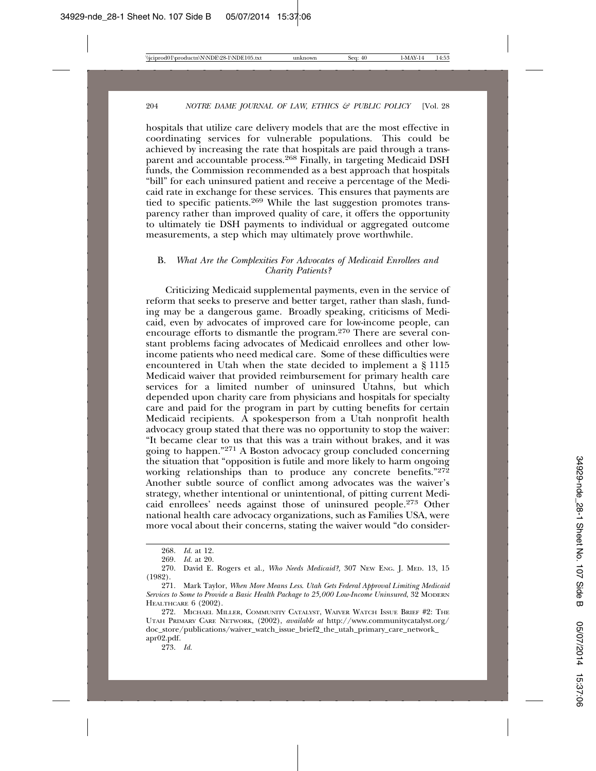hospitals that utilize care delivery models that are the most effective in coordinating services for vulnerable populations. This could be achieved by increasing the rate that hospitals are paid through a transparent and accountable process.[268] Finally, in targeting Medicaid DSH funds, the Commission recommended as a best approach that hospitals "bill" for each uninsured patient and receive a percentage of the Medicaid rate in exchange for these services. This ensures that payments are tied to specific patients.[269] While the last suggestion promotes transparency rather than improved quality of care, it offers the opportunity to ultimately tie DSH payments to individual or aggregated outcome measurements, a step which may ultimately prove worthwhile.

### B. *What Are the Complexities For Advocates of Medicaid Enrollees and Charity Patients?*

Criticizing Medicaid supplemental payments, even in the service of reform that seeks to preserve and better target, rather than slash, funding may be a dangerous game. Broadly speaking, criticisms of Medicaid, even by advocates of improved care for low-income people, can encourage efforts to dismantle the program.[270] There are several constant problems facing advocates of Medicaid enrollees and other low-income patients who need medical care. Some of these difficulties were encountered in Utah when the state decided to implement a § 1115 Medicaid waiver that provided reimbursement for primary health care services for a limited number of uninsured Utahns, but which depended upon charity care from physicians and hospitals for specialty care and paid for the program in part by cutting benefits for certain Medicaid recipients. A spokesperson from a Utah nonprofit health advocacy group stated that there was no opportunity to stop the waiver: "It became clear to us that this was a train without brakes, and it was going to happen."[271] A Boston advocacy group concluded concerning the situation that "opposition is futile and more likely to harm ongoing working relationships than to produce any concrete benefits."[272] Another subtle source of conflict among advocates was the waiver's strategy, whether intentional or unintentional, of pitting current Medicaid enrollees' needs against those of uninsured people.[273] Other national health care advocacy organizations, such as Families USA, were more vocal about their concerns, stating the waiver would "do consider-

---

268. *Id.* at 12.

269. *Id.* at 20.

270. David E. Rogers et al., *Who Needs Medicaid?,* 307 NEW ENG. J. MED. 13, 15 (1982).

271. Mark Taylor, *When More Means Less. Utah Gets Federal Approval Limiting Medicaid Services to Some to Provide a Basic Health Package to 25,000 Low-Income Uninsured*, 32 MODERN HEALTHCARE 6 (2002).

272. MICHAEL MILLER, COMMUNITY CATALYST, WAIVER WATCH ISSUE BRIEF #2: THE UTAH PRIMARY CARE NETWORK, (2002), *available at* http://www.communitycatalyst.org/doc_store/publications/waiver_watch_issue_brief2_the_utah_primary_care_network_apr02.pdf.

273. *Id.*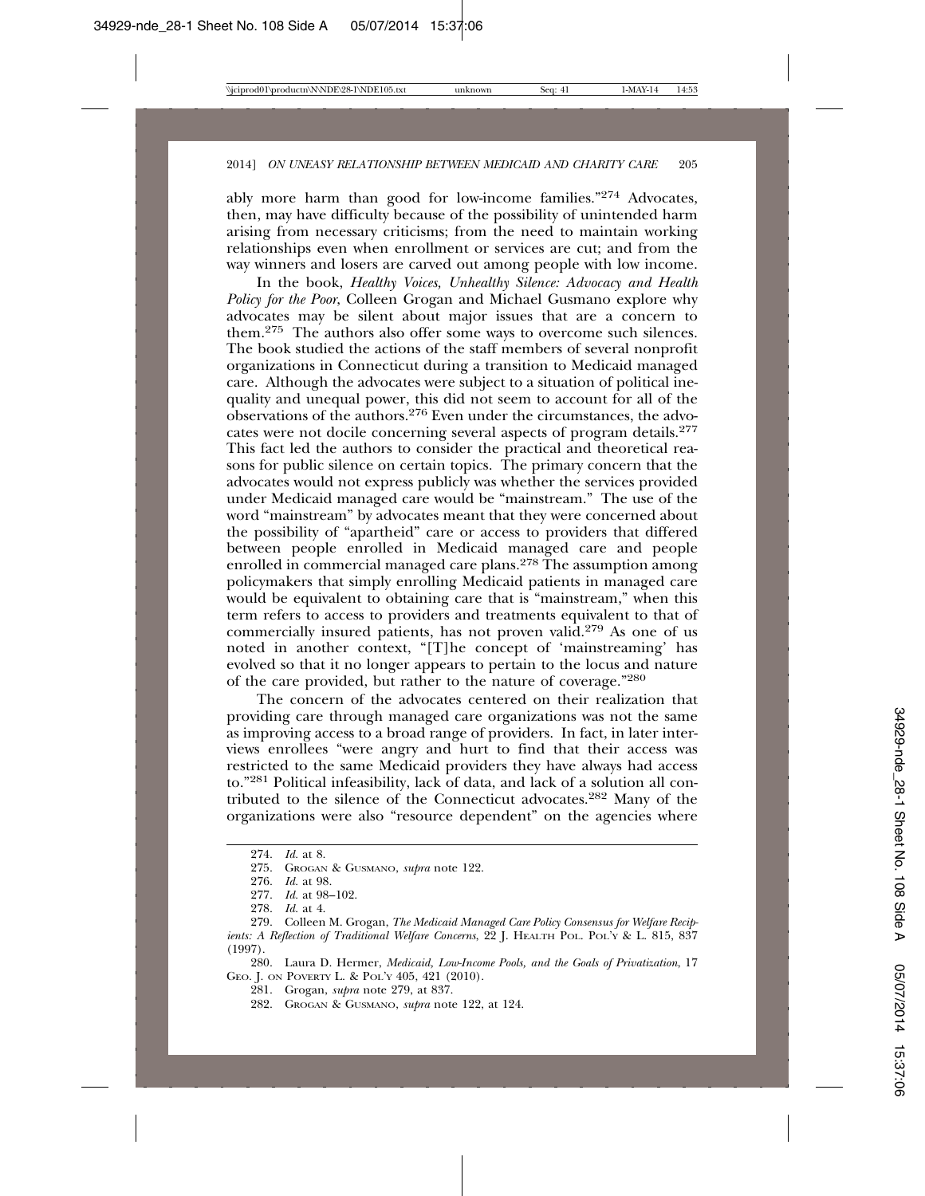ably more harm than good for low-income families."[274] Advocates, then, may have difficulty because of the possibility of unintended harm arising from necessary criticisms; from the need to maintain working relationships even when enrollment or services are cut; and from the way winners and losers are carved out among people with low income.

In the book, *Healthy Voices, Unhealthy Silence: Advocacy and Health Policy for the Poor*, Colleen Grogan and Michael Gusmano explore why advocates may be silent about major issues that are a concern to them.[275] The authors also offer some ways to overcome such silences. The book studied the actions of the staff members of several nonprofit organizations in Connecticut during a transition to Medicaid managed care. Although the advocates were subject to a situation of political inequality and unequal power, this did not seem to account for all of the observations of the authors.[276] Even under the circumstances, the advocates were not docile concerning several aspects of program details.[277] This fact led the authors to consider the practical and theoretical reasons for public silence on certain topics. The primary concern that the advocates would not express publicly was whether the services provided under Medicaid managed care would be "mainstream." The use of the word "mainstream" by advocates meant that they were concerned about the possibility of "apartheid" care or access to providers that differed between people enrolled in Medicaid managed care and people enrolled in commercial managed care plans.[278] The assumption among policymakers that simply enrolling Medicaid patients in managed care would be equivalent to obtaining care that is "mainstream," when this term refers to access to providers and treatments equivalent to that of commercially insured patients, has not proven valid.[279] As one of us noted in another context, "[T]he concept of 'mainstreaming' has evolved so that it no longer appears to pertain to the locus and nature of the care provided, but rather to the nature of coverage."[280]

The concern of the advocates centered on their realization that providing care through managed care organizations was not the same as improving access to a broad range of providers. In fact, in later interviews enrollees "were angry and hurt to find that their access was restricted to the same Medicaid providers they have always had access to."[281] Political infeasibility, lack of data, and lack of a solution all contributed to the silence of the Connecticut advocates.[282] Many of the organizations were also "resource dependent" on the agencies where

---

274. *Id.* at 8.

275. GROGAN & GUSMANO, *supra* note 122.

276. *Id.* at 98.

277. *Id.* at 98–102.

278. *Id.* at 4.

279. Colleen M. Grogan, *The Medicaid Managed Care Policy Consensus for Welfare Recipients: A Reflection of Traditional Welfare Concerns*, 22 J. HEALTH POL. POL'Y & L. 815, 837 (1997).

280. Laura D. Hermer, *Medicaid, Low-Income Pools, and the Goals of Privatization*, 17 GEO. J. ON POVERTY L. & POL'Y 405, 421 (2010).

281. Grogan, *supra* note 279, at 837.

282. GROGAN & GUSMANO, *supra* note 122, at 124.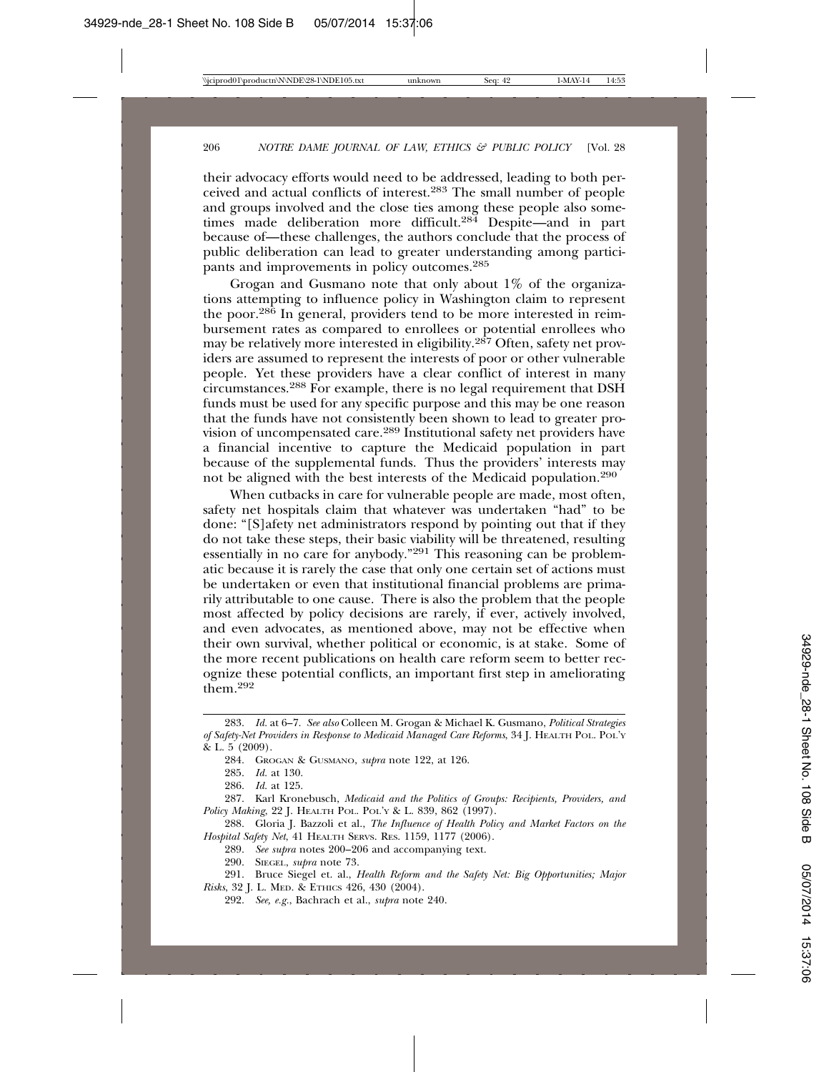their advocacy efforts would need to be addressed, leading to both perceived and actual conflicts of interest.[283] The small number of people and groups involved and the close ties among these people also sometimes made deliberation more difficult.[284] Despite—and in part because of—these challenges, the authors conclude that the process of public deliberation can lead to greater understanding among participants and improvements in policy outcomes.[285]

Grogan and Gusmano note that only about 1% of the organizations attempting to influence policy in Washington claim to represent the poor.[286] In general, providers tend to be more interested in reimbursement rates as compared to enrollees or potential enrollees who may be relatively more interested in eligibility.[287] Often, safety net providers are assumed to represent the interests of poor or other vulnerable people. Yet these providers have a clear conflict of interest in many circumstances.[288] For example, there is no legal requirement that DSH funds must be used for any specific purpose and this may be one reason that the funds have not consistently been shown to lead to greater provision of uncompensated care.[289] Institutional safety net providers have a financial incentive to capture the Medicaid population in part because of the supplemental funds. Thus the providers' interests may not be aligned with the best interests of the Medicaid population.[290]

When cutbacks in care for vulnerable people are made, most often, safety net hospitals claim that whatever was undertaken "had" to be done: "[S]afety net administrators respond by pointing out that if they do not take these steps, their basic viability will be threatened, resulting essentially in no care for anybody."[291] This reasoning can be problematic because it is rarely the case that only one certain set of actions must be undertaken or even that institutional financial problems are primarily attributable to one cause. There is also the problem that the people most affected by policy decisions are rarely, if ever, actively involved, and even advocates, as mentioned above, may not be effective when their own survival, whether political or economic, is at stake. Some of the more recent publications on health care reform seem to better recognize these potential conflicts, an important first step in ameliorating them.[292]

---

283. *Id.* at 6–7. *See also* Colleen M. Grogan & Michael K. Gusmano, *Political Strategies of Safety-Net Providers in Response to Medicaid Managed Care Reforms*, 34 J. HEALTH POL. POL'Y & L. 5 (2009).

284. GROGAN & GUSMANO, *supra* note 122, at 126.

285. *Id.* at 130.

286. *Id.* at 125.

287. Karl Kronebusch, *Medicaid and the Politics of Groups: Recipients, Providers, and Policy Making*, 22 J. HEALTH POL. POL'Y & L. 839, 862 (1997).

288. Gloria J. Bazzoli et al., *The Influence of Health Policy and Market Factors on the Hospital Safety Net*, 41 HEALTH SERVS. RES. 1159, 1177 (2006).

289. *See supra* notes 200–206 and accompanying text.

290. SIEGEL, *supra* note 73.

291. Bruce Siegel et. al., *Health Reform and the Safety Net: Big Opportunities; Major Risks*, 32 J. L. MED. & ETHICS 426, 430 (2004).

292. *See, e.g.*, Bachrach et al., *supra* note 240.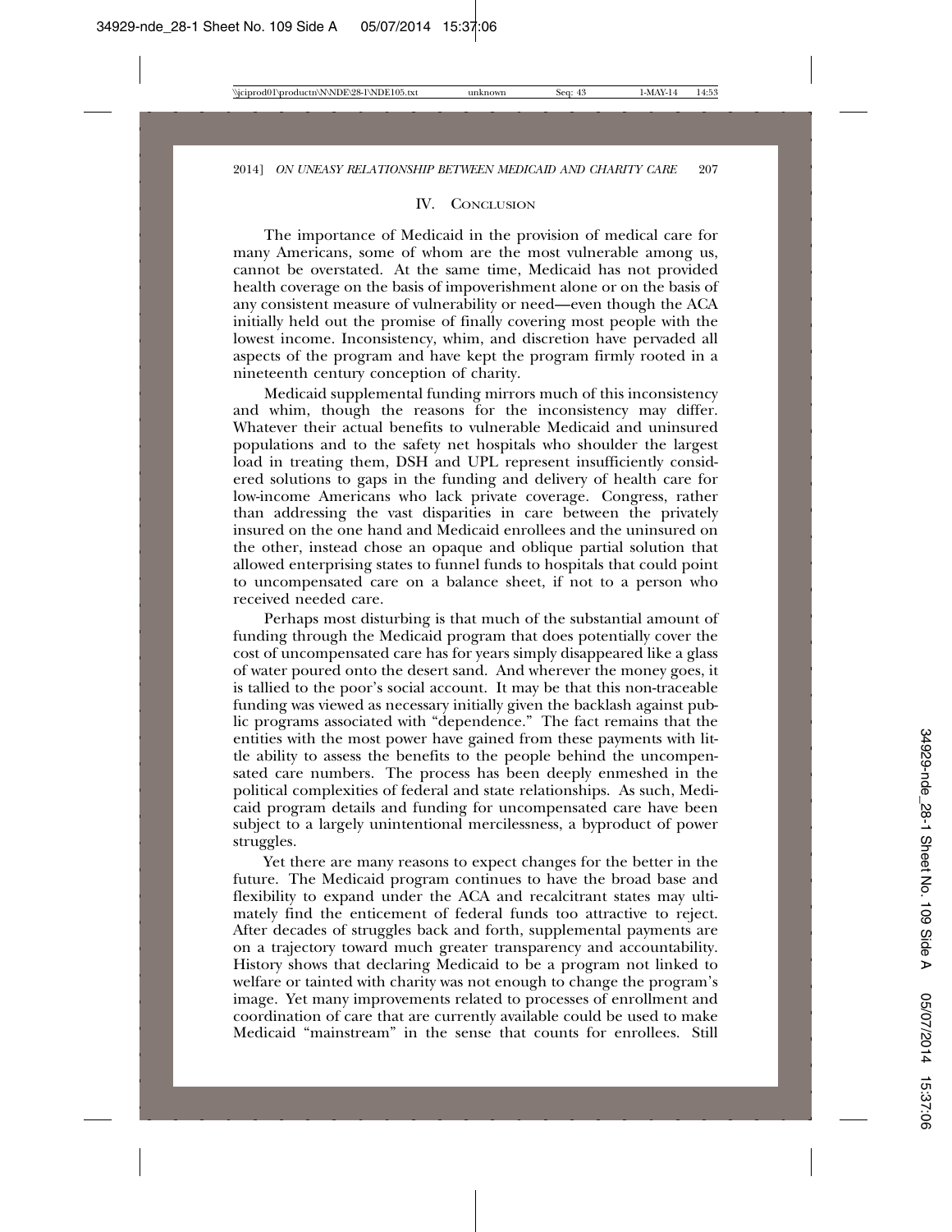## IV. Conclusion

The importance of Medicaid in the provision of medical care for many Americans, some of whom are the most vulnerable among us, cannot be overstated. At the same time, Medicaid has not provided health coverage on the basis of impoverishment alone or on the basis of any consistent measure of vulnerability or need—even though the ACA initially held out the promise of finally covering most people with the lowest income. Inconsistency, whim, and discretion have pervaded all aspects of the program and have kept the program firmly rooted in a nineteenth century conception of charity.

Medicaid supplemental funding mirrors much of this inconsistency and whim, though the reasons for the inconsistency may differ. Whatever their actual benefits to vulnerable Medicaid and uninsured populations and to the safety net hospitals who shoulder the largest load in treating them, DSH and UPL represent insufficiently considered solutions to gaps in the funding and delivery of health care for low-income Americans who lack private coverage. Congress, rather than addressing the vast disparities in care between the privately insured on the one hand and Medicaid enrollees and the uninsured on the other, instead chose an opaque and oblique partial solution that allowed enterprising states to funnel funds to hospitals that could point to uncompensated care on a balance sheet, if not to a person who received needed care.

Perhaps most disturbing is that much of the substantial amount of funding through the Medicaid program that does potentially cover the cost of uncompensated care has for years simply disappeared like a glass of water poured onto the desert sand. And wherever the money goes, it is tallied to the poor's social account. It may be that this non-traceable funding was viewed as necessary initially given the backlash against public programs associated with "dependence." The fact remains that the entities with the most power have gained from these payments with little ability to assess the benefits to the people behind the uncompensated care numbers. The process has been deeply enmeshed in the political complexities of federal and state relationships. As such, Medicaid program details and funding for uncompensated care have been subject to a largely unintentional mercilessness, a byproduct of power struggles.

Yet there are many reasons to expect changes for the better in the future. The Medicaid program continues to have the broad base and flexibility to expand under the ACA and recalcitrant states may ultimately find the enticement of federal funds too attractive to reject. After decades of struggles back and forth, supplemental payments are on a trajectory toward much greater transparency and accountability. History shows that declaring Medicaid to be a program not linked to welfare or tainted with charity was not enough to change the program's image. Yet many improvements related to processes of enrollment and coordination of care that are currently available could be used to make Medicaid "mainstream" in the sense that counts for enrollees. Still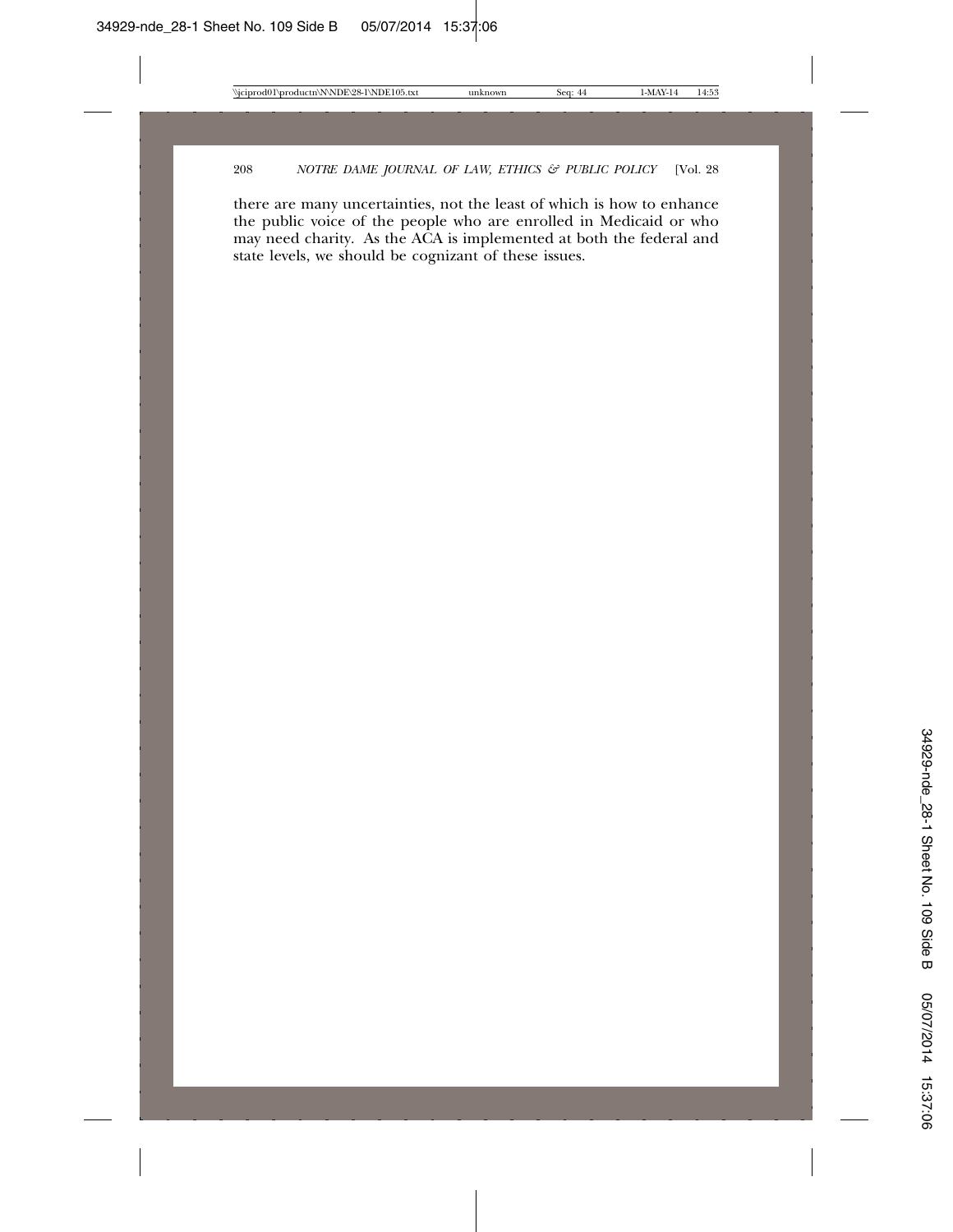there are many uncertainties, not the least of which is how to enhance the public voice of the people who are enrolled in Medicaid or who may need charity. As the ACA is implemented at both the federal and state levels, we should be cognizant of these issues.